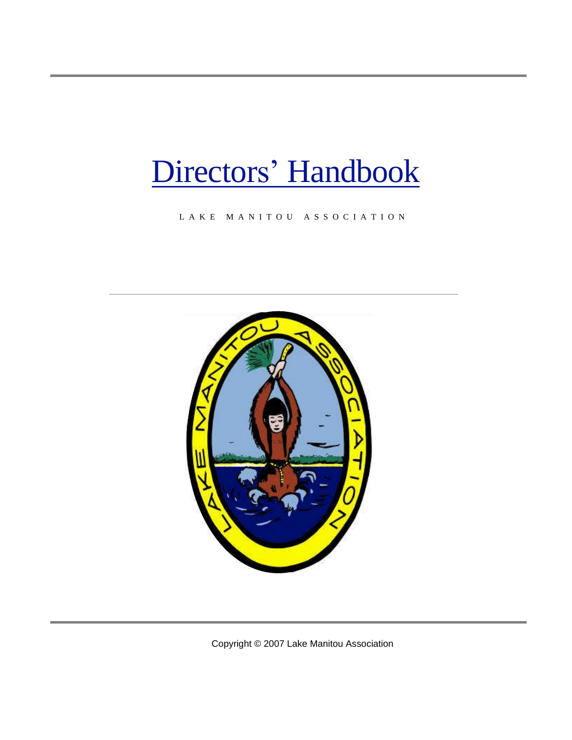# Directors' Handbook

L A K E M A N I T O U A S S O C I A T I O N

Copyright © 2007 Lake Manitou Association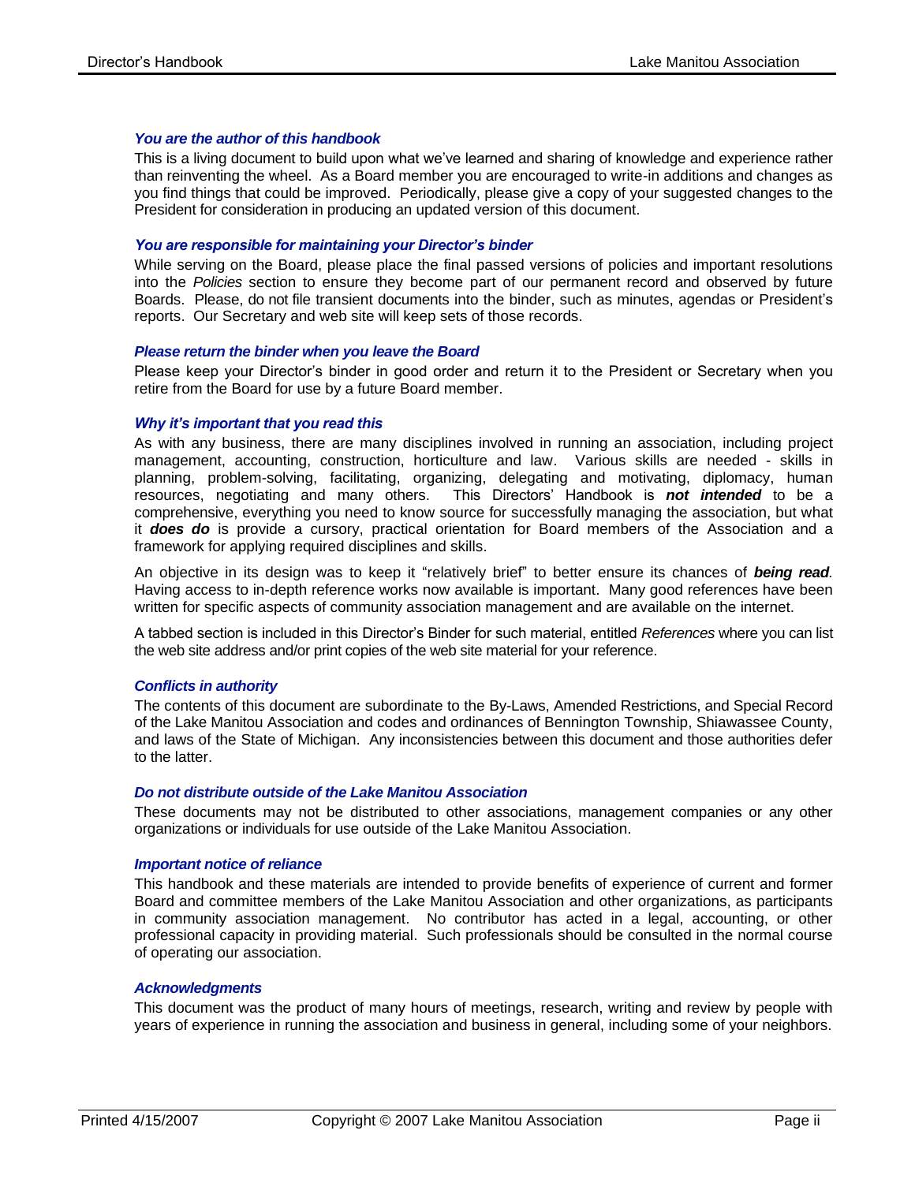### *You are the author of this handbook*

This is a living document to build upon what we've learned and sharing of knowledge and experience rather than reinventing the wheel. As a Board member you are encouraged to write-in additions and changes as you find things that could be improved. Periodically, please give a copy of your suggested changes to the President for consideration in producing an updated version of this document.

### *You are responsible for maintaining your Director's binder*

While serving on the Board, please place the final passed versions of policies and important resolutions into the *Policies* section to ensure they become part of our permanent record and observed by future Boards. Please, do not file transient documents into the binder, such as minutes, agendas or President's reports. Our Secretary and web site will keep sets of those records.

### *Please return the binder when you leave the Board*

Please keep your Director's binder in good order and return it to the President or Secretary when you retire from the Board for use by a future Board member.

### *Why it's important that you read this*

As with any business, there are many disciplines involved in running an association, including project management, accounting, construction, horticulture and law. Various skills are needed - skills in planning, problem-solving, facilitating, organizing, delegating and motivating, diplomacy, human resources, negotiating and many others. This Directors' Handbook is ***not intended*** to be a comprehensive, everything you need to know source for successfully managing the association, but what it ***does do*** is provide a cursory, practical orientation for Board members of the Association and a framework for applying required disciplines and skills.

An objective in its design was to keep it "relatively brief" to better ensure its chances of ***being read***. Having access to in-depth reference works now available is important. Many good references have been written for specific aspects of community association management and are available on the internet.

A tabbed section is included in this Director's Binder for such material, entitled *References* where you can list the web site address and/or print copies of the web site material for your reference.

### *Conflicts in authority*

The contents of this document are subordinate to the By-Laws, Amended Restrictions, and Special Record of the Lake Manitou Association and codes and ordinances of Bennington Township, Shiawassee County, and laws of the State of Michigan. Any inconsistencies between this document and those authorities defer to the latter.

### *Do not distribute outside of the Lake Manitou Association*

These documents may not be distributed to other associations, management companies or any other organizations or individuals for use outside of the Lake Manitou Association.

### *Important notice of reliance*

This handbook and these materials are intended to provide benefits of experience of current and former Board and committee members of the Lake Manitou Association and other organizations, as participants in community association management. No contributor has acted in a legal, accounting, or other professional capacity in providing material. Such professionals should be consulted in the normal course of operating our association.

### *Acknowledgments*

This document was the product of many hours of meetings, research, writing and review by people with years of experience in running the association and business in general, including some of your neighbors.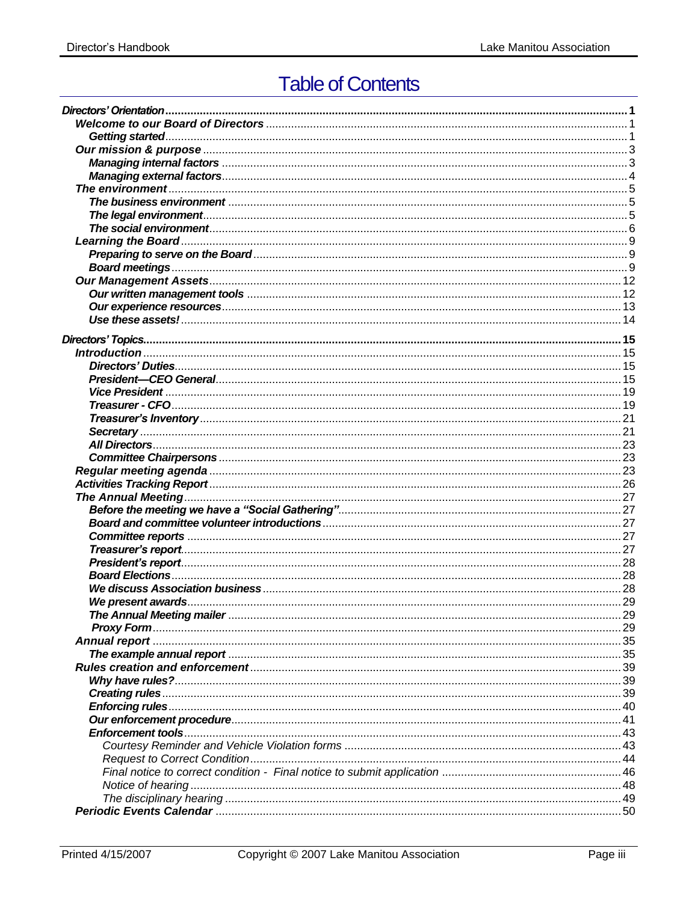# Table of Contents

- **Directors' Orientation** ... 1
  - **Welcome to our Board of Directors** ... 1
    - **Getting started** ... 1
  - **Our mission & purpose** ... 3
    - **Managing internal factors** ... 3
    - **Managing external factors** ... 4
  - **The environment** ... 5
    - **The business environment** ... 5
    - **The legal environment** ... 5
    - **The social environment** ... 6
  - **Learning the Board** ... 9
    - **Preparing to serve on the Board** ... 9
    - **Board meetings** ... 9
  - **Our Management Assets** ... 12
    - **Our written management tools** ... 12
    - **Our experience resources** ... 13
    - **Use these assets!** ... 14
- **Directors' Topics** ... 15
  - **Introduction** ... 15
    - **Directors' Duties** ... 15
    - **President—CEO General** ... 15
    - **Vice President** ... 19
    - **Treasurer - CFO** ... 19
    - **Treasurer's Inventory** ... 21
    - **Secretary** ... 21
    - **All Directors** ... 23
    - **Committee Chairpersons** ... 23
  - **Regular meeting agenda** ... 23
  - **Activities Tracking Report** ... 26
  - **The Annual Meeting** ... 27
    - **Before the meeting we have a "Social Gathering"** ... 27
    - **Board and committee volunteer introductions** ... 27
    - **Committee reports** ... 27
    - **Treasurer's report** ... 27
    - **President's report** ... 28
    - **Board Elections** ... 28
    - **We discuss Association business** ... 28
    - **We present awards** ... 29
    - **The Annual Meeting mailer** ... 29
    - **Proxy Form** ... 29
  - **Annual report** ... 35
    - **The example annual report** ... 35
  - **Rules creation and enforcement** ... 39
    - **Why have rules?** ... 39
    - **Creating rules** ... 39
    - **Enforcing rules** ... 40
    - **Our enforcement procedure** ... 41
    - **Enforcement tools** ... 43
      - *Courtesy Reminder and Vehicle Violation forms* ... 43
      - *Request to Correct Condition* ... 44
      - *Final notice to correct condition - Final notice to submit application* ... 46
      - *Notice of hearing* ... 48
      - *The disciplinary hearing* ... 49
  - **Periodic Events Calendar** ... 50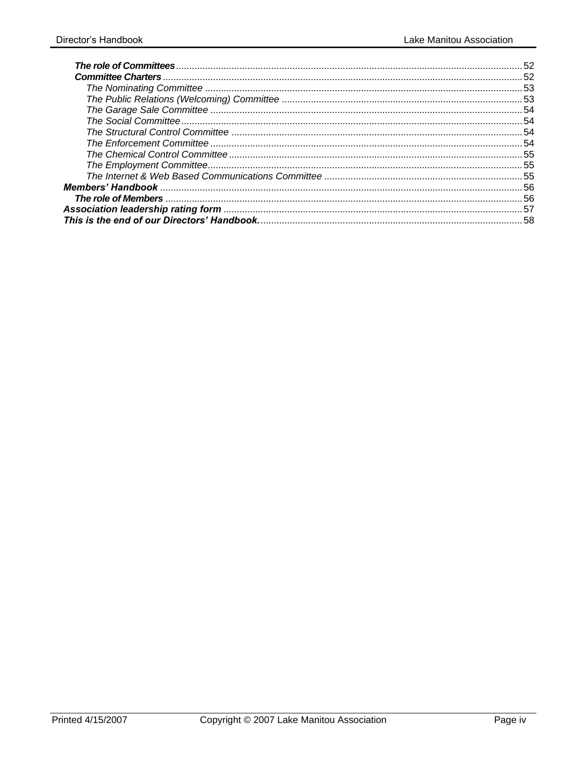*The role of Committees* ........................................................................................................................ 52
*Committee Charters* ............................................................................................................................. 52
*The Nominating Committee* ........................................................................................................... 53
*The Public Relations (Welcoming) Committee* ............................................................................. 53
*The Garage Sale Committee* ........................................................................................................ 54
*The Social Committee* .................................................................................................................... 54
*The Structural Control Committee* ................................................................................................ 54
*The Enforcement Committee* ....................................................................................................... 54
*The Chemical Control Committee* ................................................................................................ 55
*The Employment Committee* ........................................................................................................ 55
*The Internet & Web Based Communications Committee* ............................................................. 55
***Members' Handbook*** ............................................................................................................................ 56
*The role of Members* ........................................................................................................................... 56
***Association leadership rating form*** ................................................................................................... 57
***This is the end of our Directors' Handbook.*** ..................................................................................... 58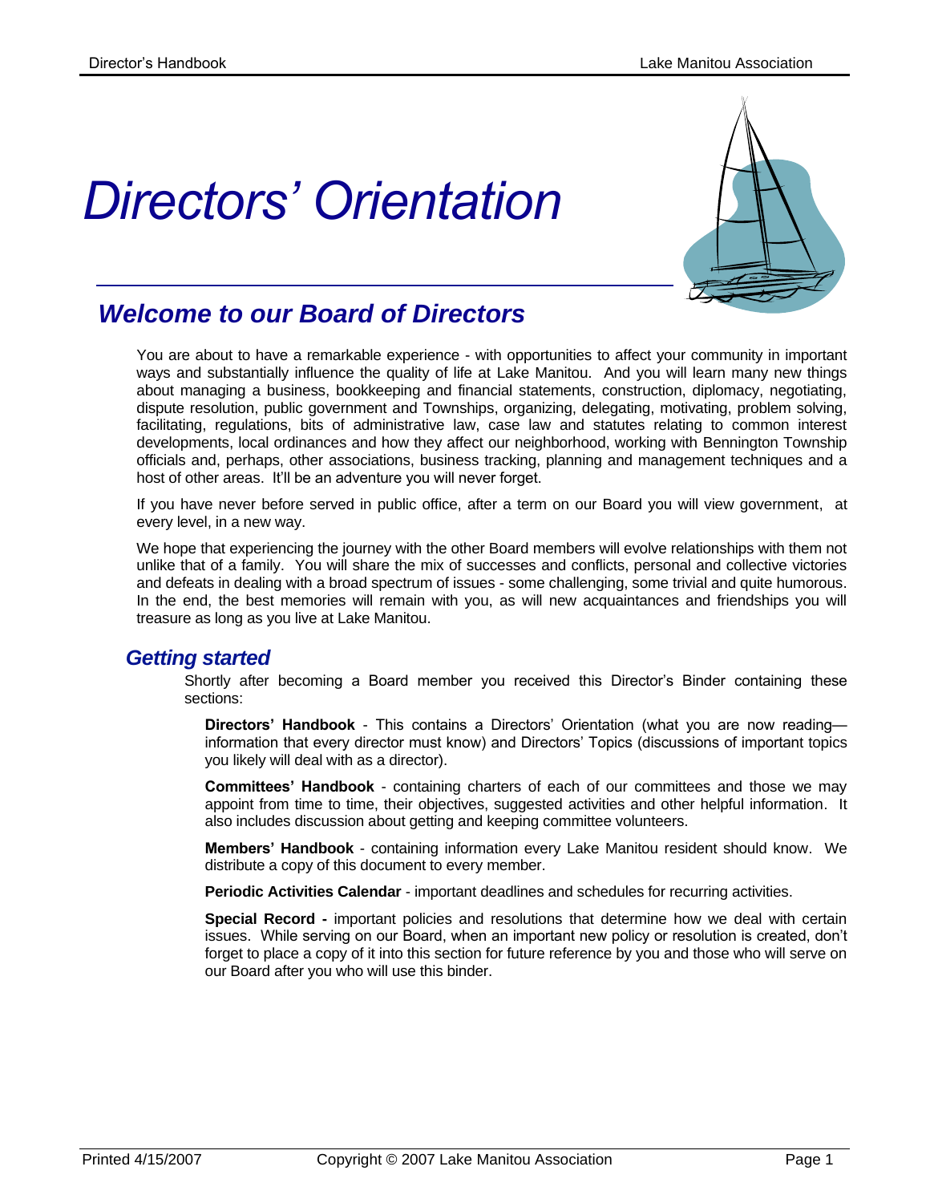# *Directors' Orientation*

## *Welcome to our Board of Directors*

You are about to have a remarkable experience - with opportunities to affect your community in important ways and substantially influence the quality of life at Lake Manitou. And you will learn many new things about managing a business, bookkeeping and financial statements, construction, diplomacy, negotiating, dispute resolution, public government and Townships, organizing, delegating, motivating, problem solving, facilitating, regulations, bits of administrative law, case law and statutes relating to common interest developments, local ordinances and how they affect our neighborhood, working with Bennington Township officials and, perhaps, other associations, business tracking, planning and management techniques and a host of other areas. It'll be an adventure you will never forget.

If you have never before served in public office, after a term on our Board you will view government, at every level, in a new way.

We hope that experiencing the journey with the other Board members will evolve relationships with them not unlike that of a family. You will share the mix of successes and conflicts, personal and collective victories and defeats in dealing with a broad spectrum of issues - some challenging, some trivial and quite humorous. In the end, the best memories will remain with you, as will new acquaintances and friendships you will treasure as long as you live at Lake Manitou.

### *Getting started*

Shortly after becoming a Board member you received this Director's Binder containing these sections:

**Directors' Handbook** - This contains a Directors' Orientation (what you are now reading—information that every director must know) and Directors' Topics (discussions of important topics you likely will deal with as a director).

**Committees' Handbook** - containing charters of each of our committees and those we may appoint from time to time, their objectives, suggested activities and other helpful information. It also includes discussion about getting and keeping committee volunteers.

**Members' Handbook** - containing information every Lake Manitou resident should know. We distribute a copy of this document to every member.

**Periodic Activities Calendar** - important deadlines and schedules for recurring activities.

**Special Record -** important policies and resolutions that determine how we deal with certain issues. While serving on our Board, when an important new policy or resolution is created, don't forget to place a copy of it into this section for future reference by you and those who will serve on our Board after you who will use this binder.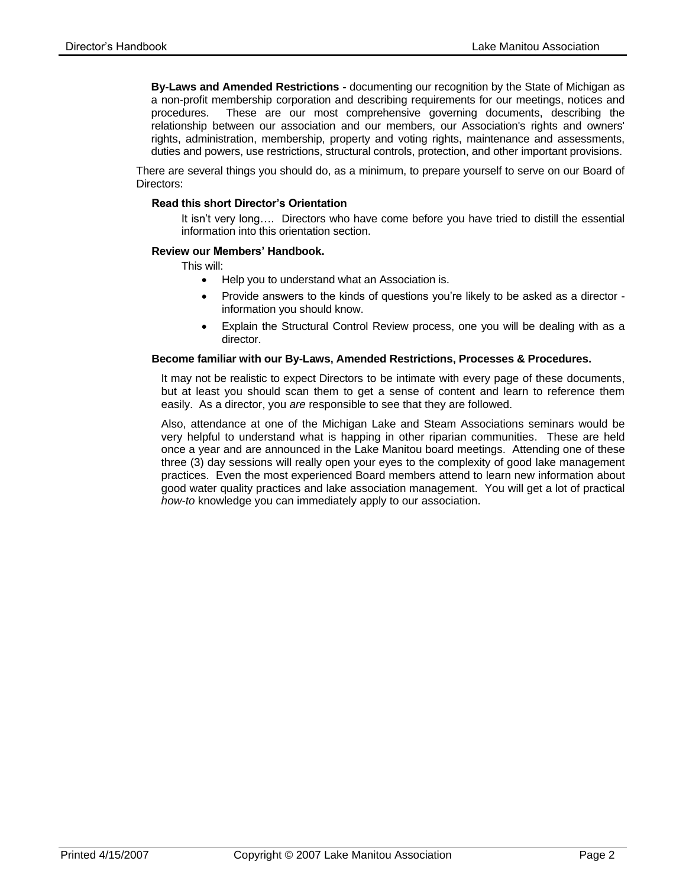**By-Laws and Amended Restrictions -** documenting our recognition by the State of Michigan as a non-profit membership corporation and describing requirements for our meetings, notices and procedures. These are our most comprehensive governing documents, describing the relationship between our association and our members, our Association's rights and owners' rights, administration, membership, property and voting rights, maintenance and assessments, duties and powers, use restrictions, structural controls, protection, and other important provisions.

There are several things you should do, as a minimum, to prepare yourself to serve on our Board of Directors:

**Read this short Director's Orientation**

It isn't very long…. Directors who have come before you have tried to distill the essential information into this orientation section.

**Review our Members' Handbook.**

This will:

- Help you to understand what an Association is.
- Provide answers to the kinds of questions you're likely to be asked as a director - information you should know.
- Explain the Structural Control Review process, one you will be dealing with as a director.

**Become familiar with our By-Laws, Amended Restrictions, Processes & Procedures.**

It may not be realistic to expect Directors to be intimate with every page of these documents, but at least you should scan them to get a sense of content and learn to reference them easily. As a director, you *are* responsible to see that they are followed.

Also, attendance at one of the Michigan Lake and Steam Associations seminars would be very helpful to understand what is happing in other riparian communities. These are held once a year and are announced in the Lake Manitou board meetings. Attending one of these three (3) day sessions will really open your eyes to the complexity of good lake management practices. Even the most experienced Board members attend to learn new information about good water quality practices and lake association management. You will get a lot of practical *how-to* knowledge you can immediately apply to our association.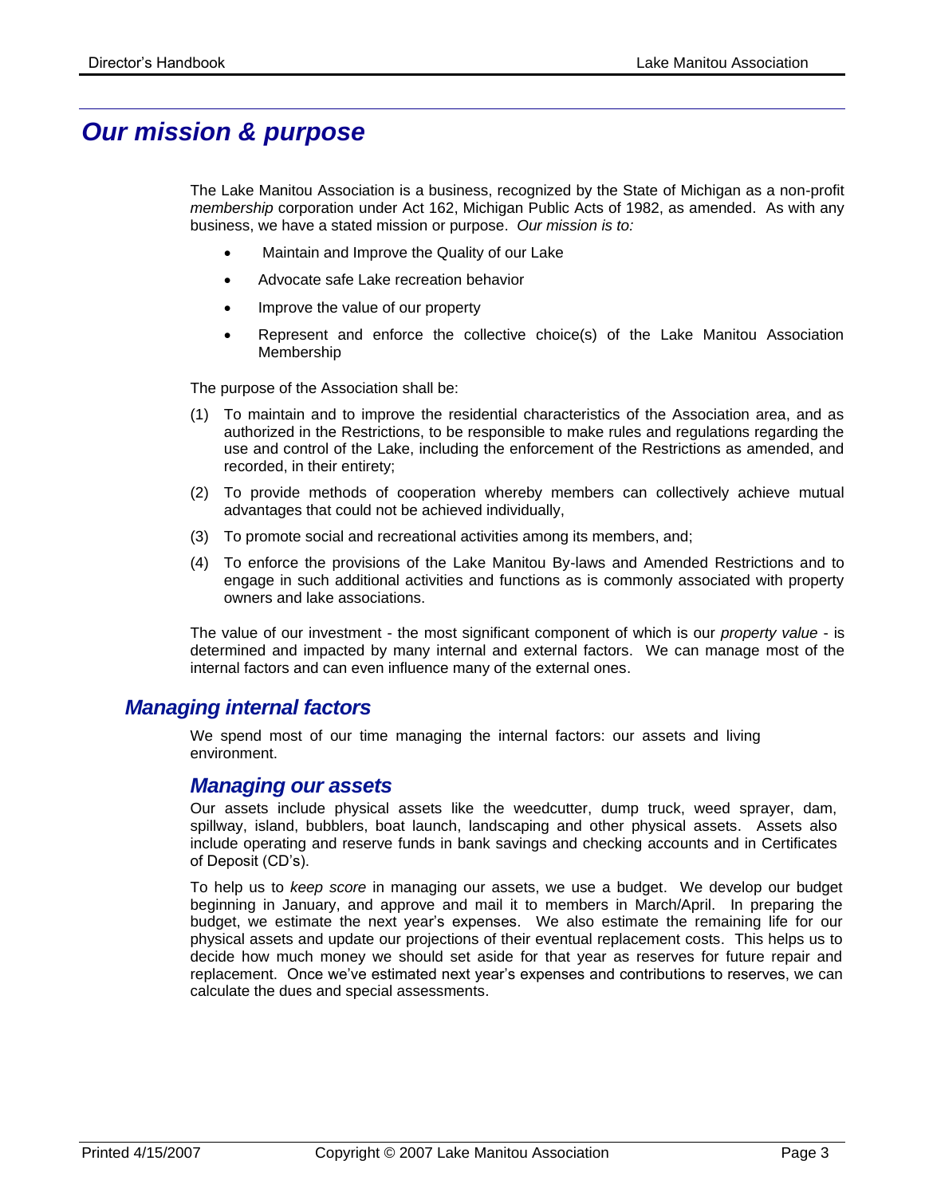# *Our mission & purpose*

The Lake Manitou Association is a business, recognized by the State of Michigan as a non-profit *membership* corporation under Act 162, Michigan Public Acts of 1982, as amended. As with any business, we have a stated mission or purpose. *Our mission is to:*

- Maintain and Improve the Quality of our Lake
- Advocate safe Lake recreation behavior
- Improve the value of our property
- Represent and enforce the collective choice(s) of the Lake Manitou Association Membership

The purpose of the Association shall be:

(1) To maintain and to improve the residential characteristics of the Association area, and as authorized in the Restrictions, to be responsible to make rules and regulations regarding the use and control of the Lake, including the enforcement of the Restrictions as amended, and recorded, in their entirety;

(2) To provide methods of cooperation whereby members can collectively achieve mutual advantages that could not be achieved individually,

(3) To promote social and recreational activities among its members, and;

(4) To enforce the provisions of the Lake Manitou By-laws and Amended Restrictions and to engage in such additional activities and functions as is commonly associated with property owners and lake associations.

The value of our investment - the most significant component of which is our *property value* - is determined and impacted by many internal and external factors. We can manage most of the internal factors and can even influence many of the external ones.

## *Managing internal factors*

We spend most of our time managing the internal factors: our assets and living environment.

### *Managing our assets*

Our assets include physical assets like the weedcutter, dump truck, weed sprayer, dam, spillway, island, bubblers, boat launch, landscaping and other physical assets. Assets also include operating and reserve funds in bank savings and checking accounts and in Certificates of Deposit (CD's).

To help us to *keep score* in managing our assets, we use a budget. We develop our budget beginning in January, and approve and mail it to members in March/April. In preparing the budget, we estimate the next year's expenses. We also estimate the remaining life for our physical assets and update our projections of their eventual replacement costs. This helps us to decide how much money we should set aside for that year as reserves for future repair and replacement. Once we've estimated next year's expenses and contributions to reserves, we can calculate the dues and special assessments.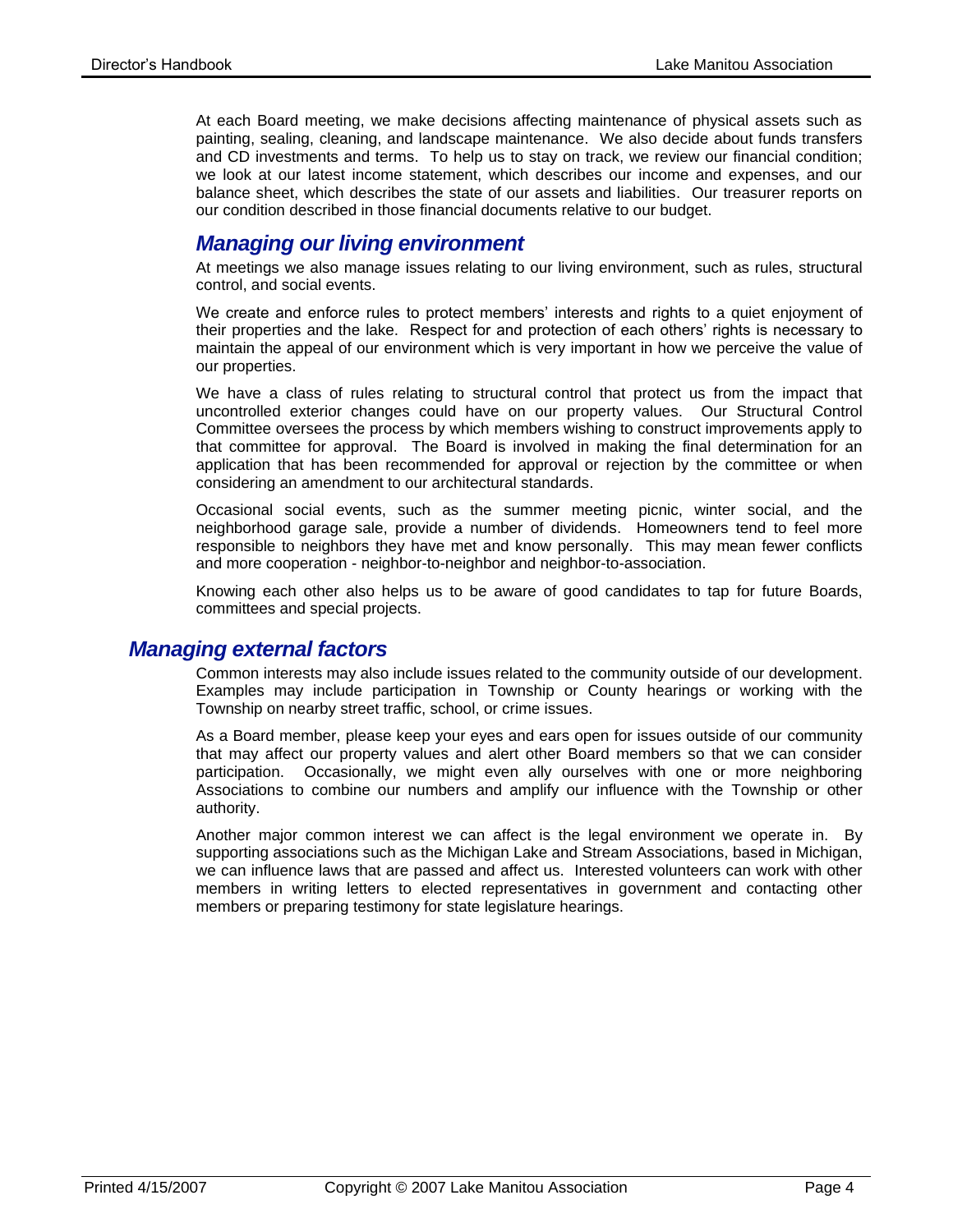At each Board meeting, we make decisions affecting maintenance of physical assets such as painting, sealing, cleaning, and landscape maintenance. We also decide about funds transfers and CD investments and terms. To help us to stay on track, we review our financial condition; we look at our latest income statement, which describes our income and expenses, and our balance sheet, which describes the state of our assets and liabilities. Our treasurer reports on our condition described in those financial documents relative to our budget.

### *Managing our living environment*

At meetings we also manage issues relating to our living environment, such as rules, structural control, and social events.

We create and enforce rules to protect members' interests and rights to a quiet enjoyment of their properties and the lake. Respect for and protection of each others' rights is necessary to maintain the appeal of our environment which is very important in how we perceive the value of our properties.

We have a class of rules relating to structural control that protect us from the impact that uncontrolled exterior changes could have on our property values. Our Structural Control Committee oversees the process by which members wishing to construct improvements apply to that committee for approval. The Board is involved in making the final determination for an application that has been recommended for approval or rejection by the committee or when considering an amendment to our architectural standards.

Occasional social events, such as the summer meeting picnic, winter social, and the neighborhood garage sale, provide a number of dividends. Homeowners tend to feel more responsible to neighbors they have met and know personally. This may mean fewer conflicts and more cooperation - neighbor-to-neighbor and neighbor-to-association.

Knowing each other also helps us to be aware of good candidates to tap for future Boards, committees and special projects.

## *Managing external factors*

Common interests may also include issues related to the community outside of our development. Examples may include participation in Township or County hearings or working with the Township on nearby street traffic, school, or crime issues.

As a Board member, please keep your eyes and ears open for issues outside of our community that may affect our property values and alert other Board members so that we can consider participation. Occasionally, we might even ally ourselves with one or more neighboring Associations to combine our numbers and amplify our influence with the Township or other authority.

Another major common interest we can affect is the legal environment we operate in. By supporting associations such as the Michigan Lake and Stream Associations, based in Michigan, we can influence laws that are passed and affect us. Interested volunteers can work with other members in writing letters to elected representatives in government and contacting other members or preparing testimony for state legislature hearings.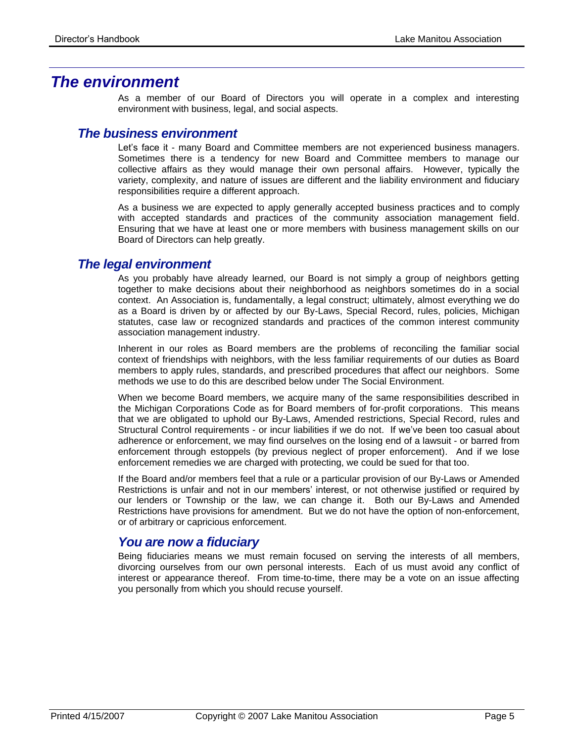# The environment

As a member of our Board of Directors you will operate in a complex and interesting environment with business, legal, and social aspects.

## The business environment

Let's face it - many Board and Committee members are not experienced business managers. Sometimes there is a tendency for new Board and Committee members to manage our collective affairs as they would manage their own personal affairs. However, typically the variety, complexity, and nature of issues are different and the liability environment and fiduciary responsibilities require a different approach.

As a business we are expected to apply generally accepted business practices and to comply with accepted standards and practices of the community association management field. Ensuring that we have at least one or more members with business management skills on our Board of Directors can help greatly.

## The legal environment

As you probably have already learned, our Board is not simply a group of neighbors getting together to make decisions about their neighborhood as neighbors sometimes do in a social context. An Association is, fundamentally, a legal construct; ultimately, almost everything we do as a Board is driven by or affected by our By-Laws, Special Record, rules, policies, Michigan statutes, case law or recognized standards and practices of the common interest community association management industry.

Inherent in our roles as Board members are the problems of reconciling the familiar social context of friendships with neighbors, with the less familiar requirements of our duties as Board members to apply rules, standards, and prescribed procedures that affect our neighbors. Some methods we use to do this are described below under The Social Environment.

When we become Board members, we acquire many of the same responsibilities described in the Michigan Corporations Code as for Board members of for-profit corporations. This means that we are obligated to uphold our By-Laws, Amended restrictions, Special Record, rules and Structural Control requirements - or incur liabilities if we do not. If we've been too casual about adherence or enforcement, we may find ourselves on the losing end of a lawsuit - or barred from enforcement through estoppels (by previous neglect of proper enforcement). And if we lose enforcement remedies we are charged with protecting, we could be sued for that too.

If the Board and/or members feel that a rule or a particular provision of our By-Laws or Amended Restrictions is unfair and not in our members' interest, or not otherwise justified or required by our lenders or Township or the law, we can change it. Both our By-Laws and Amended Restrictions have provisions for amendment. But we do not have the option of non-enforcement, or of arbitrary or capricious enforcement.

## You are now a fiduciary

Being fiduciaries means we must remain focused on serving the interests of all members, divorcing ourselves from our own personal interests. Each of us must avoid any conflict of interest or appearance thereof. From time-to-time, there may be a vote on an issue affecting you personally from which you should recuse yourself.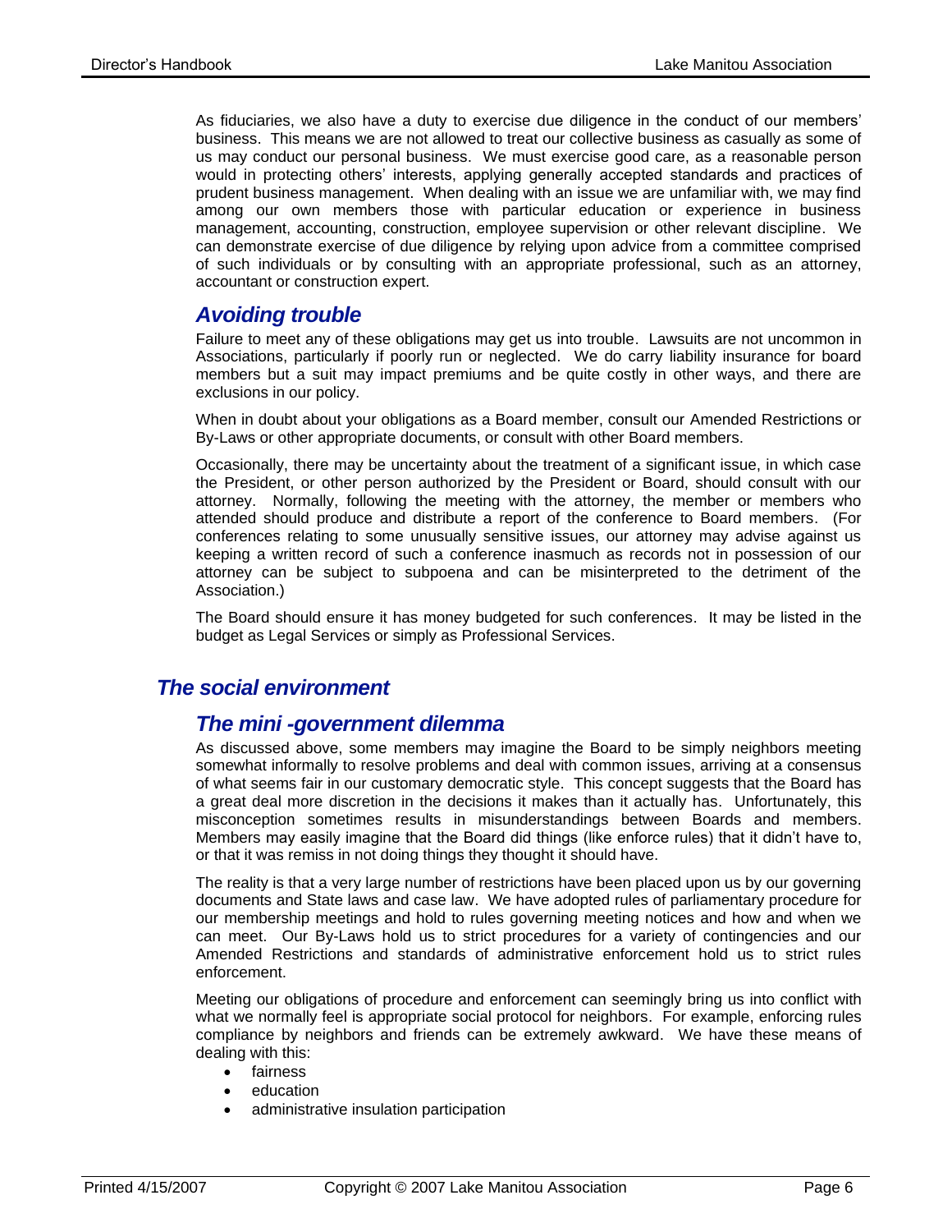As fiduciaries, we also have a duty to exercise due diligence in the conduct of our members' business. This means we are not allowed to treat our collective business as casually as some of us may conduct our personal business. We must exercise good care, as a reasonable person would in protecting others' interests, applying generally accepted standards and practices of prudent business management. When dealing with an issue we are unfamiliar with, we may find among our own members those with particular education or experience in business management, accounting, construction, employee supervision or other relevant discipline. We can demonstrate exercise of due diligence by relying upon advice from a committee comprised of such individuals or by consulting with an appropriate professional, such as an attorney, accountant or construction expert.

### *Avoiding trouble*

Failure to meet any of these obligations may get us into trouble. Lawsuits are not uncommon in Associations, particularly if poorly run or neglected. We do carry liability insurance for board members but a suit may impact premiums and be quite costly in other ways, and there are exclusions in our policy.

When in doubt about your obligations as a Board member, consult our Amended Restrictions or By-Laws or other appropriate documents, or consult with other Board members.

Occasionally, there may be uncertainty about the treatment of a significant issue, in which case the President, or other person authorized by the President or Board, should consult with our attorney. Normally, following the meeting with the attorney, the member or members who attended should produce and distribute a report of the conference to Board members. (For conferences relating to some unusually sensitive issues, our attorney may advise against us keeping a written record of such a conference inasmuch as records not in possession of our attorney can be subject to subpoena and can be misinterpreted to the detriment of the Association.)

The Board should ensure it has money budgeted for such conferences. It may be listed in the budget as Legal Services or simply as Professional Services.

## *The social environment*

### *The mini -government dilemma*

As discussed above, some members may imagine the Board to be simply neighbors meeting somewhat informally to resolve problems and deal with common issues, arriving at a consensus of what seems fair in our customary democratic style. This concept suggests that the Board has a great deal more discretion in the decisions it makes than it actually has. Unfortunately, this misconception sometimes results in misunderstandings between Boards and members. Members may easily imagine that the Board did things (like enforce rules) that it didn't have to, or that it was remiss in not doing things they thought it should have.

The reality is that a very large number of restrictions have been placed upon us by our governing documents and State laws and case law. We have adopted rules of parliamentary procedure for our membership meetings and hold to rules governing meeting notices and how and when we can meet. Our By-Laws hold us to strict procedures for a variety of contingencies and our Amended Restrictions and standards of administrative enforcement hold us to strict rules enforcement.

Meeting our obligations of procedure and enforcement can seemingly bring us into conflict with what we normally feel is appropriate social protocol for neighbors. For example, enforcing rules compliance by neighbors and friends can be extremely awkward. We have these means of dealing with this:

- fairness
- education
- administrative insulation participation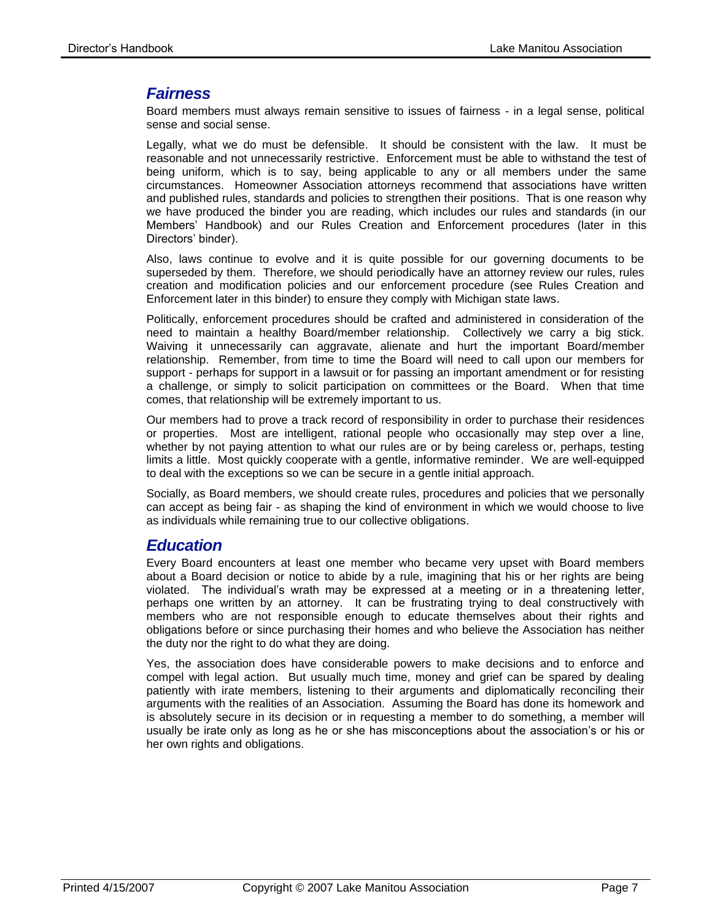## *Fairness*

Board members must always remain sensitive to issues of fairness - in a legal sense, political sense and social sense.

Legally, what we do must be defensible. It should be consistent with the law. It must be reasonable and not unnecessarily restrictive. Enforcement must be able to withstand the test of being uniform, which is to say, being applicable to any or all members under the same circumstances. Homeowner Association attorneys recommend that associations have written and published rules, standards and policies to strengthen their positions. That is one reason why we have produced the binder you are reading, which includes our rules and standards (in our Members' Handbook) and our Rules Creation and Enforcement procedures (later in this Directors' binder).

Also, laws continue to evolve and it is quite possible for our governing documents to be superseded by them. Therefore, we should periodically have an attorney review our rules, rules creation and modification policies and our enforcement procedure (see Rules Creation and Enforcement later in this binder) to ensure they comply with Michigan state laws.

Politically, enforcement procedures should be crafted and administered in consideration of the need to maintain a healthy Board/member relationship. Collectively we carry a big stick. Waiving it unnecessarily can aggravate, alienate and hurt the important Board/member relationship. Remember, from time to time the Board will need to call upon our members for support - perhaps for support in a lawsuit or for passing an important amendment or for resisting a challenge, or simply to solicit participation on committees or the Board. When that time comes, that relationship will be extremely important to us.

Our members had to prove a track record of responsibility in order to purchase their residences or properties. Most are intelligent, rational people who occasionally may step over a line, whether by not paying attention to what our rules are or by being careless or, perhaps, testing limits a little. Most quickly cooperate with a gentle, informative reminder. We are well-equipped to deal with the exceptions so we can be secure in a gentle initial approach.

Socially, as Board members, we should create rules, procedures and policies that we personally can accept as being fair - as shaping the kind of environment in which we would choose to live as individuals while remaining true to our collective obligations.

## *Education*

Every Board encounters at least one member who became very upset with Board members about a Board decision or notice to abide by a rule, imagining that his or her rights are being violated. The individual's wrath may be expressed at a meeting or in a threatening letter, perhaps one written by an attorney. It can be frustrating trying to deal constructively with members who are not responsible enough to educate themselves about their rights and obligations before or since purchasing their homes and who believe the Association has neither the duty nor the right to do what they are doing.

Yes, the association does have considerable powers to make decisions and to enforce and compel with legal action. But usually much time, money and grief can be spared by dealing patiently with irate members, listening to their arguments and diplomatically reconciling their arguments with the realities of an Association. Assuming the Board has done its homework and is absolutely secure in its decision or in requesting a member to do something, a member will usually be irate only as long as he or she has misconceptions about the association's or his or her own rights and obligations.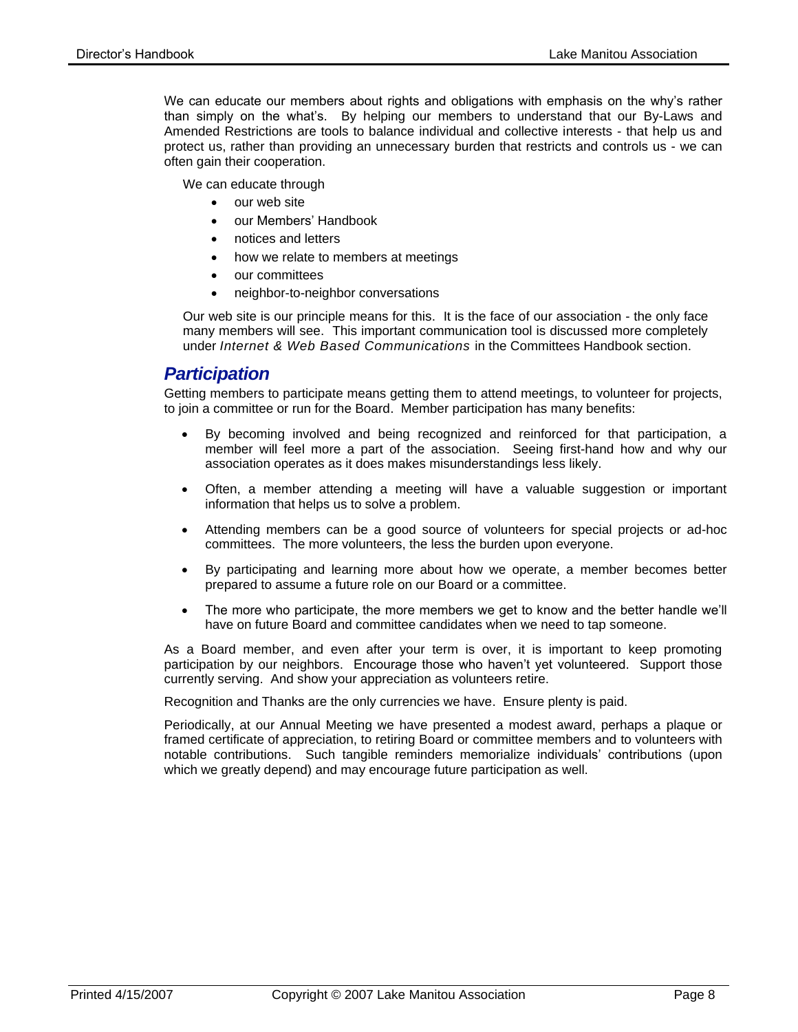We can educate our members about rights and obligations with emphasis on the why's rather than simply on the what's. By helping our members to understand that our By-Laws and Amended Restrictions are tools to balance individual and collective interests - that help us and protect us, rather than providing an unnecessary burden that restricts and controls us - we can often gain their cooperation.

We can educate through

- our web site
- our Members' Handbook
- notices and letters
- how we relate to members at meetings
- our committees
- neighbor-to-neighbor conversations

Our web site is our principle means for this. It is the face of our association - the only face many members will see. This important communication tool is discussed more completely under *Internet & Web Based Communications* in the Committees Handbook section.

## *Participation*

Getting members to participate means getting them to attend meetings, to volunteer for projects, to join a committee or run for the Board. Member participation has many benefits:

- By becoming involved and being recognized and reinforced for that participation, a member will feel more a part of the association. Seeing first-hand how and why our association operates as it does makes misunderstandings less likely.
- Often, a member attending a meeting will have a valuable suggestion or important information that helps us to solve a problem.
- Attending members can be a good source of volunteers for special projects or ad-hoc committees. The more volunteers, the less the burden upon everyone.
- By participating and learning more about how we operate, a member becomes better prepared to assume a future role on our Board or a committee.
- The more who participate, the more members we get to know and the better handle we'll have on future Board and committee candidates when we need to tap someone.

As a Board member, and even after your term is over, it is important to keep promoting participation by our neighbors. Encourage those who haven't yet volunteered. Support those currently serving. And show your appreciation as volunteers retire.

Recognition and Thanks are the only currencies we have. Ensure plenty is paid.

Periodically, at our Annual Meeting we have presented a modest award, perhaps a plaque or framed certificate of appreciation, to retiring Board or committee members and to volunteers with notable contributions. Such tangible reminders memorialize individuals' contributions (upon which we greatly depend) and may encourage future participation as well.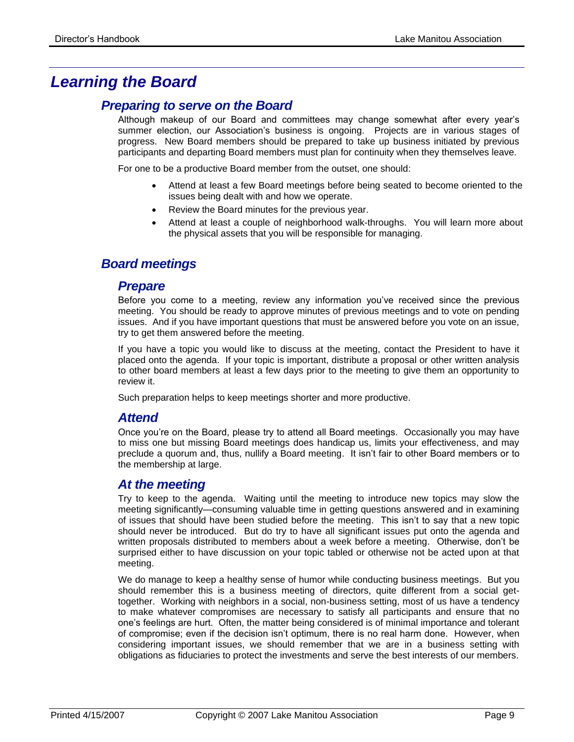# Learning the Board

## Preparing to serve on the Board

Although makeup of our Board and committees may change somewhat after every year's summer election, our Association's business is ongoing. Projects are in various stages of progress. New Board members should be prepared to take up business initiated by previous participants and departing Board members must plan for continuity when they themselves leave.

For one to be a productive Board member from the outset, one should:

- Attend at least a few Board meetings before being seated to become oriented to the issues being dealt with and how we operate.
- Review the Board minutes for the previous year.
- Attend at least a couple of neighborhood walk-throughs. You will learn more about the physical assets that you will be responsible for managing.

## Board meetings

### Prepare

Before you come to a meeting, review any information you've received since the previous meeting. You should be ready to approve minutes of previous meetings and to vote on pending issues. And if you have important questions that must be answered before you vote on an issue, try to get them answered before the meeting.

If you have a topic you would like to discuss at the meeting, contact the President to have it placed onto the agenda. If your topic is important, distribute a proposal or other written analysis to other board members at least a few days prior to the meeting to give them an opportunity to review it.

Such preparation helps to keep meetings shorter and more productive.

### Attend

Once you're on the Board, please try to attend all Board meetings. Occasionally you may have to miss one but missing Board meetings does handicap us, limits your effectiveness, and may preclude a quorum and, thus, nullify a Board meeting. It isn't fair to other Board members or to the membership at large.

### At the meeting

Try to keep to the agenda. Waiting until the meeting to introduce new topics may slow the meeting significantly—consuming valuable time in getting questions answered and in examining of issues that should have been studied before the meeting. This isn't to say that a new topic should never be introduced. But do try to have all significant issues put onto the agenda and written proposals distributed to members about a week before a meeting. Otherwise, don't be surprised either to have discussion on your topic tabled or otherwise not be acted upon at that meeting.

We do manage to keep a healthy sense of humor while conducting business meetings. But you should remember this is a business meeting of directors, quite different from a social get-together. Working with neighbors in a social, non-business setting, most of us have a tendency to make whatever compromises are necessary to satisfy all participants and ensure that no one's feelings are hurt. Often, the matter being considered is of minimal importance and tolerant of compromise; even if the decision isn't optimum, there is no real harm done. However, when considering important issues, we should remember that we are in a business setting with obligations as fiduciaries to protect the investments and serve the best interests of our members.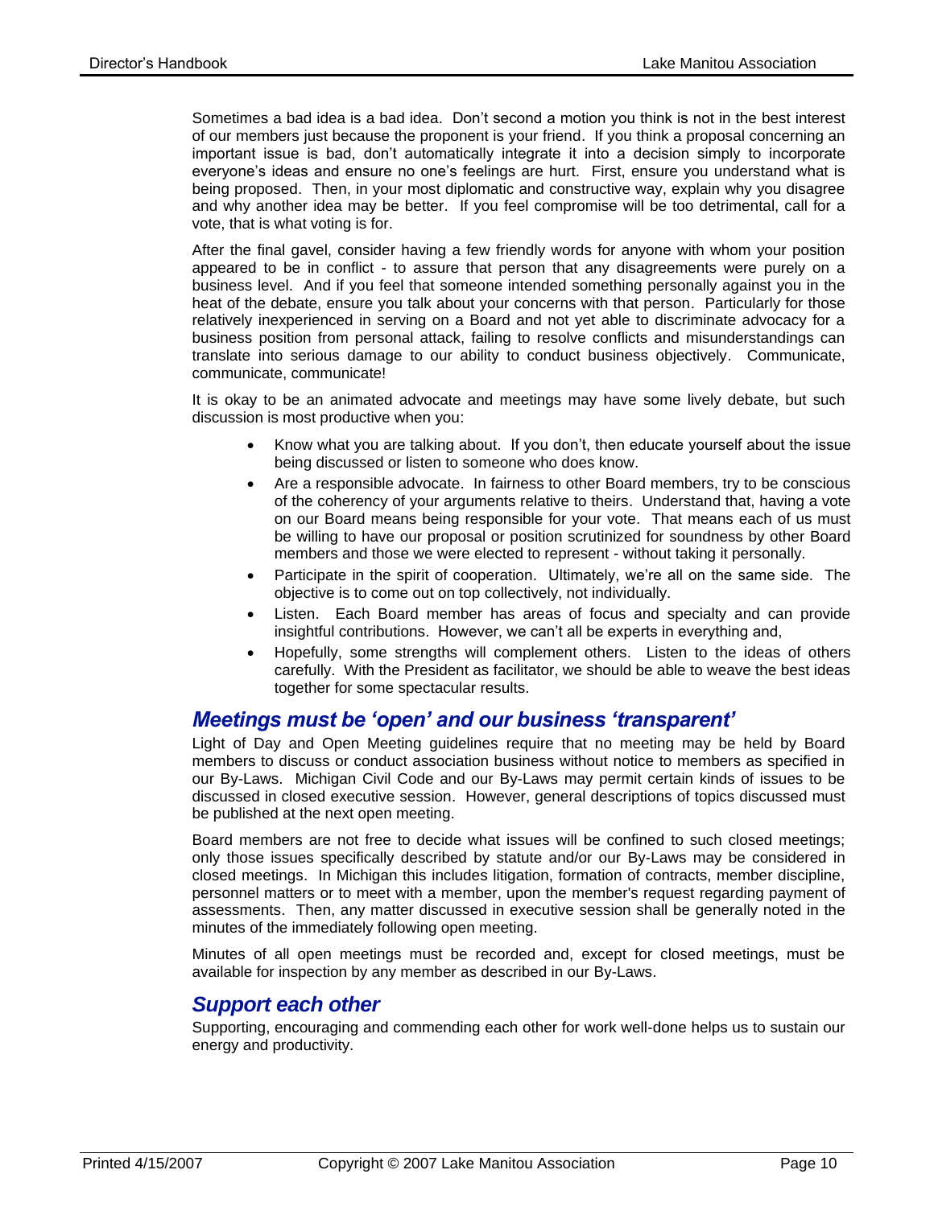Sometimes a bad idea is a bad idea. Don't second a motion you think is not in the best interest of our members just because the proponent is your friend. If you think a proposal concerning an important issue is bad, don't automatically integrate it into a decision simply to incorporate everyone's ideas and ensure no one's feelings are hurt. First, ensure you understand what is being proposed. Then, in your most diplomatic and constructive way, explain why you disagree and why another idea may be better. If you feel compromise will be too detrimental, call for a vote, that is what voting is for.

After the final gavel, consider having a few friendly words for anyone with whom your position appeared to be in conflict - to assure that person that any disagreements were purely on a business level. And if you feel that someone intended something personally against you in the heat of the debate, ensure you talk about your concerns with that person. Particularly for those relatively inexperienced in serving on a Board and not yet able to discriminate advocacy for a business position from personal attack, failing to resolve conflicts and misunderstandings can translate into serious damage to our ability to conduct business objectively. Communicate, communicate, communicate!

It is okay to be an animated advocate and meetings may have some lively debate, but such discussion is most productive when you:

- Know what you are talking about. If you don't, then educate yourself about the issue being discussed or listen to someone who does know.
- Are a responsible advocate. In fairness to other Board members, try to be conscious of the coherency of your arguments relative to theirs. Understand that, having a vote on our Board means being responsible for your vote. That means each of us must be willing to have our proposal or position scrutinized for soundness by other Board members and those we were elected to represent - without taking it personally.
- Participate in the spirit of cooperation. Ultimately, we're all on the same side. The objective is to come out on top collectively, not individually.
- Listen. Each Board member has areas of focus and specialty and can provide insightful contributions. However, we can't all be experts in everything and,
- Hopefully, some strengths will complement others. Listen to the ideas of others carefully. With the President as facilitator, we should be able to weave the best ideas together for some spectacular results.

## *Meetings must be 'open' and our business 'transparent'*

Light of Day and Open Meeting guidelines require that no meeting may be held by Board members to discuss or conduct association business without notice to members as specified in our By-Laws. Michigan Civil Code and our By-Laws may permit certain kinds of issues to be discussed in closed executive session. However, general descriptions of topics discussed must be published at the next open meeting.

Board members are not free to decide what issues will be confined to such closed meetings; only those issues specifically described by statute and/or our By-Laws may be considered in closed meetings. In Michigan this includes litigation, formation of contracts, member discipline, personnel matters or to meet with a member, upon the member's request regarding payment of assessments. Then, any matter discussed in executive session shall be generally noted in the minutes of the immediately following open meeting.

Minutes of all open meetings must be recorded and, except for closed meetings, must be available for inspection by any member as described in our By-Laws.

## *Support each other*

Supporting, encouraging and commending each other for work well-done helps us to sustain our energy and productivity.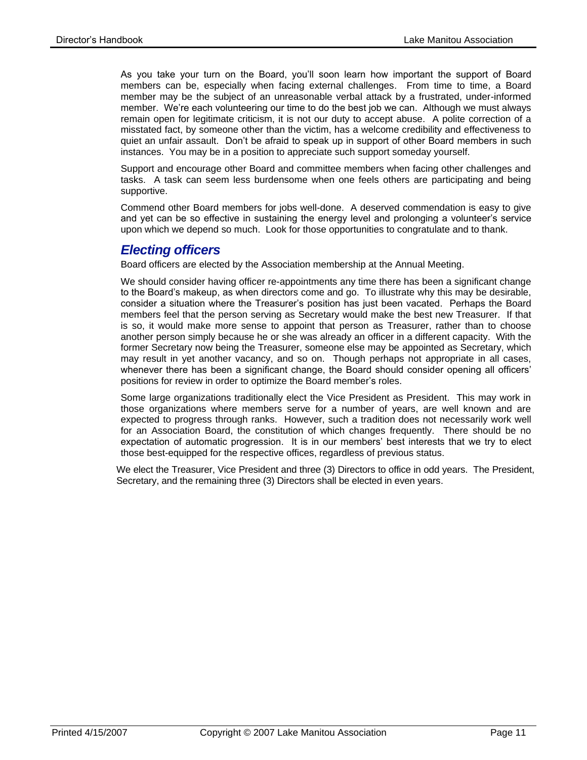As you take your turn on the Board, you'll soon learn how important the support of Board members can be, especially when facing external challenges. From time to time, a Board member may be the subject of an unreasonable verbal attack by a frustrated, under-informed member. We're each volunteering our time to do the best job we can. Although we must always remain open for legitimate criticism, it is not our duty to accept abuse. A polite correction of a misstated fact, by someone other than the victim, has a welcome credibility and effectiveness to quiet an unfair assault. Don't be afraid to speak up in support of other Board members in such instances. You may be in a position to appreciate such support someday yourself.

Support and encourage other Board and committee members when facing other challenges and tasks. A task can seem less burdensome when one feels others are participating and being supportive.

Commend other Board members for jobs well-done. A deserved commendation is easy to give and yet can be so effective in sustaining the energy level and prolonging a volunteer's service upon which we depend so much. Look for those opportunities to congratulate and to thank.

## *Electing officers*

Board officers are elected by the Association membership at the Annual Meeting.

We should consider having officer re-appointments any time there has been a significant change to the Board's makeup, as when directors come and go. To illustrate why this may be desirable, consider a situation where the Treasurer's position has just been vacated. Perhaps the Board members feel that the person serving as Secretary would make the best new Treasurer. If that is so, it would make more sense to appoint that person as Treasurer, rather than to choose another person simply because he or she was already an officer in a different capacity. With the former Secretary now being the Treasurer, someone else may be appointed as Secretary, which may result in yet another vacancy, and so on. Though perhaps not appropriate in all cases, whenever there has been a significant change, the Board should consider opening all officers' positions for review in order to optimize the Board member's roles.

Some large organizations traditionally elect the Vice President as President. This may work in those organizations where members serve for a number of years, are well known and are expected to progress through ranks. However, such a tradition does not necessarily work well for an Association Board, the constitution of which changes frequently. There should be no expectation of automatic progression. It is in our members' best interests that we try to elect those best-equipped for the respective offices, regardless of previous status.

We elect the Treasurer, Vice President and three (3) Directors to office in odd years. The President, Secretary, and the remaining three (3) Directors shall be elected in even years.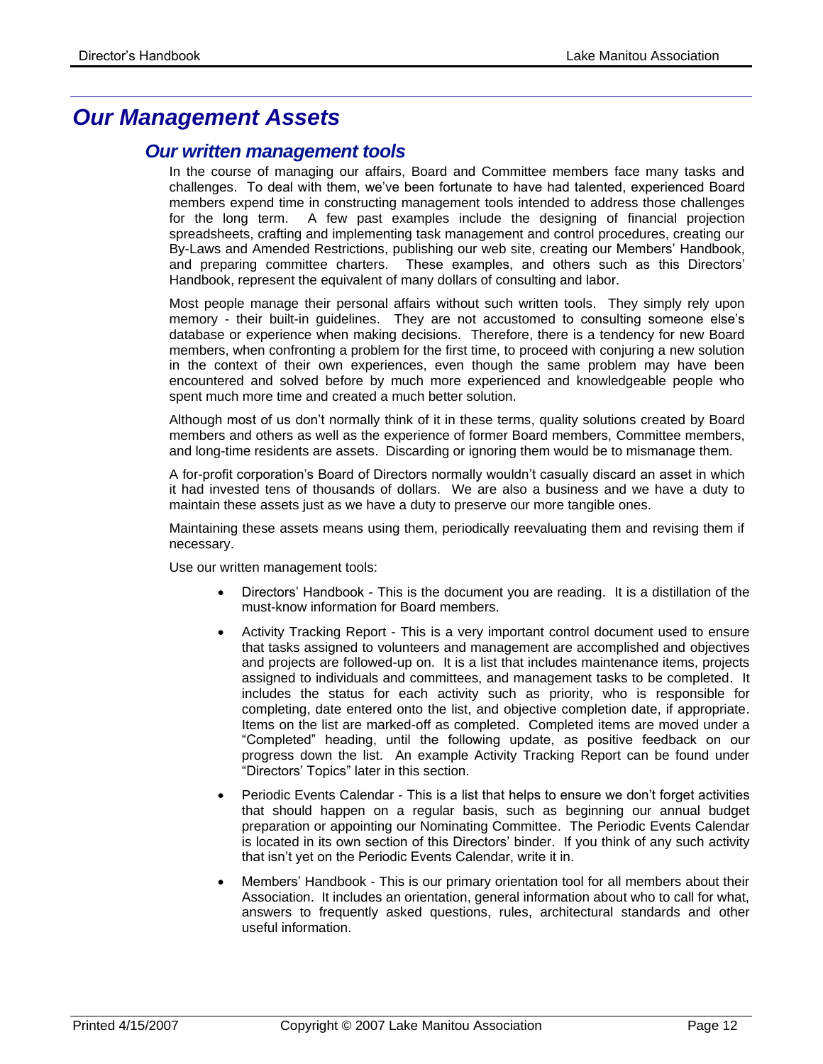# Our Management Assets

## Our written management tools

In the course of managing our affairs, Board and Committee members face many tasks and challenges. To deal with them, we've been fortunate to have had talented, experienced Board members expend time in constructing management tools intended to address those challenges for the long term. A few past examples include the designing of financial projection spreadsheets, crafting and implementing task management and control procedures, creating our By-Laws and Amended Restrictions, publishing our web site, creating our Members' Handbook, and preparing committee charters. These examples, and others such as this Directors' Handbook, represent the equivalent of many dollars of consulting and labor.

Most people manage their personal affairs without such written tools. They simply rely upon memory - their built-in guidelines. They are not accustomed to consulting someone else's database or experience when making decisions. Therefore, there is a tendency for new Board members, when confronting a problem for the first time, to proceed with conjuring a new solution in the context of their own experiences, even though the same problem may have been encountered and solved before by much more experienced and knowledgeable people who spent much more time and created a much better solution.

Although most of us don't normally think of it in these terms, quality solutions created by Board members and others as well as the experience of former Board members, Committee members, and long-time residents are assets. Discarding or ignoring them would be to mismanage them.

A for-profit corporation's Board of Directors normally wouldn't casually discard an asset in which it had invested tens of thousands of dollars. We are also a business and we have a duty to maintain these assets just as we have a duty to preserve our more tangible ones.

Maintaining these assets means using them, periodically reevaluating them and revising them if necessary.

Use our written management tools:

- Directors' Handbook - This is the document you are reading. It is a distillation of the must-know information for Board members.
- Activity Tracking Report - This is a very important control document used to ensure that tasks assigned to volunteers and management are accomplished and objectives and projects are followed-up on. It is a list that includes maintenance items, projects assigned to individuals and committees, and management tasks to be completed. It includes the status for each activity such as priority, who is responsible for completing, date entered onto the list, and objective completion date, if appropriate. Items on the list are marked-off as completed. Completed items are moved under a "Completed" heading, until the following update, as positive feedback on our progress down the list. An example Activity Tracking Report can be found under "Directors' Topics" later in this section.
- Periodic Events Calendar - This is a list that helps to ensure we don't forget activities that should happen on a regular basis, such as beginning our annual budget preparation or appointing our Nominating Committee. The Periodic Events Calendar is located in its own section of this Directors' binder. If you think of any such activity that isn't yet on the Periodic Events Calendar, write it in.
- Members' Handbook - This is our primary orientation tool for all members about their Association. It includes an orientation, general information about who to call for what, answers to frequently asked questions, rules, architectural standards and other useful information.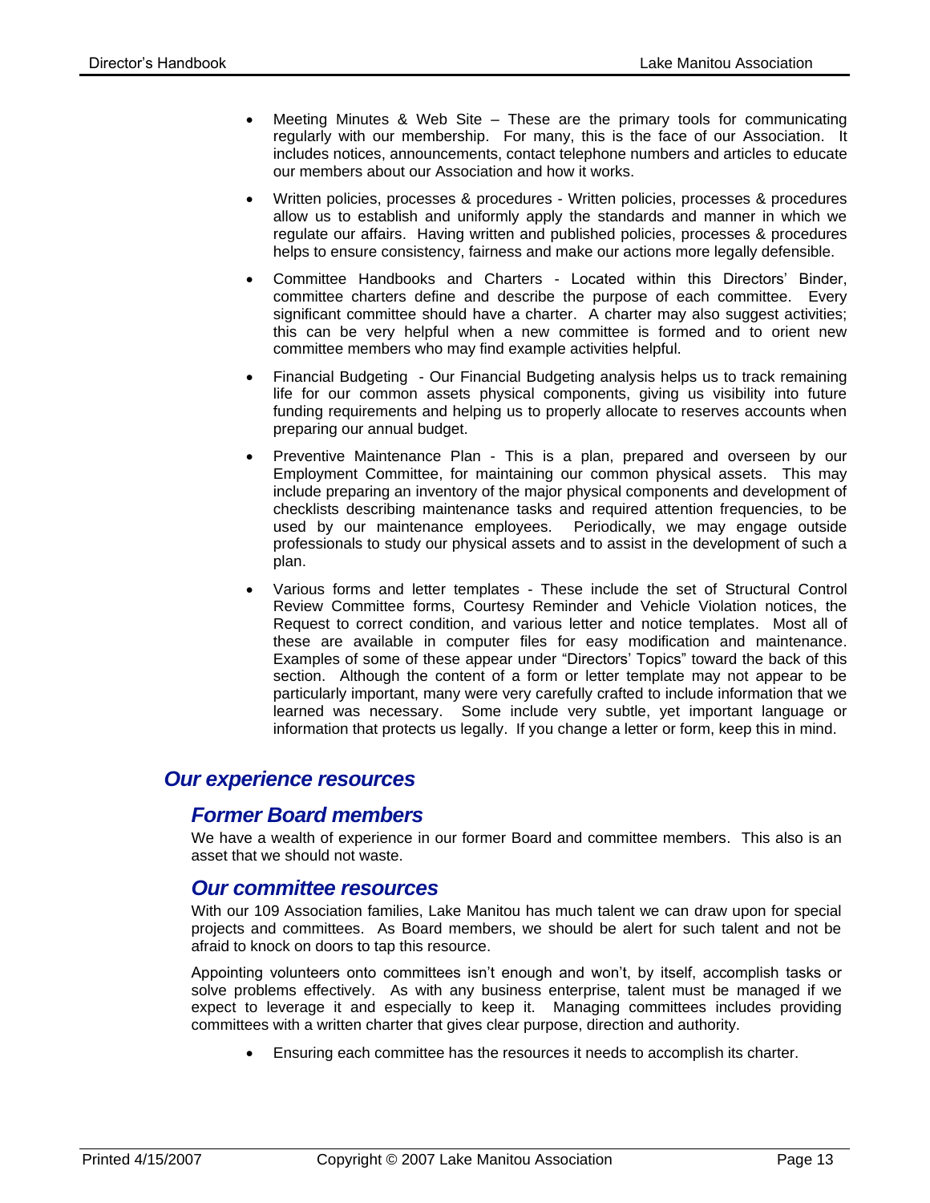- Meeting Minutes & Web Site – These are the primary tools for communicating regularly with our membership. For many, this is the face of our Association. It includes notices, announcements, contact telephone numbers and articles to educate our members about our Association and how it works.
- Written policies, processes & procedures - Written policies, processes & procedures allow us to establish and uniformly apply the standards and manner in which we regulate our affairs. Having written and published policies, processes & procedures helps to ensure consistency, fairness and make our actions more legally defensible.
- Committee Handbooks and Charters - Located within this Directors' Binder, committee charters define and describe the purpose of each committee. Every significant committee should have a charter. A charter may also suggest activities; this can be very helpful when a new committee is formed and to orient new committee members who may find example activities helpful.
- Financial Budgeting - Our Financial Budgeting analysis helps us to track remaining life for our common assets physical components, giving us visibility into future funding requirements and helping us to properly allocate to reserves accounts when preparing our annual budget.
- Preventive Maintenance Plan - This is a plan, prepared and overseen by our Employment Committee, for maintaining our common physical assets. This may include preparing an inventory of the major physical components and development of checklists describing maintenance tasks and required attention frequencies, to be used by our maintenance employees. Periodically, we may engage outside professionals to study our physical assets and to assist in the development of such a plan.
- Various forms and letter templates - These include the set of Structural Control Review Committee forms, Courtesy Reminder and Vehicle Violation notices, the Request to correct condition, and various letter and notice templates. Most all of these are available in computer files for easy modification and maintenance. Examples of some of these appear under "Directors' Topics" toward the back of this section. Although the content of a form or letter template may not appear to be particularly important, many were very carefully crafted to include information that we learned was necessary. Some include very subtle, yet important language or information that protects us legally. If you change a letter or form, keep this in mind.

## *Our experience resources*

### *Former Board members*

We have a wealth of experience in our former Board and committee members. This also is an asset that we should not waste.

### *Our committee resources*

With our 109 Association families, Lake Manitou has much talent we can draw upon for special projects and committees. As Board members, we should be alert for such talent and not be afraid to knock on doors to tap this resource.

Appointing volunteers onto committees isn't enough and won't, by itself, accomplish tasks or solve problems effectively. As with any business enterprise, talent must be managed if we expect to leverage it and especially to keep it. Managing committees includes providing committees with a written charter that gives clear purpose, direction and authority.

- Ensuring each committee has the resources it needs to accomplish its charter.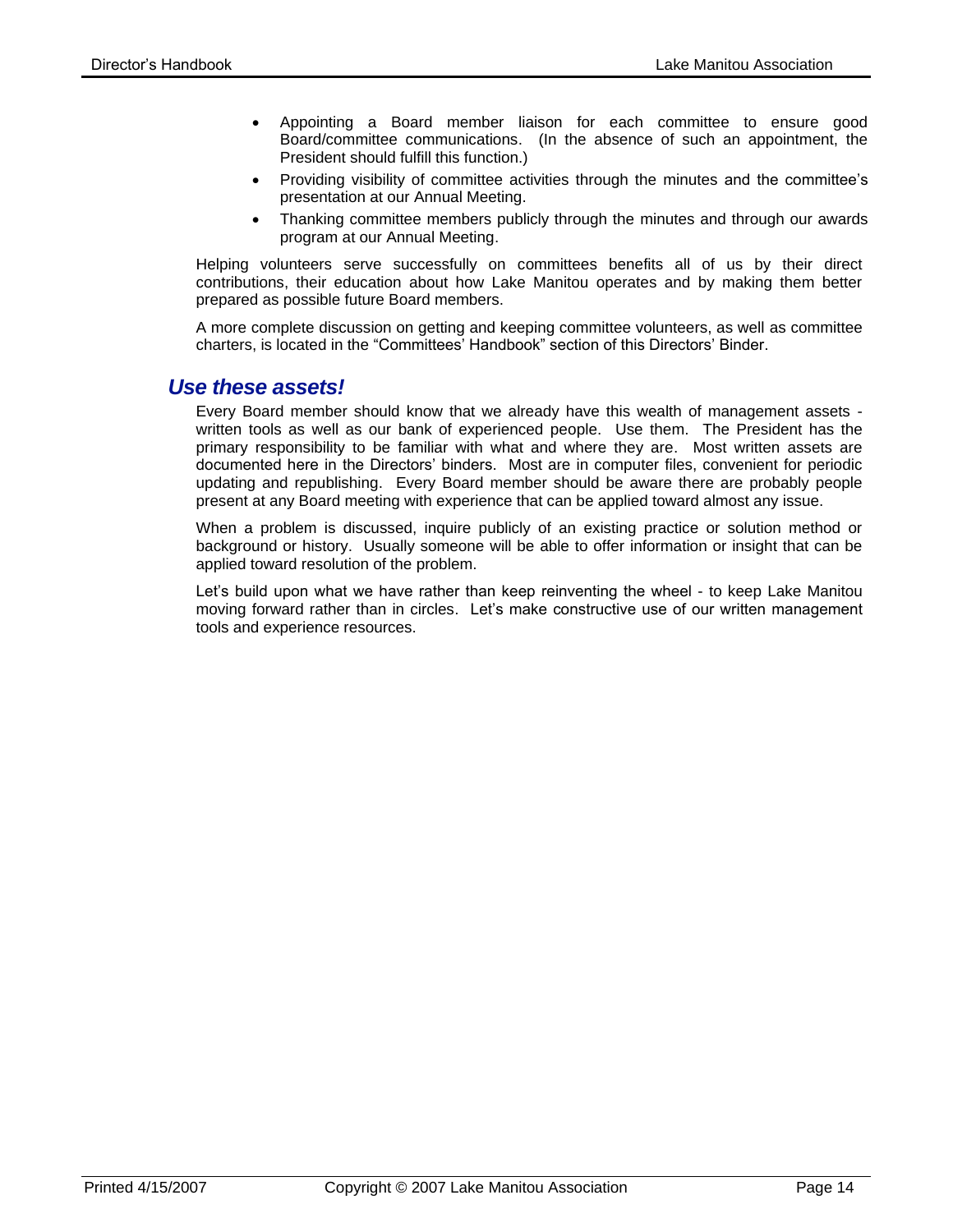- Appointing a Board member liaison for each committee to ensure good Board/committee communications. (In the absence of such an appointment, the President should fulfill this function.)
- Providing visibility of committee activities through the minutes and the committee's presentation at our Annual Meeting.
- Thanking committee members publicly through the minutes and through our awards program at our Annual Meeting.

Helping volunteers serve successfully on committees benefits all of us by their direct contributions, their education about how Lake Manitou operates and by making them better prepared as possible future Board members.

A more complete discussion on getting and keeping committee volunteers, as well as committee charters, is located in the "Committees' Handbook" section of this Directors' Binder.

## *Use these assets!*

Every Board member should know that we already have this wealth of management assets - written tools as well as our bank of experienced people. Use them. The President has the primary responsibility to be familiar with what and where they are. Most written assets are documented here in the Directors' binders. Most are in computer files, convenient for periodic updating and republishing. Every Board member should be aware there are probably people present at any Board meeting with experience that can be applied toward almost any issue.

When a problem is discussed, inquire publicly of an existing practice or solution method or background or history. Usually someone will be able to offer information or insight that can be applied toward resolution of the problem.

Let's build upon what we have rather than keep reinventing the wheel - to keep Lake Manitou moving forward rather than in circles. Let's make constructive use of our written management tools and experience resources.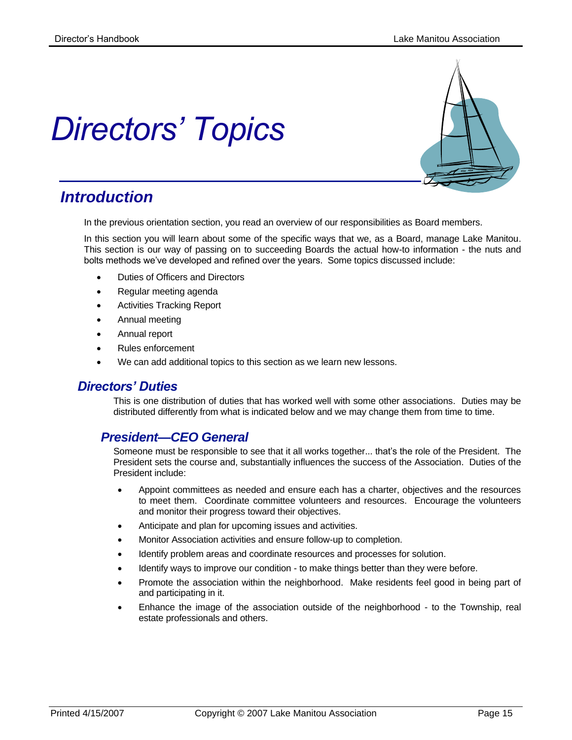# Directors' Topics

## Introduction

In the previous orientation section, you read an overview of our responsibilities as Board members.

In this section you will learn about some of the specific ways that we, as a Board, manage Lake Manitou. This section is our way of passing on to succeeding Boards the actual how-to information - the nuts and bolts methods we've developed and refined over the years. Some topics discussed include:

- Duties of Officers and Directors
- Regular meeting agenda
- Activities Tracking Report
- Annual meeting
- Annual report
- Rules enforcement
- We can add additional topics to this section as we learn new lessons.

### Directors' Duties

This is one distribution of duties that has worked well with some other associations. Duties may be distributed differently from what is indicated below and we may change them from time to time.

#### President—CEO General

Someone must be responsible to see that it all works together... that's the role of the President. The President sets the course and, substantially influences the success of the Association. Duties of the President include:

- Appoint committees as needed and ensure each has a charter, objectives and the resources to meet them. Coordinate committee volunteers and resources. Encourage the volunteers and monitor their progress toward their objectives.
- Anticipate and plan for upcoming issues and activities.
- Monitor Association activities and ensure follow-up to completion.
- Identify problem areas and coordinate resources and processes for solution.
- Identify ways to improve our condition - to make things better than they were before.
- Promote the association within the neighborhood. Make residents feel good in being part of and participating in it.
- Enhance the image of the association outside of the neighborhood - to the Township, real estate professionals and others.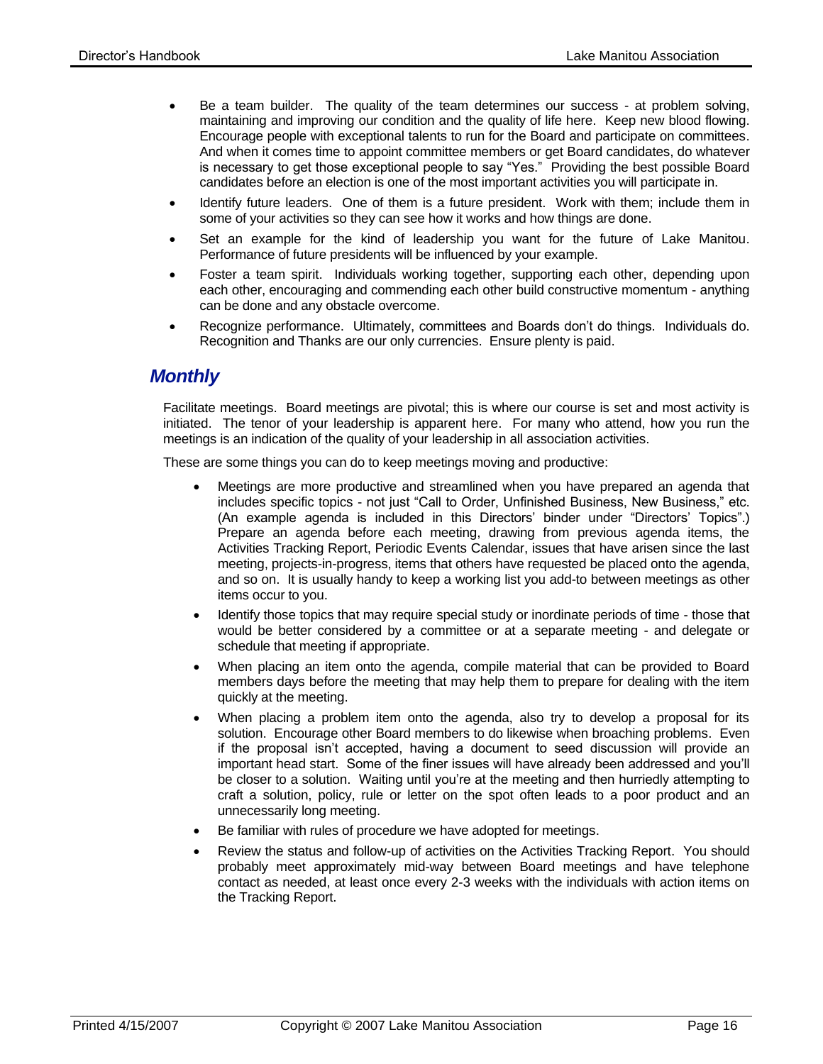- Be a team builder. The quality of the team determines our success - at problem solving, maintaining and improving our condition and the quality of life here. Keep new blood flowing. Encourage people with exceptional talents to run for the Board and participate on committees. And when it comes time to appoint committee members or get Board candidates, do whatever is necessary to get those exceptional people to say "Yes." Providing the best possible Board candidates before an election is one of the most important activities you will participate in.
- Identify future leaders. One of them is a future president. Work with them; include them in some of your activities so they can see how it works and how things are done.
- Set an example for the kind of leadership you want for the future of Lake Manitou. Performance of future presidents will be influenced by your example.
- Foster a team spirit. Individuals working together, supporting each other, depending upon each other, encouraging and commending each other build constructive momentum - anything can be done and any obstacle overcome.
- Recognize performance. Ultimately, committees and Boards don't do things. Individuals do. Recognition and Thanks are our only currencies. Ensure plenty is paid.

## *Monthly*

Facilitate meetings. Board meetings are pivotal; this is where our course is set and most activity is initiated. The tenor of your leadership is apparent here. For many who attend, how you run the meetings is an indication of the quality of your leadership in all association activities.

These are some things you can do to keep meetings moving and productive:

- Meetings are more productive and streamlined when you have prepared an agenda that includes specific topics - not just "Call to Order, Unfinished Business, New Business," etc. (An example agenda is included in this Directors' binder under "Directors' Topics".) Prepare an agenda before each meeting, drawing from previous agenda items, the Activities Tracking Report, Periodic Events Calendar, issues that have arisen since the last meeting, projects-in-progress, items that others have requested be placed onto the agenda, and so on. It is usually handy to keep a working list you add-to between meetings as other items occur to you.
- Identify those topics that may require special study or inordinate periods of time - those that would be better considered by a committee or at a separate meeting - and delegate or schedule that meeting if appropriate.
- When placing an item onto the agenda, compile material that can be provided to Board members days before the meeting that may help them to prepare for dealing with the item quickly at the meeting.
- When placing a problem item onto the agenda, also try to develop a proposal for its solution. Encourage other Board members to do likewise when broaching problems. Even if the proposal isn't accepted, having a document to seed discussion will provide an important head start. Some of the finer issues will have already been addressed and you'll be closer to a solution. Waiting until you're at the meeting and then hurriedly attempting to craft a solution, policy, rule or letter on the spot often leads to a poor product and an unnecessarily long meeting.
- Be familiar with rules of procedure we have adopted for meetings.
- Review the status and follow-up of activities on the Activities Tracking Report. You should probably meet approximately mid-way between Board meetings and have telephone contact as needed, at least once every 2-3 weeks with the individuals with action items on the Tracking Report.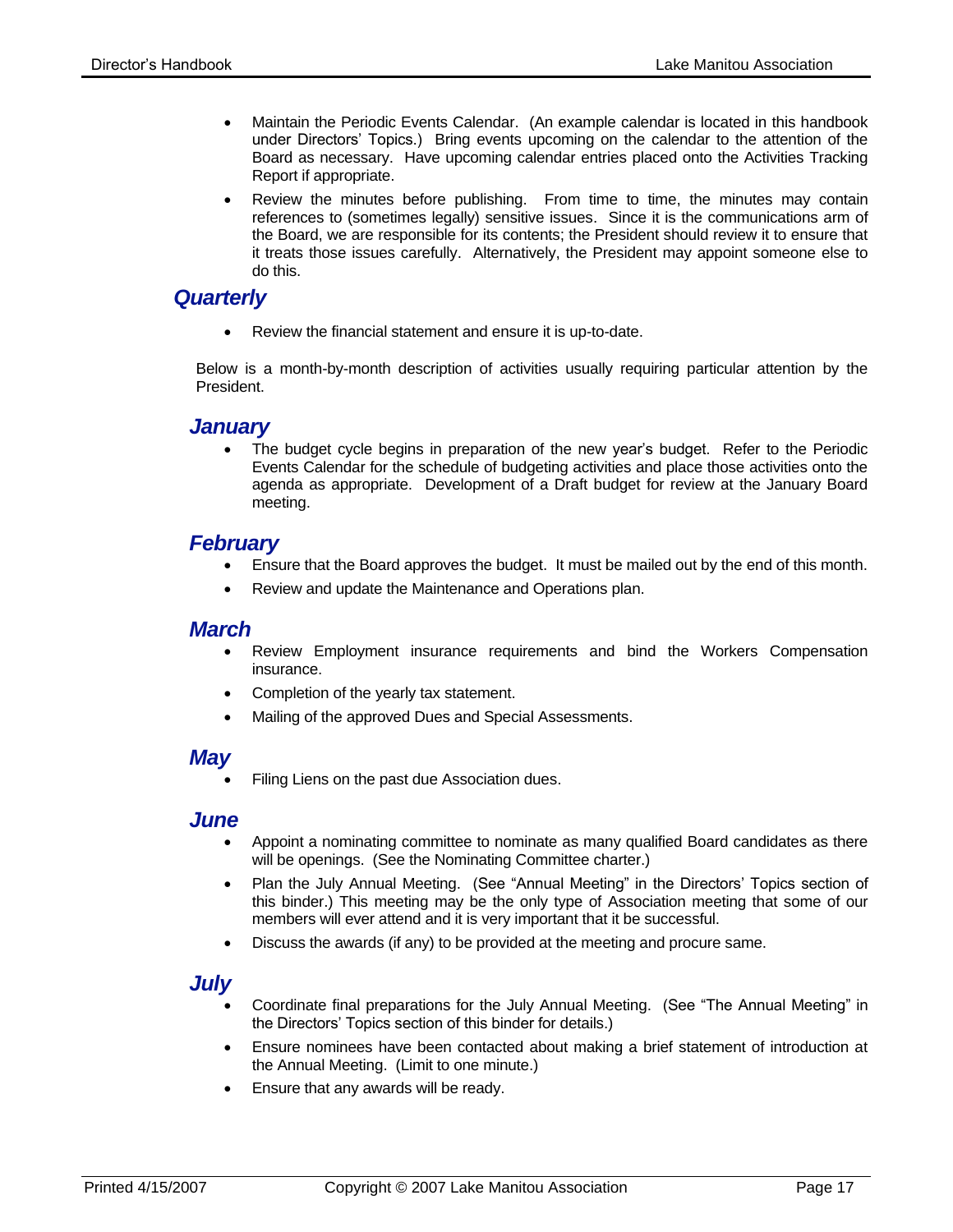- Maintain the Periodic Events Calendar. (An example calendar is located in this handbook under Directors' Topics.) Bring events upcoming on the calendar to the attention of the Board as necessary. Have upcoming calendar entries placed onto the Activities Tracking Report if appropriate.
- Review the minutes before publishing. From time to time, the minutes may contain references to (sometimes legally) sensitive issues. Since it is the communications arm of the Board, we are responsible for its contents; the President should review it to ensure that it treats those issues carefully. Alternatively, the President may appoint someone else to do this.

## *Quarterly*

- Review the financial statement and ensure it is up-to-date.

Below is a month-by-month description of activities usually requiring particular attention by the President.

### *January*

- The budget cycle begins in preparation of the new year's budget. Refer to the Periodic Events Calendar for the schedule of budgeting activities and place those activities onto the agenda as appropriate. Development of a Draft budget for review at the January Board meeting.

### *February*

- Ensure that the Board approves the budget. It must be mailed out by the end of this month.
- Review and update the Maintenance and Operations plan.

### *March*

- Review Employment insurance requirements and bind the Workers Compensation insurance.
- Completion of the yearly tax statement.
- Mailing of the approved Dues and Special Assessments.

### *May*

- Filing Liens on the past due Association dues.

### *June*

- Appoint a nominating committee to nominate as many qualified Board candidates as there will be openings. (See the Nominating Committee charter.)
- Plan the July Annual Meeting. (See "Annual Meeting" in the Directors' Topics section of this binder.) This meeting may be the only type of Association meeting that some of our members will ever attend and it is very important that it be successful.
- Discuss the awards (if any) to be provided at the meeting and procure same.

### *July*

- Coordinate final preparations for the July Annual Meeting. (See "The Annual Meeting" in the Directors' Topics section of this binder for details.)
- Ensure nominees have been contacted about making a brief statement of introduction at the Annual Meeting. (Limit to one minute.)
- Ensure that any awards will be ready.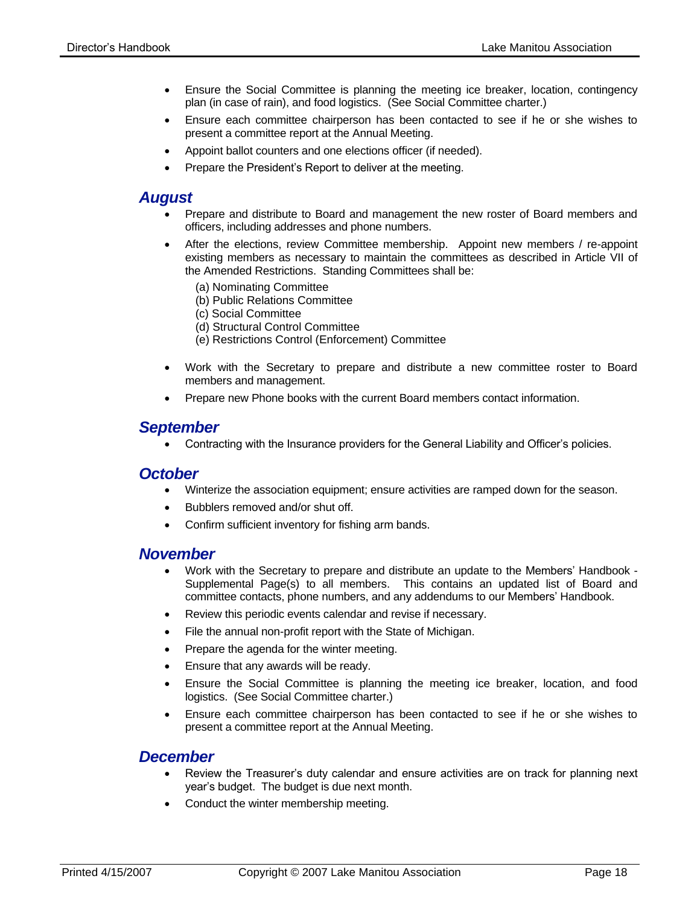- Ensure the Social Committee is planning the meeting ice breaker, location, contingency plan (in case of rain), and food logistics. (See Social Committee charter.)
- Ensure each committee chairperson has been contacted to see if he or she wishes to present a committee report at the Annual Meeting.
- Appoint ballot counters and one elections officer (if needed).
- Prepare the President's Report to deliver at the meeting.

## *August*

- Prepare and distribute to Board and management the new roster of Board members and officers, including addresses and phone numbers.
- After the elections, review Committee membership. Appoint new members / re-appoint existing members as necessary to maintain the committees as described in Article VII of the Amended Restrictions. Standing Committees shall be:

  (a) Nominating Committee
  (b) Public Relations Committee
  (c) Social Committee
  (d) Structural Control Committee
  (e) Restrictions Control (Enforcement) Committee

- Work with the Secretary to prepare and distribute a new committee roster to Board members and management.
- Prepare new Phone books with the current Board members contact information.

## *September*

- Contracting with the Insurance providers for the General Liability and Officer's policies.

## *October*

- Winterize the association equipment; ensure activities are ramped down for the season.
- Bubblers removed and/or shut off.
- Confirm sufficient inventory for fishing arm bands.

## *November*

- Work with the Secretary to prepare and distribute an update to the Members' Handbook - Supplemental Page(s) to all members. This contains an updated list of Board and committee contacts, phone numbers, and any addendums to our Members' Handbook.
- Review this periodic events calendar and revise if necessary.
- File the annual non-profit report with the State of Michigan.
- Prepare the agenda for the winter meeting.
- Ensure that any awards will be ready.
- Ensure the Social Committee is planning the meeting ice breaker, location, and food logistics. (See Social Committee charter.)
- Ensure each committee chairperson has been contacted to see if he or she wishes to present a committee report at the Annual Meeting.

## *December*

- Review the Treasurer's duty calendar and ensure activities are on track for planning next year's budget. The budget is due next month.
- Conduct the winter membership meeting.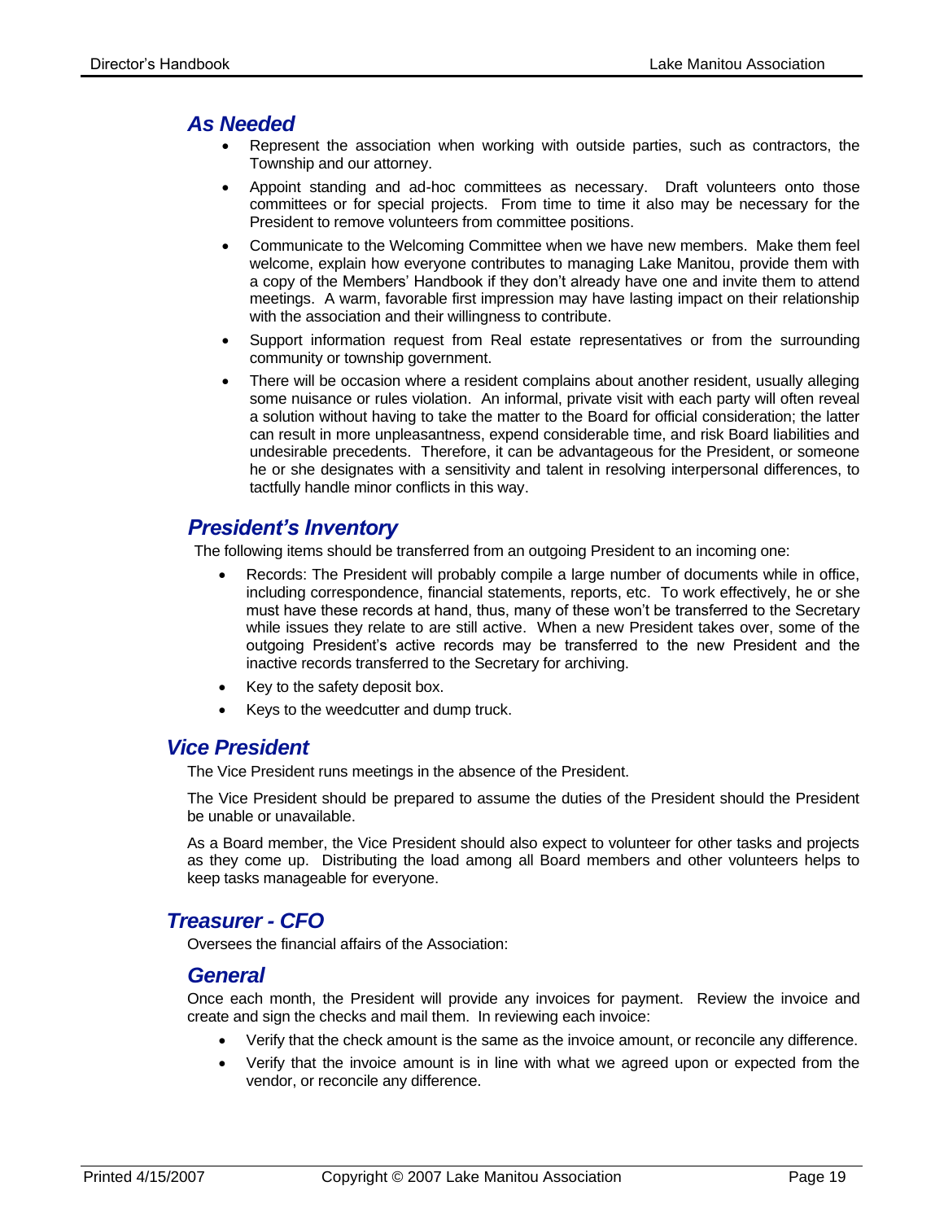### As Needed

- Represent the association when working with outside parties, such as contractors, the Township and our attorney.
- Appoint standing and ad-hoc committees as necessary. Draft volunteers onto those committees or for special projects. From time to time it also may be necessary for the President to remove volunteers from committee positions.
- Communicate to the Welcoming Committee when we have new members. Make them feel welcome, explain how everyone contributes to managing Lake Manitou, provide them with a copy of the Members' Handbook if they don't already have one and invite them to attend meetings. A warm, favorable first impression may have lasting impact on their relationship with the association and their willingness to contribute.
- Support information request from Real estate representatives or from the surrounding community or township government.
- There will be occasion where a resident complains about another resident, usually alleging some nuisance or rules violation. An informal, private visit with each party will often reveal a solution without having to take the matter to the Board for official consideration; the latter can result in more unpleasantness, expend considerable time, and risk Board liabilities and undesirable precedents. Therefore, it can be advantageous for the President, or someone he or she designates with a sensitivity and talent in resolving interpersonal differences, to tactfully handle minor conflicts in this way.

### President's Inventory

The following items should be transferred from an outgoing President to an incoming one:

- Records: The President will probably compile a large number of documents while in office, including correspondence, financial statements, reports, etc. To work effectively, he or she must have these records at hand, thus, many of these won't be transferred to the Secretary while issues they relate to are still active. When a new President takes over, some of the outgoing President's active records may be transferred to the new President and the inactive records transferred to the Secretary for archiving.
- Key to the safety deposit box.
- Keys to the weedcutter and dump truck.

## Vice President

The Vice President runs meetings in the absence of the President.

The Vice President should be prepared to assume the duties of the President should the President be unable or unavailable.

As a Board member, the Vice President should also expect to volunteer for other tasks and projects as they come up. Distributing the load among all Board members and other volunteers helps to keep tasks manageable for everyone.

## Treasurer - CFO

Oversees the financial affairs of the Association:

### General

Once each month, the President will provide any invoices for payment. Review the invoice and create and sign the checks and mail them. In reviewing each invoice:

- Verify that the check amount is the same as the invoice amount, or reconcile any difference.
- Verify that the invoice amount is in line with what we agreed upon or expected from the vendor, or reconcile any difference.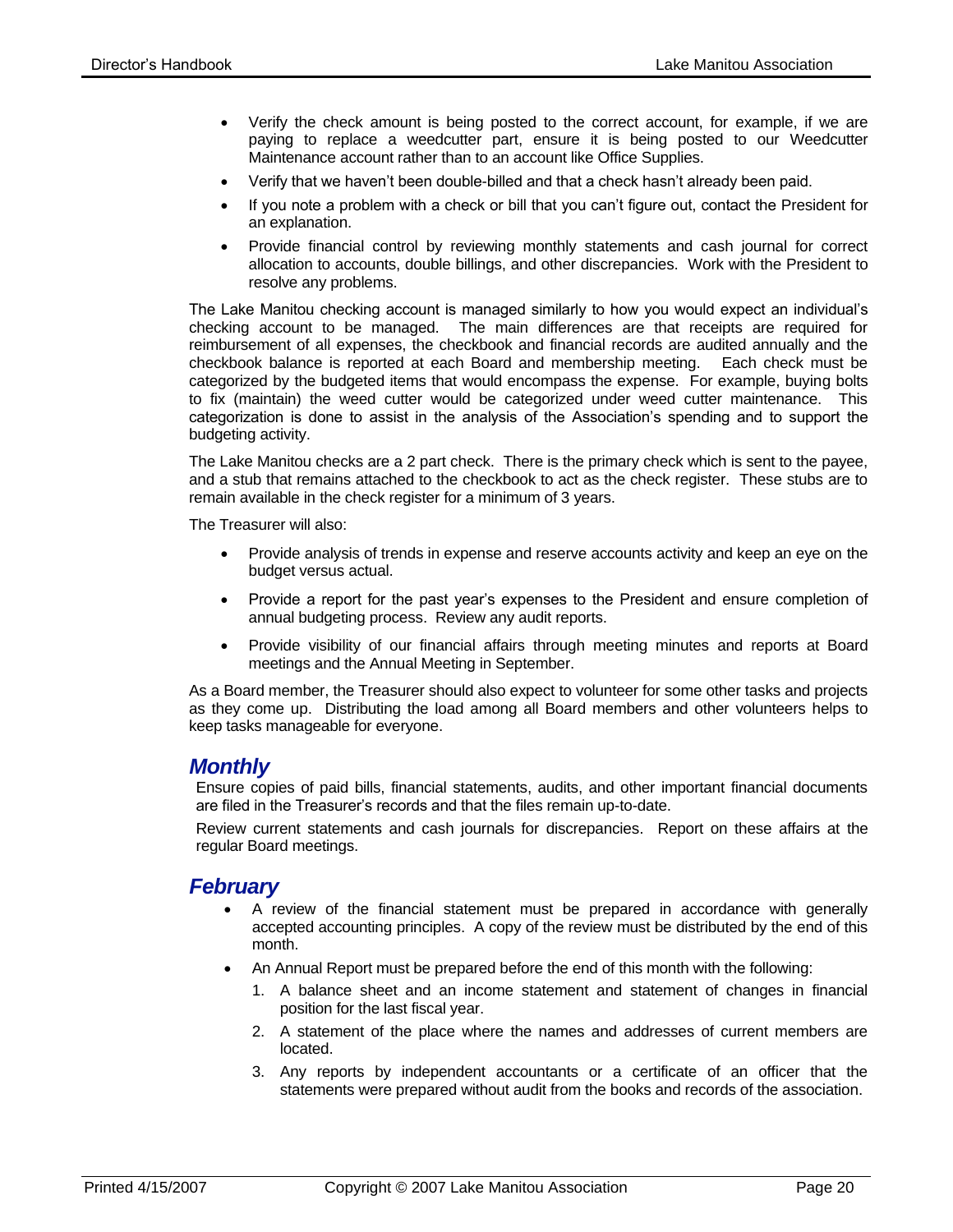- Verify the check amount is being posted to the correct account, for example, if we are paying to replace a weedcutter part, ensure it is being posted to our Weedcutter Maintenance account rather than to an account like Office Supplies.
- Verify that we haven't been double-billed and that a check hasn't already been paid.
- If you note a problem with a check or bill that you can't figure out, contact the President for an explanation.
- Provide financial control by reviewing monthly statements and cash journal for correct allocation to accounts, double billings, and other discrepancies. Work with the President to resolve any problems.

The Lake Manitou checking account is managed similarly to how you would expect an individual's checking account to be managed. The main differences are that receipts are required for reimbursement of all expenses, the checkbook and financial records are audited annually and the checkbook balance is reported at each Board and membership meeting. Each check must be categorized by the budgeted items that would encompass the expense. For example, buying bolts to fix (maintain) the weed cutter would be categorized under weed cutter maintenance. This categorization is done to assist in the analysis of the Association's spending and to support the budgeting activity.

The Lake Manitou checks are a 2 part check. There is the primary check which is sent to the payee, and a stub that remains attached to the checkbook to act as the check register. These stubs are to remain available in the check register for a minimum of 3 years.

The Treasurer will also:

- Provide analysis of trends in expense and reserve accounts activity and keep an eye on the budget versus actual.
- Provide a report for the past year's expenses to the President and ensure completion of annual budgeting process. Review any audit reports.
- Provide visibility of our financial affairs through meeting minutes and reports at Board meetings and the Annual Meeting in September.

As a Board member, the Treasurer should also expect to volunteer for some other tasks and projects as they come up. Distributing the load among all Board members and other volunteers helps to keep tasks manageable for everyone.

## *Monthly*

Ensure copies of paid bills, financial statements, audits, and other important financial documents are filed in the Treasurer's records and that the files remain up-to-date.

Review current statements and cash journals for discrepancies. Report on these affairs at the regular Board meetings.

## *February*

- A review of the financial statement must be prepared in accordance with generally accepted accounting principles. A copy of the review must be distributed by the end of this month.
- An Annual Report must be prepared before the end of this month with the following:
    1. A balance sheet and an income statement and statement of changes in financial position for the last fiscal year.
    2. A statement of the place where the names and addresses of current members are located.
    3. Any reports by independent accountants or a certificate of an officer that the statements were prepared without audit from the books and records of the association.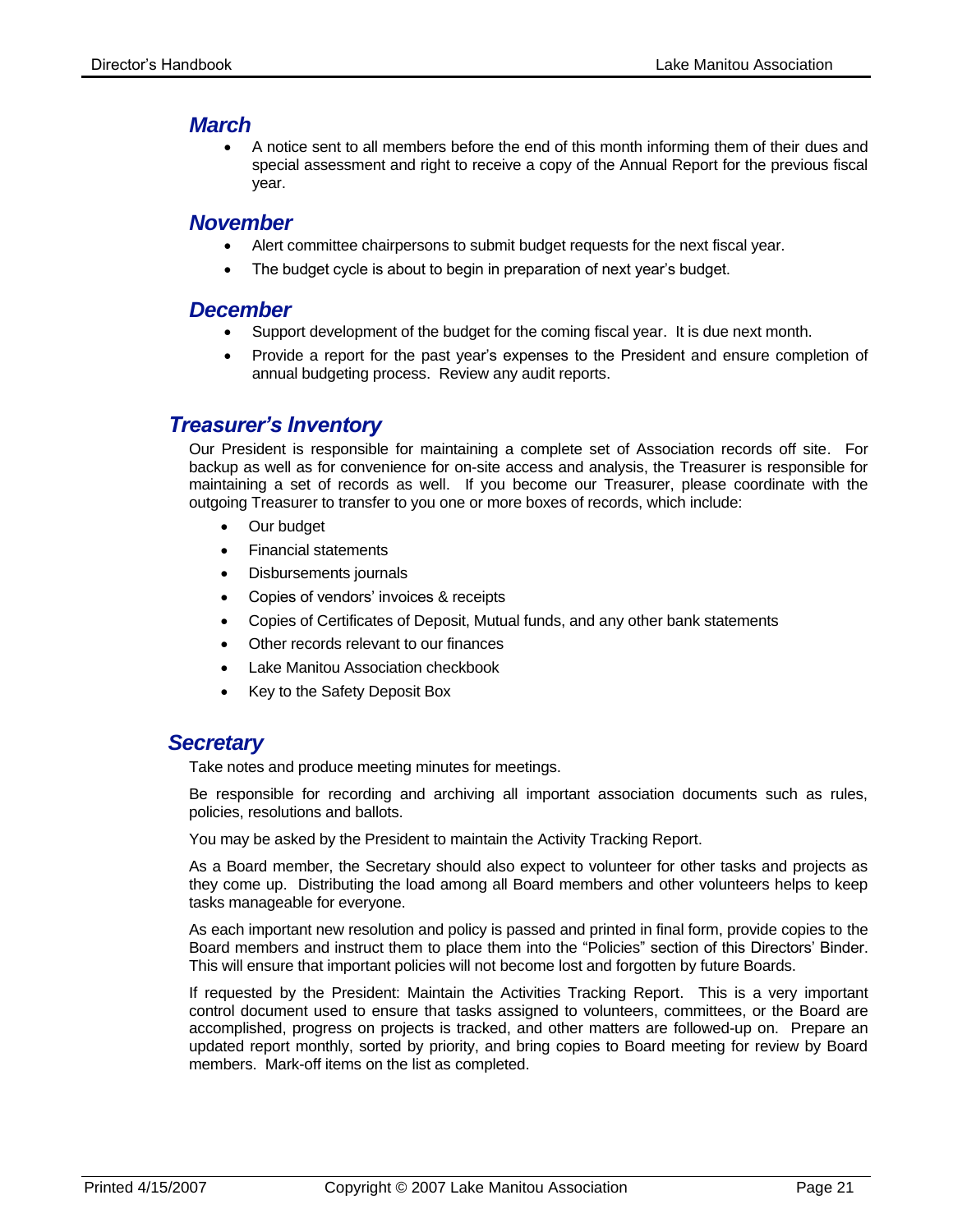### March

- A notice sent to all members before the end of this month informing them of their dues and special assessment and right to receive a copy of the Annual Report for the previous fiscal year.

### November

- Alert committee chairpersons to submit budget requests for the next fiscal year.
- The budget cycle is about to begin in preparation of next year's budget.

### December

- Support development of the budget for the coming fiscal year. It is due next month.
- Provide a report for the past year's expenses to the President and ensure completion of annual budgeting process. Review any audit reports.

## Treasurer's Inventory

Our President is responsible for maintaining a complete set of Association records off site. For backup as well as for convenience for on-site access and analysis, the Treasurer is responsible for maintaining a set of records as well. If you become our Treasurer, please coordinate with the outgoing Treasurer to transfer to you one or more boxes of records, which include:

- Our budget
- Financial statements
- Disbursements journals
- Copies of vendors' invoices & receipts
- Copies of Certificates of Deposit, Mutual funds, and any other bank statements
- Other records relevant to our finances
- Lake Manitou Association checkbook
- Key to the Safety Deposit Box

## Secretary

Take notes and produce meeting minutes for meetings.

Be responsible for recording and archiving all important association documents such as rules, policies, resolutions and ballots.

You may be asked by the President to maintain the Activity Tracking Report.

As a Board member, the Secretary should also expect to volunteer for other tasks and projects as they come up. Distributing the load among all Board members and other volunteers helps to keep tasks manageable for everyone.

As each important new resolution and policy is passed and printed in final form, provide copies to the Board members and instruct them to place them into the "Policies" section of this Directors' Binder. This will ensure that important policies will not become lost and forgotten by future Boards.

If requested by the President: Maintain the Activities Tracking Report. This is a very important control document used to ensure that tasks assigned to volunteers, committees, or the Board are accomplished, progress on projects is tracked, and other matters are followed-up on. Prepare an updated report monthly, sorted by priority, and bring copies to Board meeting for review by Board members. Mark-off items on the list as completed.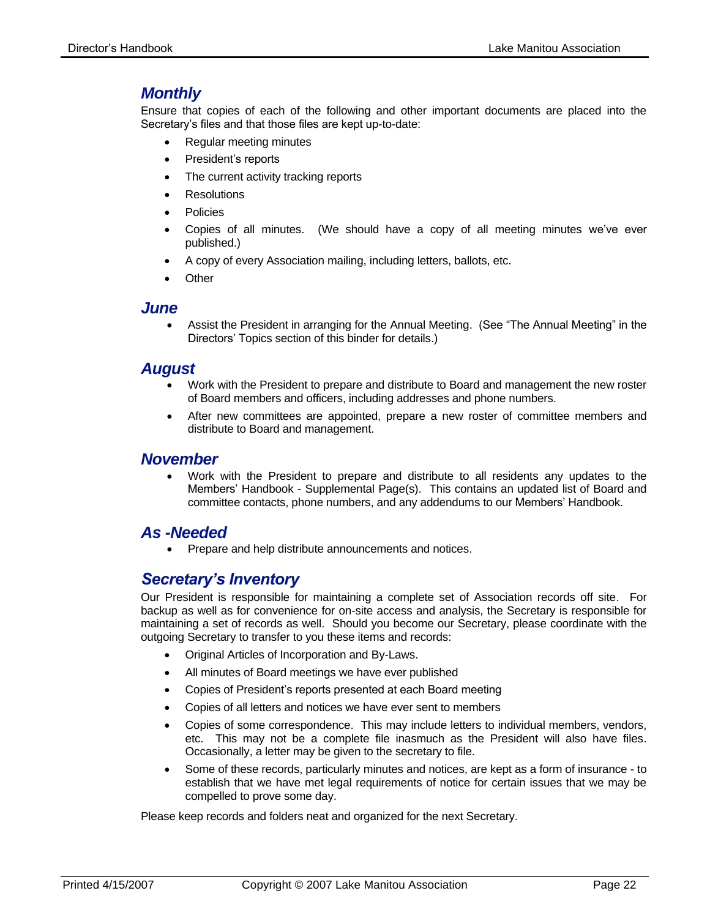## *Monthly*

Ensure that copies of each of the following and other important documents are placed into the Secretary's files and that those files are kept up-to-date:

- Regular meeting minutes
- President's reports
- The current activity tracking reports
- Resolutions
- Policies
- Copies of all minutes. (We should have a copy of all meeting minutes we've ever published.)
- A copy of every Association mailing, including letters, ballots, etc.
- Other

## *June*

- Assist the President in arranging for the Annual Meeting. (See "The Annual Meeting" in the Directors' Topics section of this binder for details.)

## *August*

- Work with the President to prepare and distribute to Board and management the new roster of Board members and officers, including addresses and phone numbers.
- After new committees are appointed, prepare a new roster of committee members and distribute to Board and management.

## *November*

- Work with the President to prepare and distribute to all residents any updates to the Members' Handbook - Supplemental Page(s). This contains an updated list of Board and committee contacts, phone numbers, and any addendums to our Members' Handbook.

## *As -Needed*

- Prepare and help distribute announcements and notices.

## *Secretary's Inventory*

Our President is responsible for maintaining a complete set of Association records off site. For backup as well as for convenience for on-site access and analysis, the Secretary is responsible for maintaining a set of records as well. Should you become our Secretary, please coordinate with the outgoing Secretary to transfer to you these items and records:

- Original Articles of Incorporation and By-Laws.
- All minutes of Board meetings we have ever published
- Copies of President's reports presented at each Board meeting
- Copies of all letters and notices we have ever sent to members
- Copies of some correspondence. This may include letters to individual members, vendors, etc. This may not be a complete file inasmuch as the President will also have files. Occasionally, a letter may be given to the secretary to file.
- Some of these records, particularly minutes and notices, are kept as a form of insurance - to establish that we have met legal requirements of notice for certain issues that we may be compelled to prove some day.

Please keep records and folders neat and organized for the next Secretary.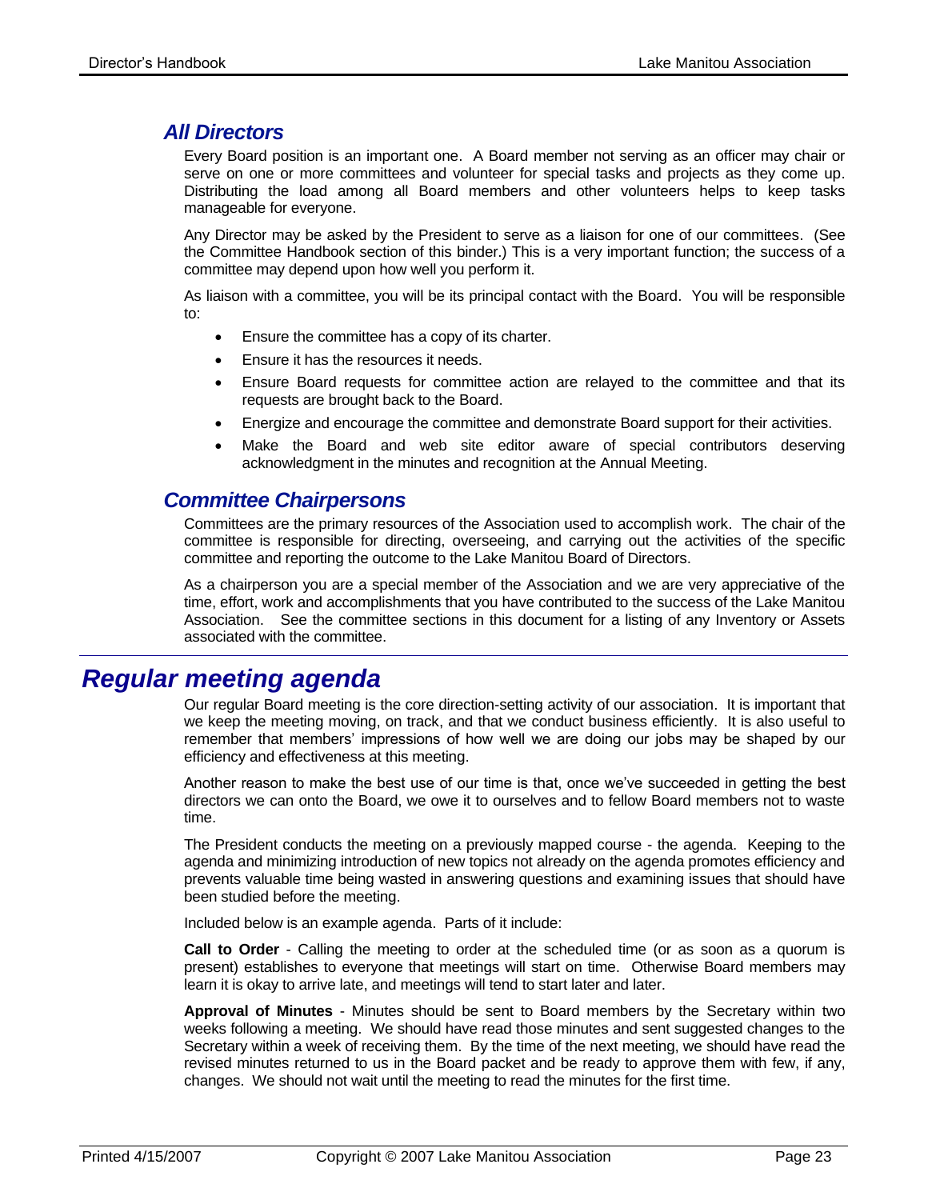## All Directors

Every Board position is an important one. A Board member not serving as an officer may chair or serve on one or more committees and volunteer for special tasks and projects as they come up. Distributing the load among all Board members and other volunteers helps to keep tasks manageable for everyone.

Any Director may be asked by the President to serve as a liaison for one of our committees. (See the Committee Handbook section of this binder.) This is a very important function; the success of a committee may depend upon how well you perform it.

As liaison with a committee, you will be its principal contact with the Board. You will be responsible to:

- Ensure the committee has a copy of its charter.
- Ensure it has the resources it needs.
- Ensure Board requests for committee action are relayed to the committee and that its requests are brought back to the Board.
- Energize and encourage the committee and demonstrate Board support for their activities.
- Make the Board and web site editor aware of special contributors deserving acknowledgment in the minutes and recognition at the Annual Meeting.

## Committee Chairpersons

Committees are the primary resources of the Association used to accomplish work. The chair of the committee is responsible for directing, overseeing, and carrying out the activities of the specific committee and reporting the outcome to the Lake Manitou Board of Directors.

As a chairperson you are a special member of the Association and we are very appreciative of the time, effort, work and accomplishments that you have contributed to the success of the Lake Manitou Association. See the committee sections in this document for a listing of any Inventory or Assets associated with the committee.

# Regular meeting agenda

Our regular Board meeting is the core direction-setting activity of our association. It is important that we keep the meeting moving, on track, and that we conduct business efficiently. It is also useful to remember that members' impressions of how well we are doing our jobs may be shaped by our efficiency and effectiveness at this meeting.

Another reason to make the best use of our time is that, once we've succeeded in getting the best directors we can onto the Board, we owe it to ourselves and to fellow Board members not to waste time.

The President conducts the meeting on a previously mapped course - the agenda. Keeping to the agenda and minimizing introduction of new topics not already on the agenda promotes efficiency and prevents valuable time being wasted in answering questions and examining issues that should have been studied before the meeting.

Included below is an example agenda. Parts of it include:

**Call to Order** - Calling the meeting to order at the scheduled time (or as soon as a quorum is present) establishes to everyone that meetings will start on time. Otherwise Board members may learn it is okay to arrive late, and meetings will tend to start later and later.

**Approval of Minutes** - Minutes should be sent to Board members by the Secretary within two weeks following a meeting. We should have read those minutes and sent suggested changes to the Secretary within a week of receiving them. By the time of the next meeting, we should have read the revised minutes returned to us in the Board packet and be ready to approve them with few, if any, changes. We should not wait until the meeting to read the minutes for the first time.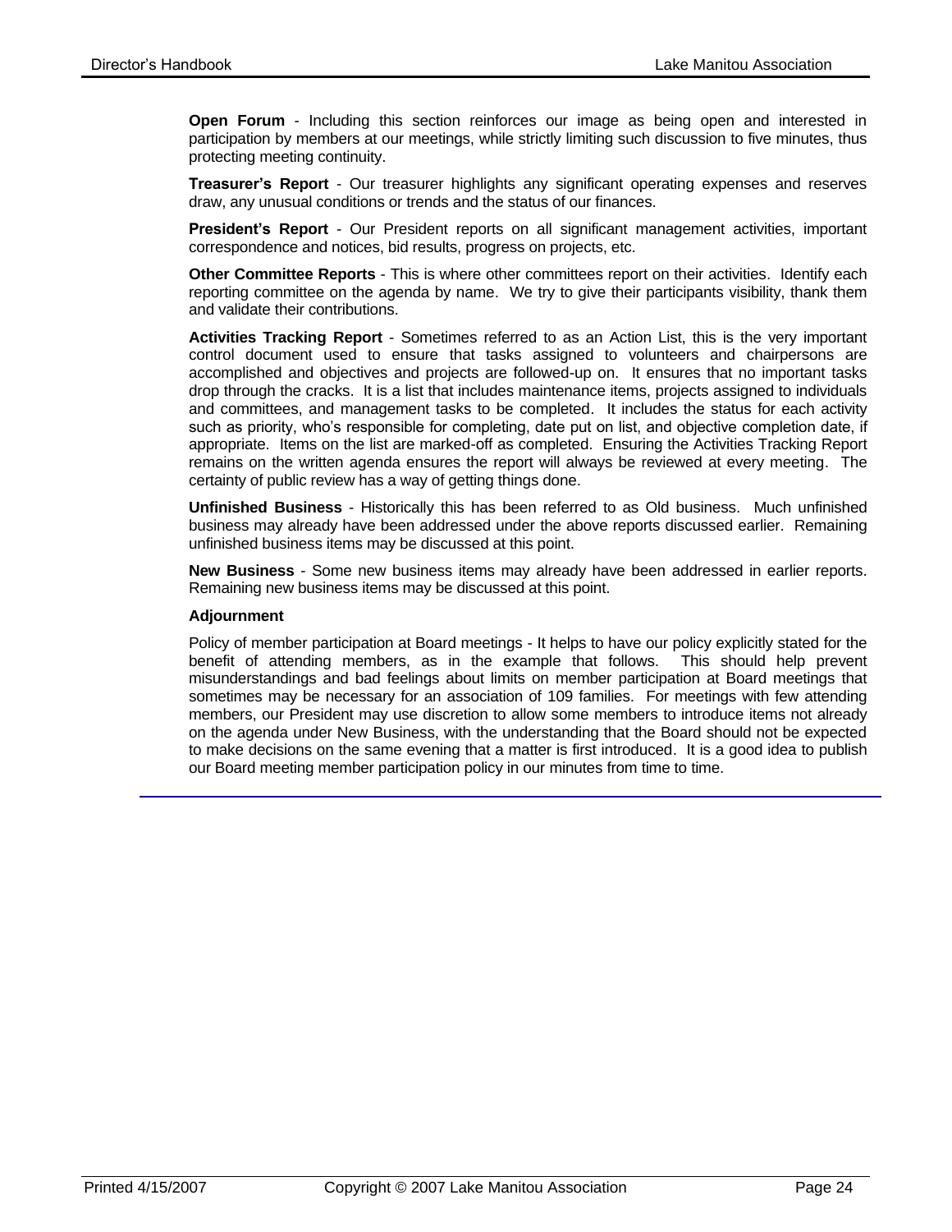**Open Forum** - Including this section reinforces our image as being open and interested in participation by members at our meetings, while strictly limiting such discussion to five minutes, thus protecting meeting continuity.

**Treasurer's Report** - Our treasurer highlights any significant operating expenses and reserves draw, any unusual conditions or trends and the status of our finances.

**President's Report** - Our President reports on all significant management activities, important correspondence and notices, bid results, progress on projects, etc.

**Other Committee Reports** - This is where other committees report on their activities. Identify each reporting committee on the agenda by name. We try to give their participants visibility, thank them and validate their contributions.

**Activities Tracking Report** - Sometimes referred to as an Action List, this is the very important control document used to ensure that tasks assigned to volunteers and chairpersons are accomplished and objectives and projects are followed-up on. It ensures that no important tasks drop through the cracks. It is a list that includes maintenance items, projects assigned to individuals and committees, and management tasks to be completed. It includes the status for each activity such as priority, who's responsible for completing, date put on list, and objective completion date, if appropriate. Items on the list are marked-off as completed. Ensuring the Activities Tracking Report remains on the written agenda ensures the report will always be reviewed at every meeting. The certainty of public review has a way of getting things done.

**Unfinished Business** - Historically this has been referred to as Old business. Much unfinished business may already have been addressed under the above reports discussed earlier. Remaining unfinished business items may be discussed at this point.

**New Business** - Some new business items may already have been addressed in earlier reports. Remaining new business items may be discussed at this point.

**Adjournment**

Policy of member participation at Board meetings - It helps to have our policy explicitly stated for the benefit of attending members, as in the example that follows. This should help prevent misunderstandings and bad feelings about limits on member participation at Board meetings that sometimes may be necessary for an association of 109 families. For meetings with few attending members, our President may use discretion to allow some members to introduce items not already on the agenda under New Business, with the understanding that the Board should not be expected to make decisions on the same evening that a matter is first introduced. It is a good idea to publish our Board meeting member participation policy in our minutes from time to time.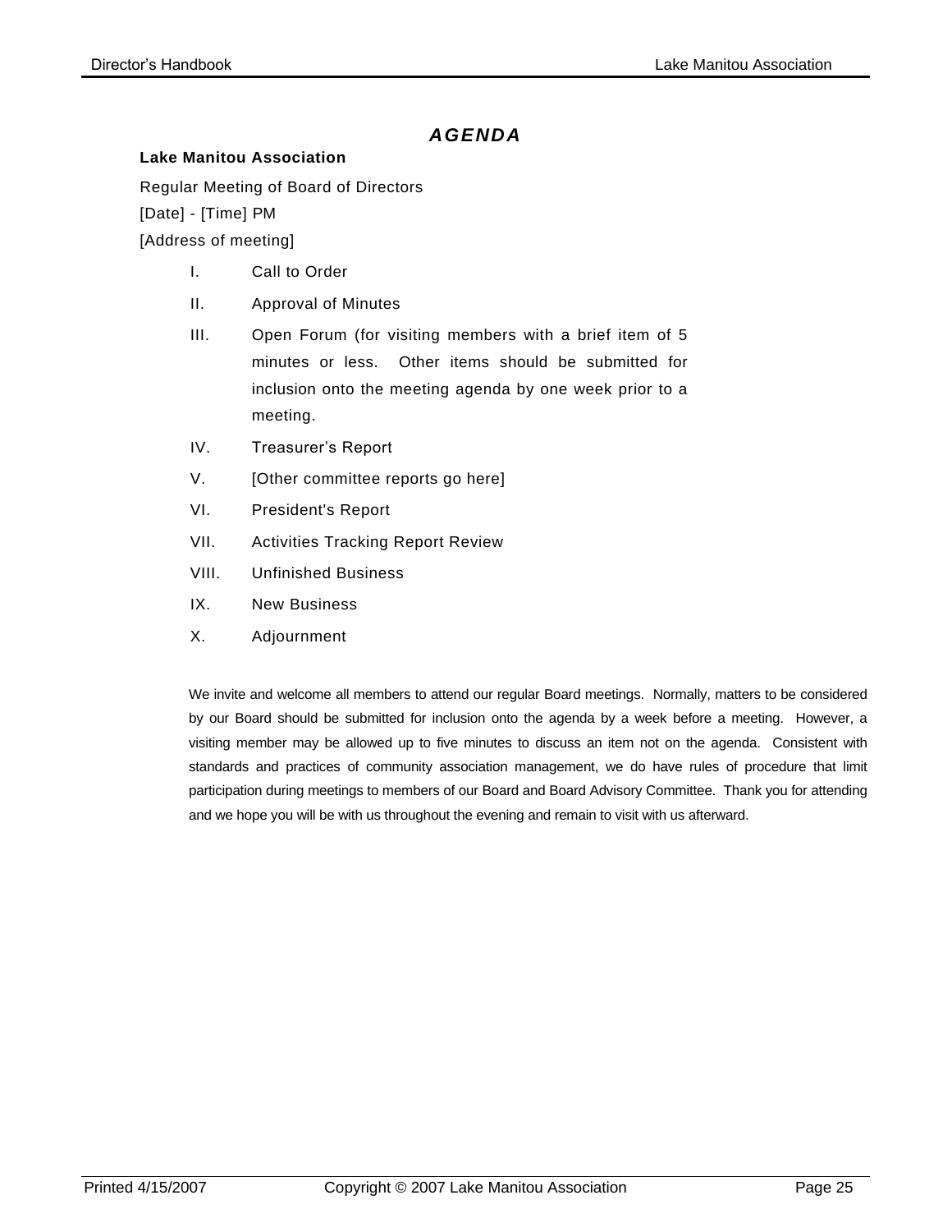# *AGENDA*

**Lake Manitou Association**

Regular Meeting of Board of Directors

[Date] - [Time] PM

[Address of meeting]

I. Call to Order

II. Approval of Minutes

III. Open Forum (for visiting members with a brief item of 5 minutes or less. Other items should be submitted for inclusion onto the meeting agenda by one week prior to a meeting.

IV. Treasurer's Report

V. [Other committee reports go here]

VI. President's Report

VII. Activities Tracking Report Review

VIII. Unfinished Business

IX. New Business

X. Adjournment

We invite and welcome all members to attend our regular Board meetings. Normally, matters to be considered by our Board should be submitted for inclusion onto the agenda by a week before a meeting. However, a visiting member may be allowed up to five minutes to discuss an item not on the agenda. Consistent with standards and practices of community association management, we do have rules of procedure that limit participation during meetings to members of our Board and Board Advisory Committee. Thank you for attending and we hope you will be with us throughout the evening and remain to visit with us afterward.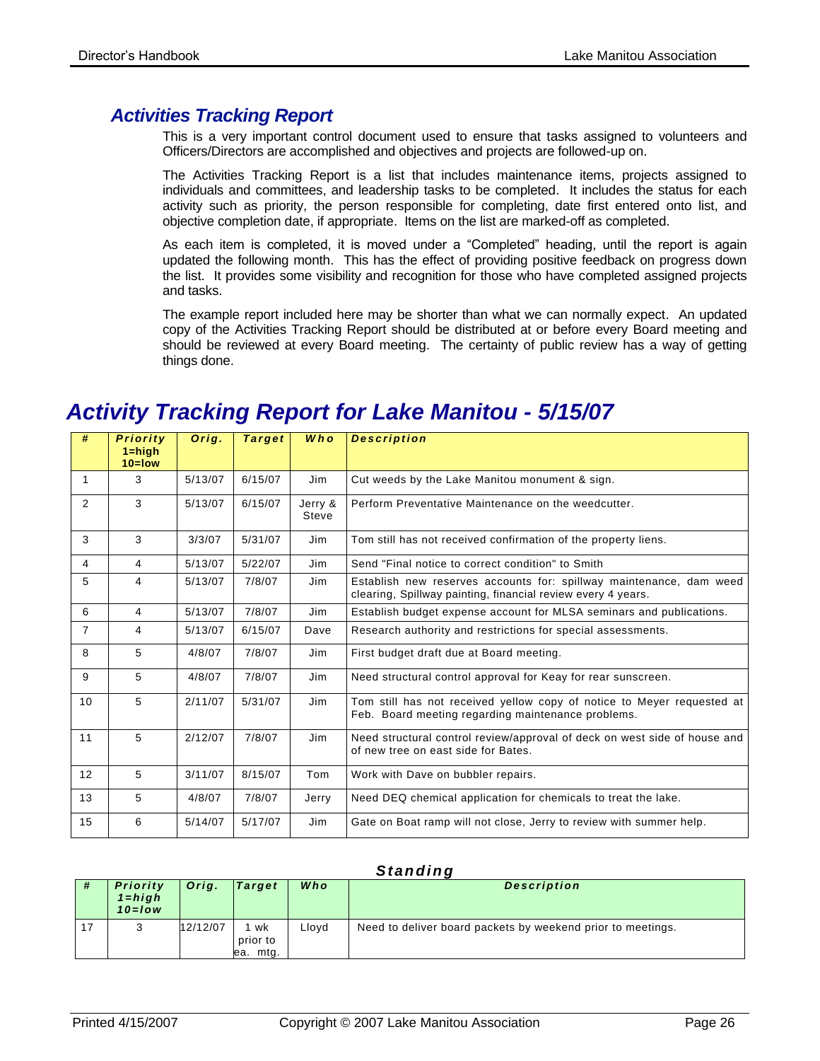## *Activities Tracking Report*

This is a very important control document used to ensure that tasks assigned to volunteers and Officers/Directors are accomplished and objectives and projects are followed-up on.

The Activities Tracking Report is a list that includes maintenance items, projects assigned to individuals and committees, and leadership tasks to be completed. It includes the status for each activity such as priority, the person responsible for completing, date first entered onto list, and objective completion date, if appropriate. Items on the list are marked-off as completed.

As each item is completed, it is moved under a "Completed" heading, until the report is again updated the following month. This has the effect of providing positive feedback on progress down the list. It provides some visibility and recognition for those who have completed assigned projects and tasks.

The example report included here may be shorter than what we can normally expect. An updated copy of the Activities Tracking Report should be distributed at or before every Board meeting and should be reviewed at every Board meeting. The certainty of public review has a way of getting things done.

# *Activity Tracking Report for Lake Manitou - 5/15/07*

| # | Priority 1=high 10=low | Orig. | Target | Who | Description |
|---|---|---|---|---|---|
| 1 | 3 | 5/13/07 | 6/15/07 | Jim | Cut weeds by the Lake Manitou monument & sign. |
| 2 | 3 | 5/13/07 | 6/15/07 | Jerry & Steve | Perform Preventative Maintenance on the weedcutter. |
| 3 | 3 | 3/3/07 | 5/31/07 | Jim | Tom still has not received confirmation of the property liens. |
| 4 | 4 | 5/13/07 | 5/22/07 | Jim | Send "Final notice to correct condition" to Smith |
| 5 | 4 | 5/13/07 | 7/8/07 | Jim | Establish new reserves accounts for: spillway maintenance, dam weed clearing, Spillway painting, financial review every 4 years. |
| 6 | 4 | 5/13/07 | 7/8/07 | Jim | Establish budget expense account for MLSA seminars and publications. |
| 7 | 4 | 5/13/07 | 6/15/07 | Dave | Research authority and restrictions for special assessments. |
| 8 | 5 | 4/8/07 | 7/8/07 | Jim | First budget draft due at Board meeting. |
| 9 | 5 | 4/8/07 | 7/8/07 | Jim | Need structural control approval for Keay for rear sunscreen. |
| 10 | 5 | 2/11/07 | 5/31/07 | Jim | Tom still has not received yellow copy of notice to Meyer requested at Feb. Board meeting regarding maintenance problems. |
| 11 | 5 | 2/12/07 | 7/8/07 | Jim | Need structural control review/approval of deck on west side of house and of new tree on east side for Bates. |
| 12 | 5 | 3/11/07 | 8/15/07 | Tom | Work with Dave on bubbler repairs. |
| 13 | 5 | 4/8/07 | 7/8/07 | Jerry | Need DEQ chemical application for chemicals to treat the lake. |
| 15 | 6 | 5/14/07 | 5/17/07 | Jim | Gate on Boat ramp will not close, Jerry to review with summer help. |

### *Standing*

| # | Priority 1=high 10=low | Orig. | Target | Who | Description |
|---|---|---|---|---|---|
| 17 | 3 | 12/12/07 | 1 wk prior to ea. mtg. | Lloyd | Need to deliver board packets by weekend prior to meetings. |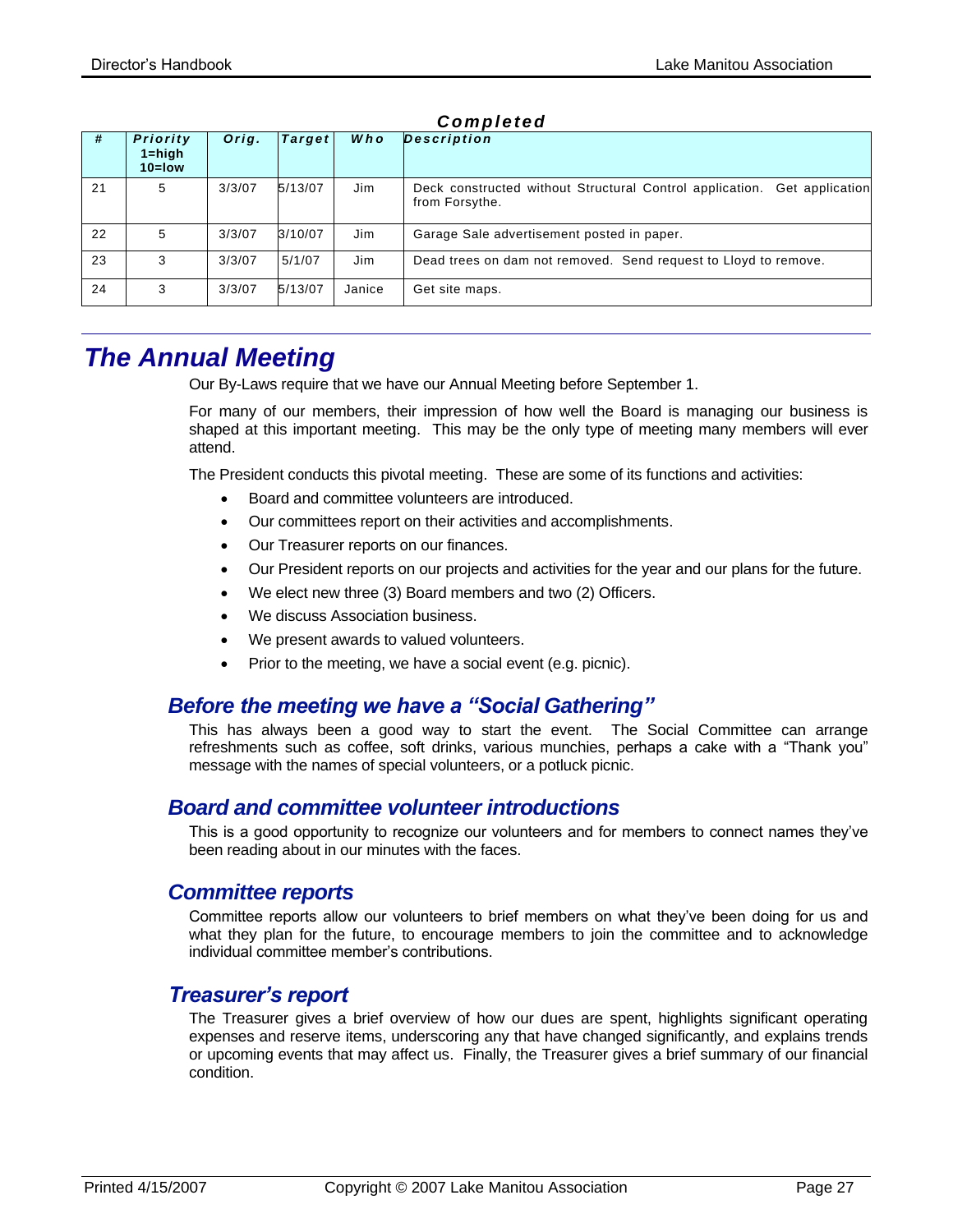***Completed***

| # | Priority 1=high 10=low | Orig. | Target | Who | Description |
|---|---|---|---|---|---|
| 21 | 5 | 3/3/07 | 5/13/07 | Jim | Deck constructed without Structural Control application. Get application from Forsythe. |
| 22 | 5 | 3/3/07 | 3/10/07 | Jim | Garage Sale advertisement posted in paper. |
| 23 | 3 | 3/3/07 | 5/1/07 | Jim | Dead trees on dam not removed. Send request to Lloyd to remove. |
| 24 | 3 | 3/3/07 | 5/13/07 | Janice | Get site maps. |

# *The Annual Meeting*

Our By-Laws require that we have our Annual Meeting before September 1.

For many of our members, their impression of how well the Board is managing our business is shaped at this important meeting. This may be the only type of meeting many members will ever attend.

The President conducts this pivotal meeting. These are some of its functions and activities:

- Board and committee volunteers are introduced.
- Our committees report on their activities and accomplishments.
- Our Treasurer reports on our finances.
- Our President reports on our projects and activities for the year and our plans for the future.
- We elect new three (3) Board members and two (2) Officers.
- We discuss Association business.
- We present awards to valued volunteers.
- Prior to the meeting, we have a social event (e.g. picnic).

## *Before the meeting we have a "Social Gathering"*

This has always been a good way to start the event. The Social Committee can arrange refreshments such as coffee, soft drinks, various munchies, perhaps a cake with a "Thank you" message with the names of special volunteers, or a potluck picnic.

## *Board and committee volunteer introductions*

This is a good opportunity to recognize our volunteers and for members to connect names they've been reading about in our minutes with the faces.

## *Committee reports*

Committee reports allow our volunteers to brief members on what they've been doing for us and what they plan for the future, to encourage members to join the committee and to acknowledge individual committee member's contributions.

## *Treasurer's report*

The Treasurer gives a brief overview of how our dues are spent, highlights significant operating expenses and reserve items, underscoring any that have changed significantly, and explains trends or upcoming events that may affect us. Finally, the Treasurer gives a brief summary of our financial condition.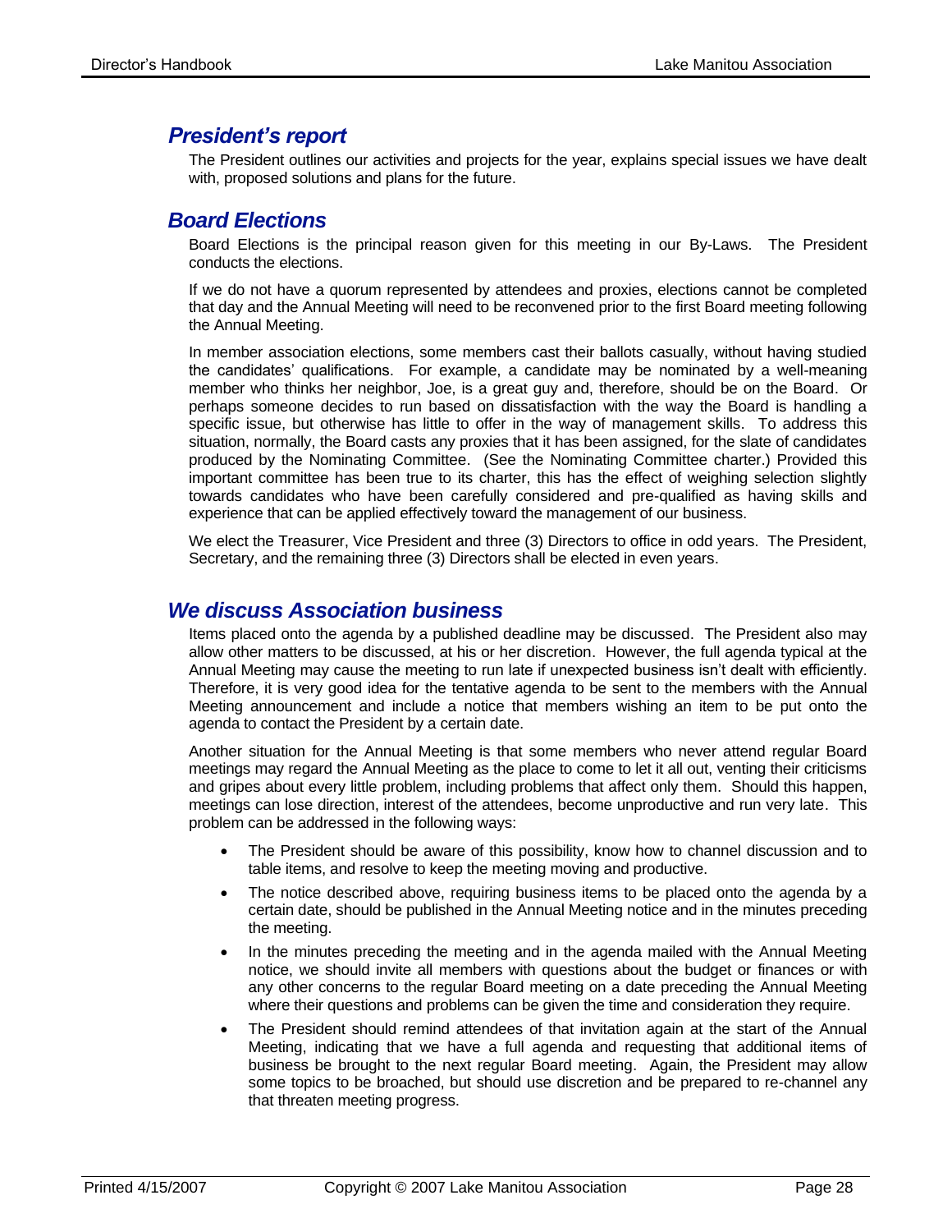## *President's report*

The President outlines our activities and projects for the year, explains special issues we have dealt with, proposed solutions and plans for the future.

## *Board Elections*

Board Elections is the principal reason given for this meeting in our By-Laws. The President conducts the elections.

If we do not have a quorum represented by attendees and proxies, elections cannot be completed that day and the Annual Meeting will need to be reconvened prior to the first Board meeting following the Annual Meeting.

In member association elections, some members cast their ballots casually, without having studied the candidates' qualifications. For example, a candidate may be nominated by a well-meaning member who thinks her neighbor, Joe, is a great guy and, therefore, should be on the Board. Or perhaps someone decides to run based on dissatisfaction with the way the Board is handling a specific issue, but otherwise has little to offer in the way of management skills. To address this situation, normally, the Board casts any proxies that it has been assigned, for the slate of candidates produced by the Nominating Committee. (See the Nominating Committee charter.) Provided this important committee has been true to its charter, this has the effect of weighing selection slightly towards candidates who have been carefully considered and pre-qualified as having skills and experience that can be applied effectively toward the management of our business.

We elect the Treasurer, Vice President and three (3) Directors to office in odd years. The President, Secretary, and the remaining three (3) Directors shall be elected in even years.

## *We discuss Association business*

Items placed onto the agenda by a published deadline may be discussed. The President also may allow other matters to be discussed, at his or her discretion. However, the full agenda typical at the Annual Meeting may cause the meeting to run late if unexpected business isn't dealt with efficiently. Therefore, it is very good idea for the tentative agenda to be sent to the members with the Annual Meeting announcement and include a notice that members wishing an item to be put onto the agenda to contact the President by a certain date.

Another situation for the Annual Meeting is that some members who never attend regular Board meetings may regard the Annual Meeting as the place to come to let it all out, venting their criticisms and gripes about every little problem, including problems that affect only them. Should this happen, meetings can lose direction, interest of the attendees, become unproductive and run very late. This problem can be addressed in the following ways:

- The President should be aware of this possibility, know how to channel discussion and to table items, and resolve to keep the meeting moving and productive.
- The notice described above, requiring business items to be placed onto the agenda by a certain date, should be published in the Annual Meeting notice and in the minutes preceding the meeting.
- In the minutes preceding the meeting and in the agenda mailed with the Annual Meeting notice, we should invite all members with questions about the budget or finances or with any other concerns to the regular Board meeting on a date preceding the Annual Meeting where their questions and problems can be given the time and consideration they require.
- The President should remind attendees of that invitation again at the start of the Annual Meeting, indicating that we have a full agenda and requesting that additional items of business be brought to the next regular Board meeting. Again, the President may allow some topics to be broached, but should use discretion and be prepared to re-channel any that threaten meeting progress.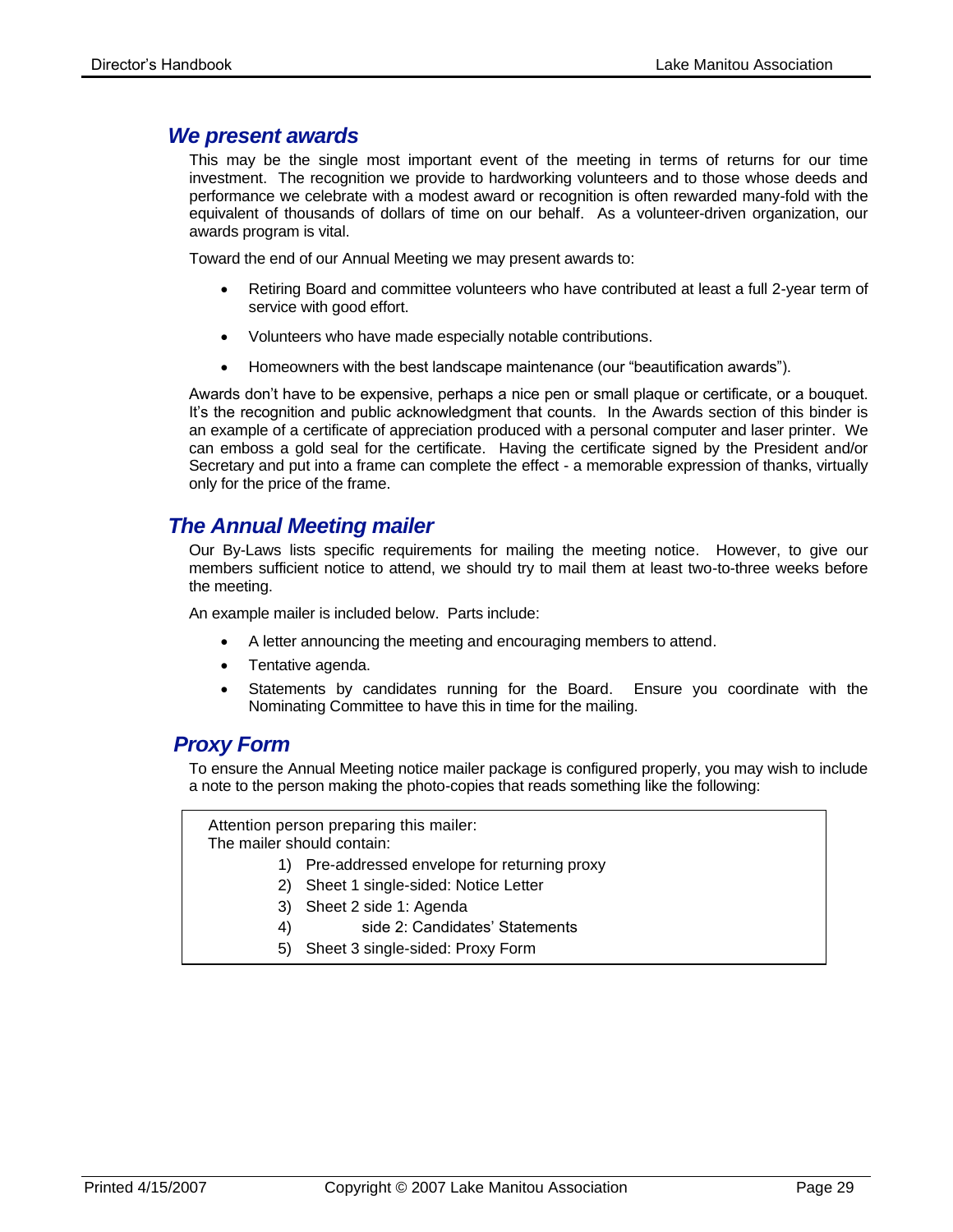## *We present awards*

This may be the single most important event of the meeting in terms of returns for our time investment. The recognition we provide to hardworking volunteers and to those whose deeds and performance we celebrate with a modest award or recognition is often rewarded many-fold with the equivalent of thousands of dollars of time on our behalf. As a volunteer-driven organization, our awards program is vital.

Toward the end of our Annual Meeting we may present awards to:

- Retiring Board and committee volunteers who have contributed at least a full 2-year term of service with good effort.
- Volunteers who have made especially notable contributions.
- Homeowners with the best landscape maintenance (our "beautification awards").

Awards don't have to be expensive, perhaps a nice pen or small plaque or certificate, or a bouquet. It's the recognition and public acknowledgment that counts. In the Awards section of this binder is an example of a certificate of appreciation produced with a personal computer and laser printer. We can emboss a gold seal for the certificate. Having the certificate signed by the President and/or Secretary and put into a frame can complete the effect - a memorable expression of thanks, virtually only for the price of the frame.

## *The Annual Meeting mailer*

Our By-Laws lists specific requirements for mailing the meeting notice. However, to give our members sufficient notice to attend, we should try to mail them at least two-to-three weeks before the meeting.

An example mailer is included below. Parts include:

- A letter announcing the meeting and encouraging members to attend.
- Tentative agenda.
- Statements by candidates running for the Board. Ensure you coordinate with the Nominating Committee to have this in time for the mailing.

## *Proxy Form*

To ensure the Annual Meeting notice mailer package is configured properly, you may wish to include a note to the person making the photo-copies that reads something like the following:

> Attention person preparing this mailer:
> The mailer should contain:
>
> 1) Pre-addressed envelope for returning proxy
> 2) Sheet 1 single-sided: Notice Letter
> 3) Sheet 2 side 1: Agenda
> 4) side 2: Candidates' Statements
> 5) Sheet 3 single-sided: Proxy Form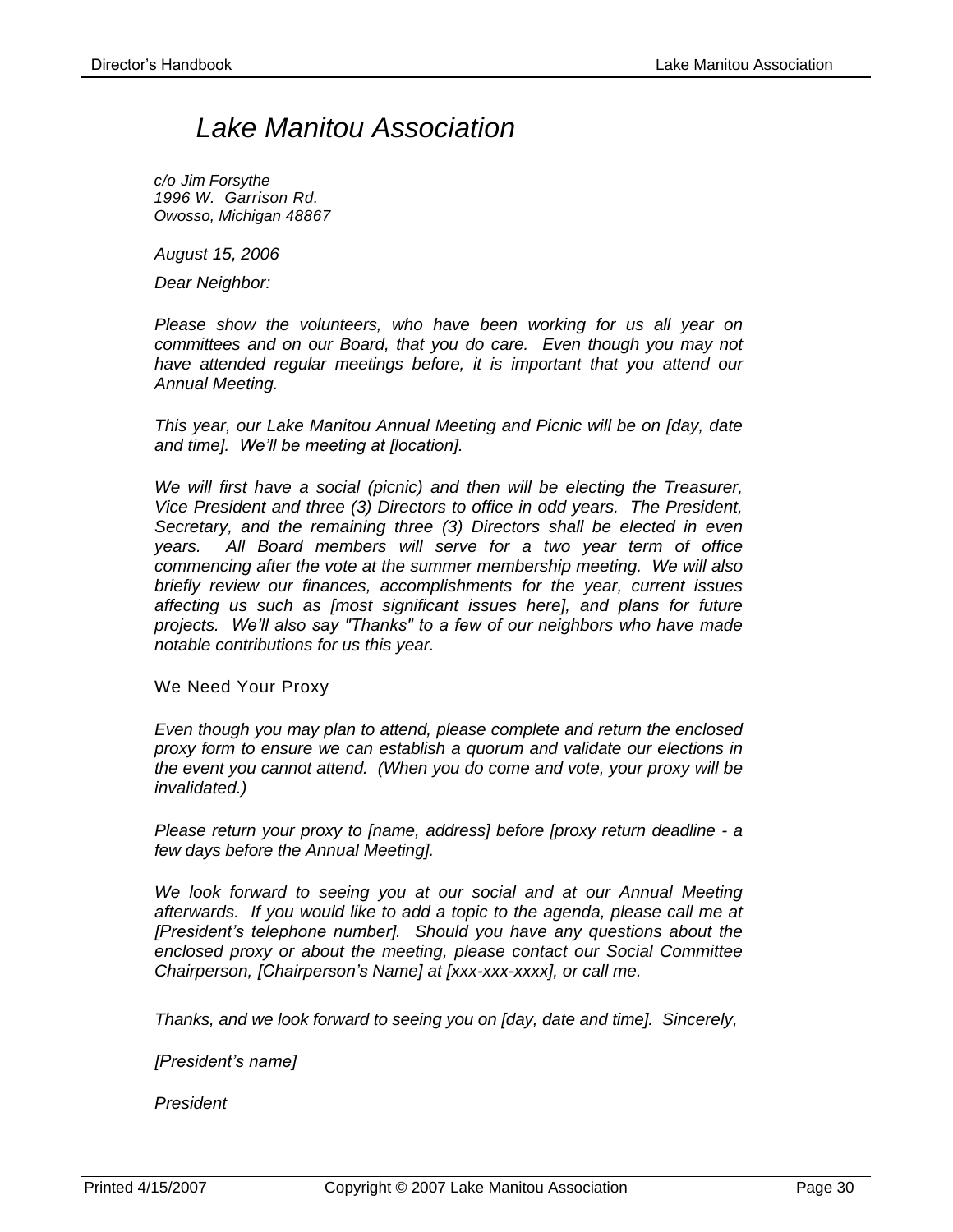# *Lake Manitou Association*

*c/o Jim Forsythe*
*1996 W. Garrison Rd.*
*Owosso, Michigan 48867*

*August 15, 2006*

*Dear Neighbor:*

*Please show the volunteers, who have been working for us all year on committees and on our Board, that you do care. Even though you may not have attended regular meetings before, it is important that you attend our Annual Meeting.*

*This year, our Lake Manitou Annual Meeting and Picnic will be on [day, date and time]. We'll be meeting at [location].*

*We will first have a social (picnic) and then will be electing the Treasurer, Vice President and three (3) Directors to office in odd years. The President, Secretary, and the remaining three (3) Directors shall be elected in even years. All Board members will serve for a two year term of office commencing after the vote at the summer membership meeting. We will also briefly review our finances, accomplishments for the year, current issues affecting us such as [most significant issues here], and plans for future projects. We'll also say "Thanks" to a few of our neighbors who have made notable contributions for us this year.*

We Need Your Proxy

*Even though you may plan to attend, please complete and return the enclosed proxy form to ensure we can establish a quorum and validate our elections in the event you cannot attend. (When you do come and vote, your proxy will be invalidated.)*

*Please return your proxy to [name, address] before [proxy return deadline - a few days before the Annual Meeting].*

*We look forward to seeing you at our social and at our Annual Meeting afterwards. If you would like to add a topic to the agenda, please call me at [President's telephone number]. Should you have any questions about the enclosed proxy or about the meeting, please contact our Social Committee Chairperson, [Chairperson's Name] at [xxx-xxx-xxxx], or call me.*

*Thanks, and we look forward to seeing you on [day, date and time]. Sincerely,*

*[President's name]*

*President*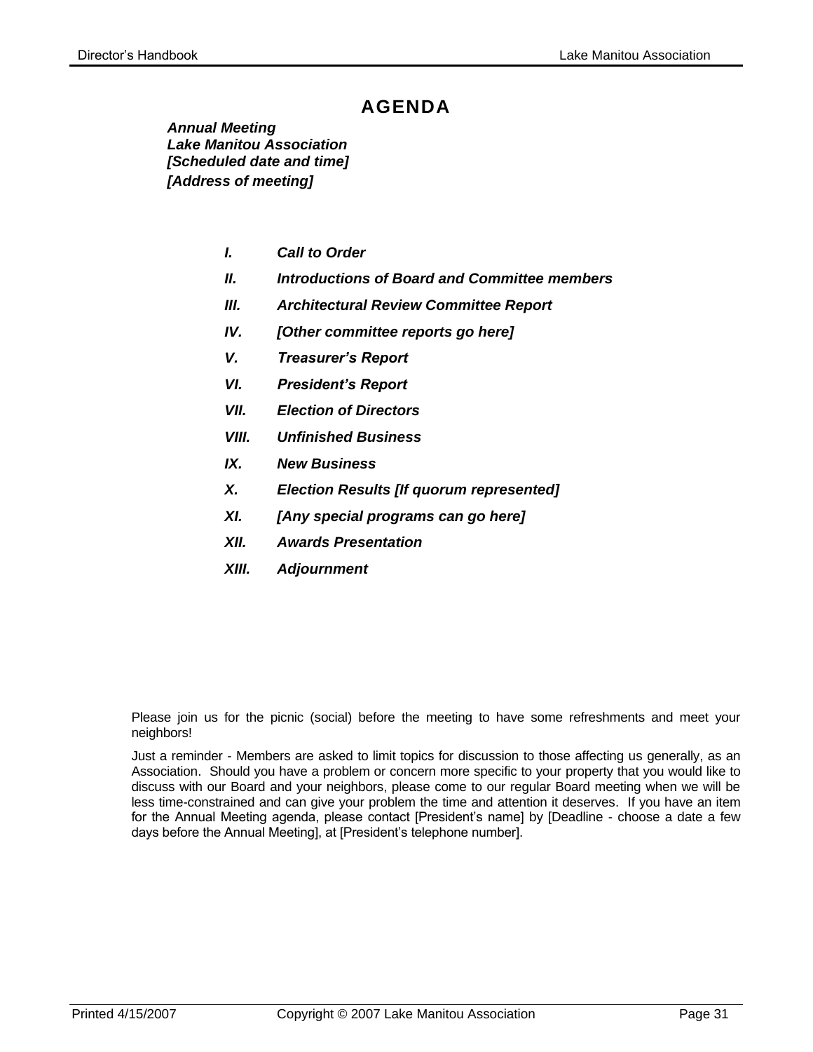# AGENDA

***Annual Meeting***
***Lake Manitou Association***
***[Scheduled date and time]***
***[Address of meeting]***

- ***I. Call to Order***
- ***II. Introductions of Board and Committee members***
- ***III. Architectural Review Committee Report***
- ***IV. [Other committee reports go here]***
- ***V. Treasurer's Report***
- ***VI. President's Report***
- ***VII. Election of Directors***
- ***VIII. Unfinished Business***
- ***IX. New Business***
- ***X. Election Results [If quorum represented]***
- ***XI. [Any special programs can go here]***
- ***XII. Awards Presentation***
- ***XIII. Adjournment***

Please join us for the picnic (social) before the meeting to have some refreshments and meet your neighbors!

Just a reminder - Members are asked to limit topics for discussion to those affecting us generally, as an Association. Should you have a problem or concern more specific to your property that you would like to discuss with our Board and your neighbors, please come to our regular Board meeting when we will be less time-constrained and can give your problem the time and attention it deserves. If you have an item for the Annual Meeting agenda, please contact [President's name] by [Deadline - choose a date a few days before the Annual Meeting], at [President's telephone number].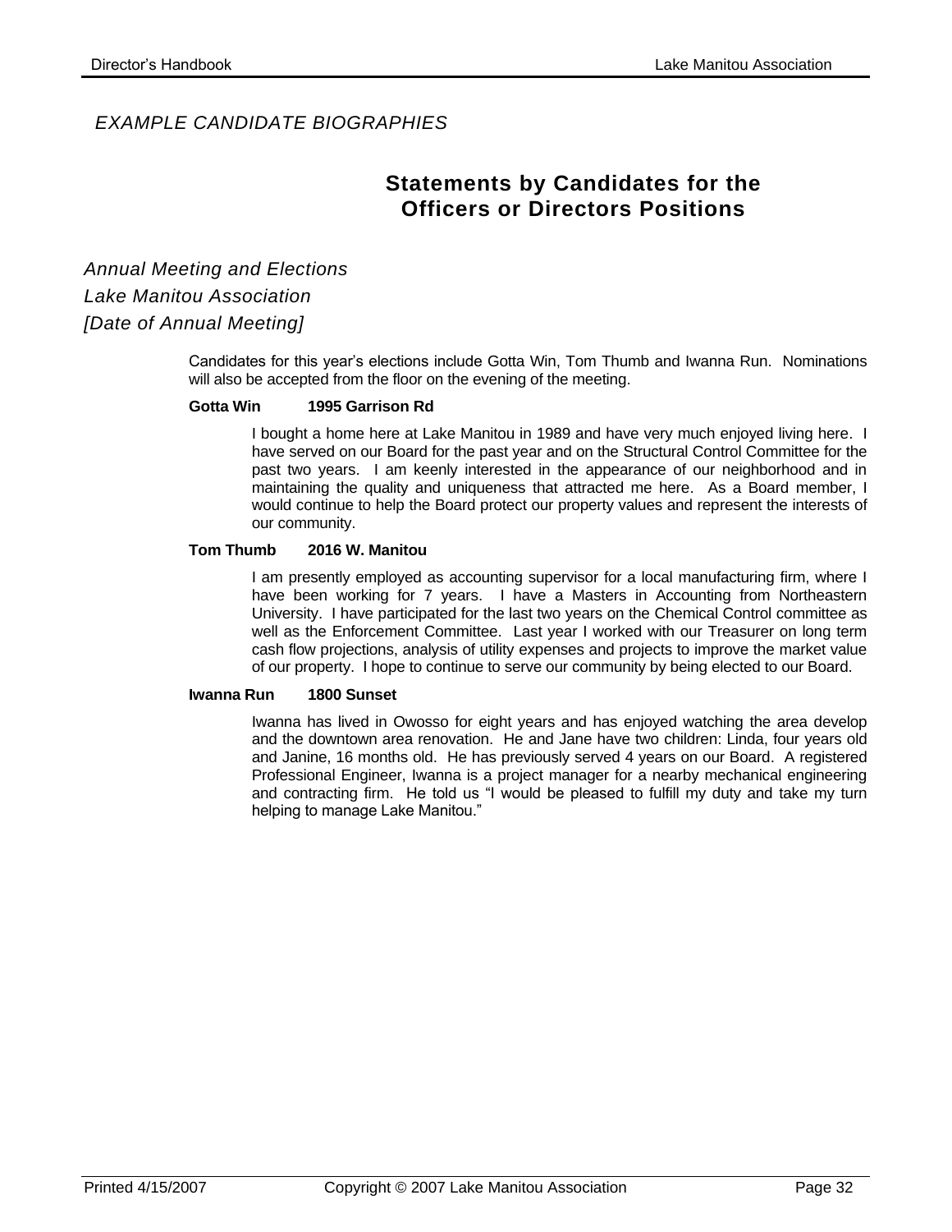*EXAMPLE CANDIDATE BIOGRAPHIES*

# Statements by Candidates for the Officers or Directors Positions

*Annual Meeting and Elections*
*Lake Manitou Association*
*[Date of Annual Meeting]*

Candidates for this year's elections include Gotta Win, Tom Thumb and Iwanna Run. Nominations will also be accepted from the floor on the evening of the meeting.

**Gotta Win 1995 Garrison Rd**

I bought a home here at Lake Manitou in 1989 and have very much enjoyed living here. I have served on our Board for the past year and on the Structural Control Committee for the past two years. I am keenly interested in the appearance of our neighborhood and in maintaining the quality and uniqueness that attracted me here. As a Board member, I would continue to help the Board protect our property values and represent the interests of our community.

**Tom Thumb 2016 W. Manitou**

I am presently employed as accounting supervisor for a local manufacturing firm, where I have been working for 7 years. I have a Masters in Accounting from Northeastern University. I have participated for the last two years on the Chemical Control committee as well as the Enforcement Committee. Last year I worked with our Treasurer on long term cash flow projections, analysis of utility expenses and projects to improve the market value of our property. I hope to continue to serve our community by being elected to our Board.

**Iwanna Run 1800 Sunset**

Iwanna has lived in Owosso for eight years and has enjoyed watching the area develop and the downtown area renovation. He and Jane have two children: Linda, four years old and Janine, 16 months old. He has previously served 4 years on our Board. A registered Professional Engineer, Iwanna is a project manager for a nearby mechanical engineering and contracting firm. He told us "I would be pleased to fulfill my duty and take my turn helping to manage Lake Manitou."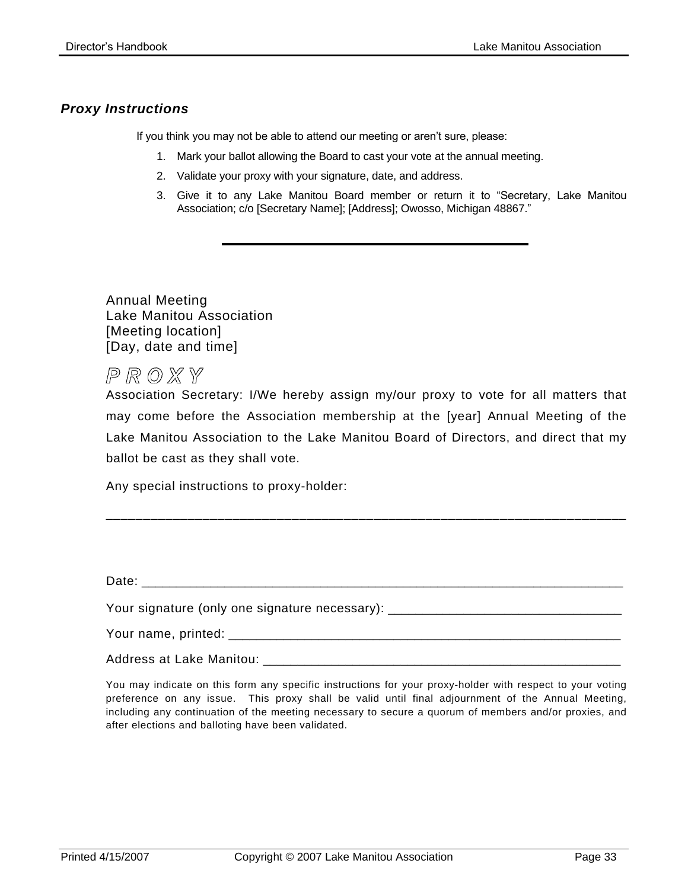### *Proxy Instructions*

If you think you may not be able to attend our meeting or aren't sure, please:

1. Mark your ballot allowing the Board to cast your vote at the annual meeting.
2. Validate your proxy with your signature, date, and address.
3. Give it to any Lake Manitou Board member or return it to "Secretary, Lake Manitou Association; c/o [Secretary Name]; [Address]; Owosso, Michigan 48867."

---

Annual Meeting
Lake Manitou Association
[Meeting location]
[Day, date and time]

## P R O X Y

Association Secretary: I/We hereby assign my/our proxy to vote for all matters that may come before the Association membership at the [year] Annual Meeting of the Lake Manitou Association to the Lake Manitou Board of Directors, and direct that my ballot be cast as they shall vote.

Any special instructions to proxy-holder:

______________________________________________________________________

Date: ________________________________________________________________

Your signature (only one signature necessary): ____________________________

Your name, printed: ____________________________________________________

Address at Lake Manitou: ________________________________________________

You may indicate on this form any specific instructions for your proxy-holder with respect to your voting preference on any issue. This proxy shall be valid until final adjournment of the Annual Meeting, including any continuation of the meeting necessary to secure a quorum of members and/or proxies, and after elections and balloting have been validated.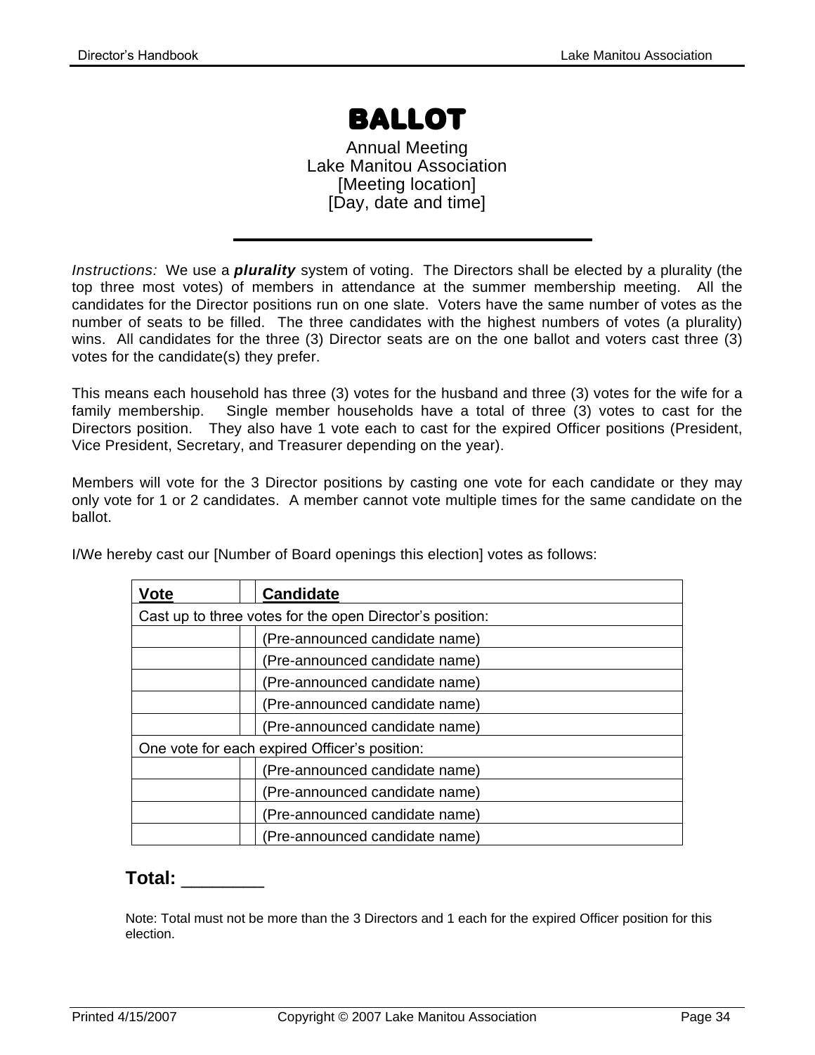# BALLOT

Annual Meeting
Lake Manitou Association
[Meeting location]
[Day, date and time]

---

*Instructions:* We use a ***plurality*** system of voting. The Directors shall be elected by a plurality (the top three most votes) of members in attendance at the summer membership meeting. All the candidates for the Director positions run on one slate. Voters have the same number of votes as the number of seats to be filled. The three candidates with the highest numbers of votes (a plurality) wins. All candidates for the three (3) Director seats are on the one ballot and voters cast three (3) votes for the candidate(s) they prefer.

This means each household has three (3) votes for the husband and three (3) votes for the wife for a family membership. Single member households have a total of three (3) votes to cast for the Directors position. They also have 1 vote each to cast for the expired Officer positions (President, Vice President, Secretary, and Treasurer depending on the year).

Members will vote for the 3 Director positions by casting one vote for each candidate or they may only vote for 1 or 2 candidates. A member cannot vote multiple times for the same candidate on the ballot.

I/We hereby cast our [Number of Board openings this election] votes as follows:

| Vote | | Candidate |
|---|---|---|
| Cast up to three votes for the open Director's position: | | |
| | | (Pre-announced candidate name) |
| | | (Pre-announced candidate name) |
| | | (Pre-announced candidate name) |
| | | (Pre-announced candidate name) |
| | | (Pre-announced candidate name) |
| One vote for each expired Officer's position: | | |
| | | (Pre-announced candidate name) |
| | | (Pre-announced candidate name) |
| | | (Pre-announced candidate name) |
| | | (Pre-announced candidate name) |

**Total: ________**

Note: Total must not be more than the 3 Directors and 1 each for the expired Officer position for this election.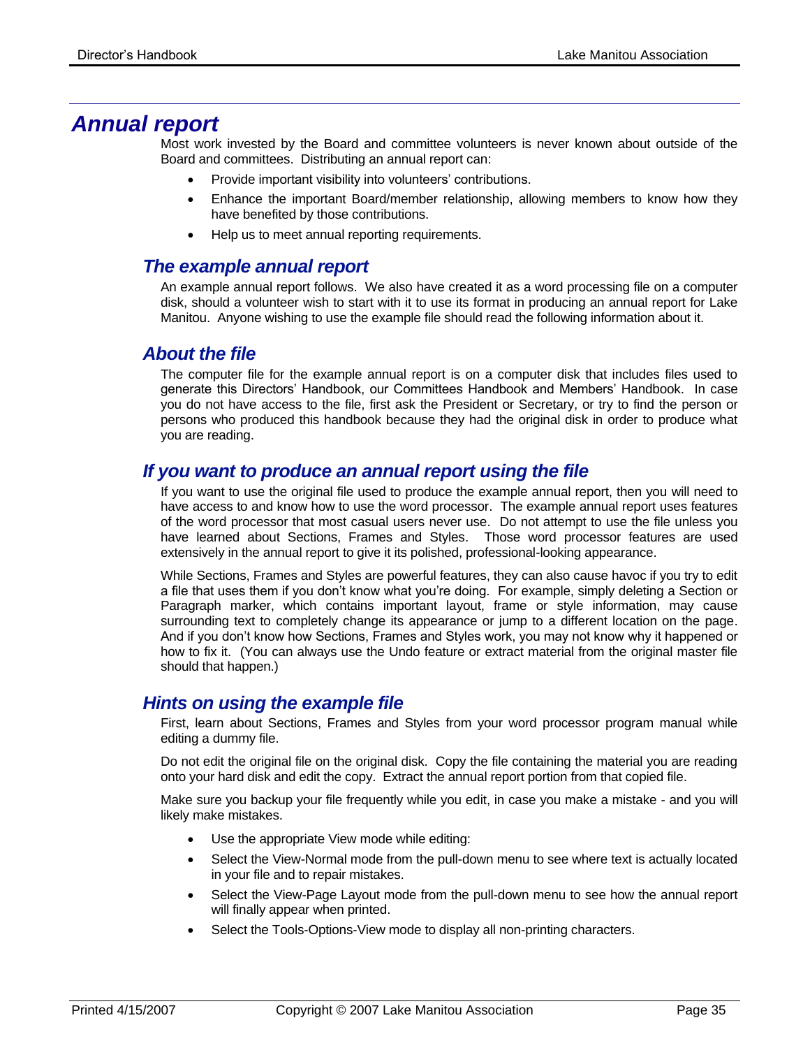# Annual report

Most work invested by the Board and committee volunteers is never known about outside of the Board and committees. Distributing an annual report can:

- Provide important visibility into volunteers' contributions.
- Enhance the important Board/member relationship, allowing members to know how they have benefited by those contributions.
- Help us to meet annual reporting requirements.

## The example annual report

An example annual report follows. We also have created it as a word processing file on a computer disk, should a volunteer wish to start with it to use its format in producing an annual report for Lake Manitou. Anyone wishing to use the example file should read the following information about it.

## About the file

The computer file for the example annual report is on a computer disk that includes files used to generate this Directors' Handbook, our Committees Handbook and Members' Handbook. In case you do not have access to the file, first ask the President or Secretary, or try to find the person or persons who produced this handbook because they had the original disk in order to produce what you are reading.

## If you want to produce an annual report using the file

If you want to use the original file used to produce the example annual report, then you will need to have access to and know how to use the word processor. The example annual report uses features of the word processor that most casual users never use. Do not attempt to use the file unless you have learned about Sections, Frames and Styles. Those word processor features are used extensively in the annual report to give it its polished, professional-looking appearance.

While Sections, Frames and Styles are powerful features, they can also cause havoc if you try to edit a file that uses them if you don't know what you're doing. For example, simply deleting a Section or Paragraph marker, which contains important layout, frame or style information, may cause surrounding text to completely change its appearance or jump to a different location on the page. And if you don't know how Sections, Frames and Styles work, you may not know why it happened or how to fix it. (You can always use the Undo feature or extract material from the original master file should that happen.)

## Hints on using the example file

First, learn about Sections, Frames and Styles from your word processor program manual while editing a dummy file.

Do not edit the original file on the original disk. Copy the file containing the material you are reading onto your hard disk and edit the copy. Extract the annual report portion from that copied file.

Make sure you backup your file frequently while you edit, in case you make a mistake - and you will likely make mistakes.

- Use the appropriate View mode while editing:
- Select the View-Normal mode from the pull-down menu to see where text is actually located in your file and to repair mistakes.
- Select the View-Page Layout mode from the pull-down menu to see how the annual report will finally appear when printed.
- Select the Tools-Options-View mode to display all non-printing characters.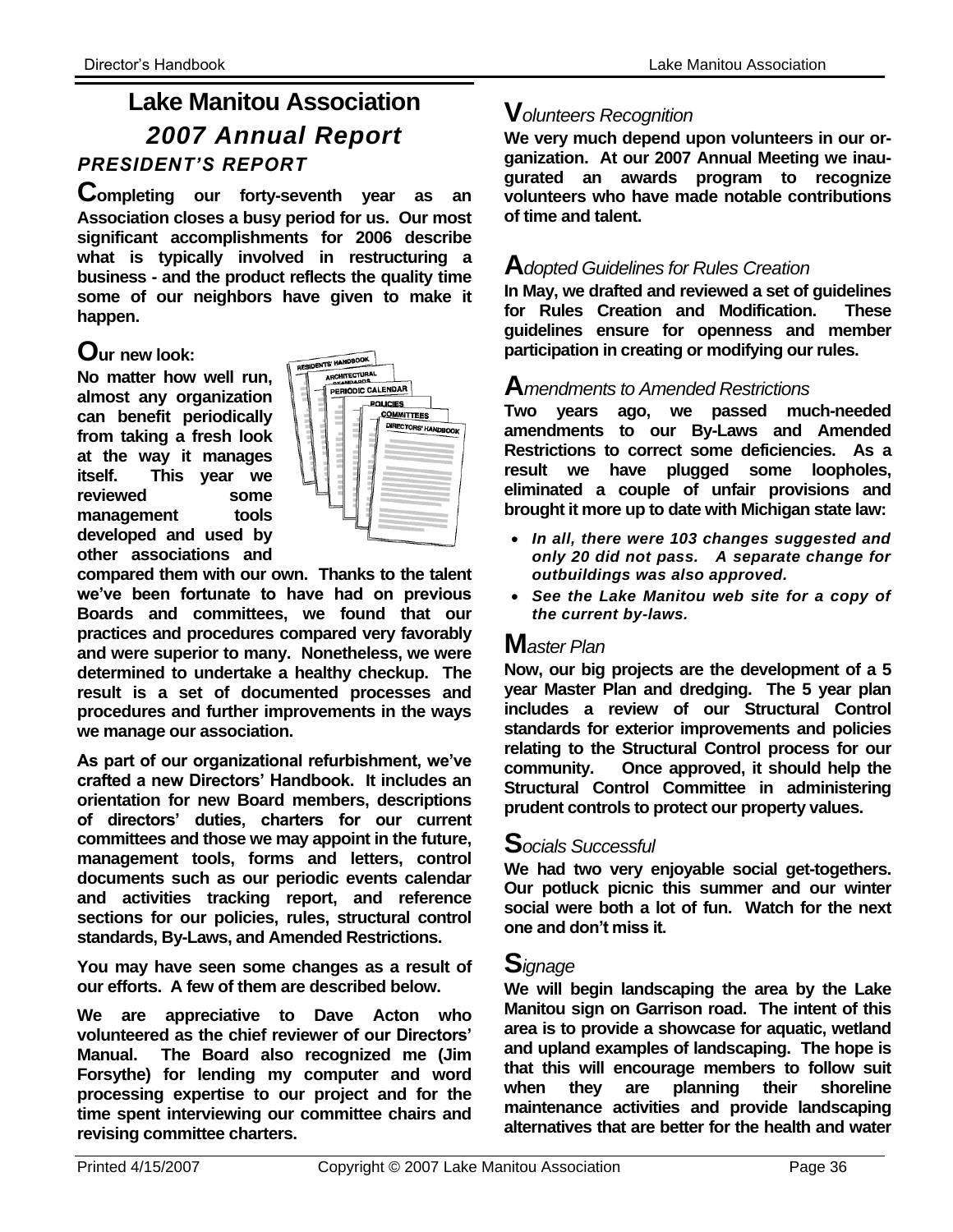# Lake Manitou Association

## *2007 Annual Report*

### *PRESIDENT'S REPORT*

**Completing our forty-seventh year as an Association closes a busy period for us. Our most significant accomplishments for 2006 describe what is typically involved in restructuring a business - and the product reflects the quality time some of our neighbors have given to make it happen.**

### Our new look:

**No matter how well run, almost any organization can benefit periodically from taking a fresh look at the way it manages itself. This year we reviewed some management tools developed and used by other associations and compared them with our own. Thanks to the talent we've been fortunate to have had on previous Boards and committees, we found that our practices and procedures compared very favorably and were superior to many. Nonetheless, we were determined to undertake a healthy checkup. The result is a set of documented processes and procedures and further improvements in the ways we manage our association.**

**As part of our organizational refurbishment, we've crafted a new Directors' Handbook. It includes an orientation for new Board members, descriptions of directors' duties, charters for our current committees and those we may appoint in the future, management tools, forms and letters, control documents such as our periodic events calendar and activities tracking report, and reference sections for our policies, rules, structural control standards, By-Laws, and Amended Restrictions.**

**You may have seen some changes as a result of our efforts. A few of them are described below.**

**We are appreciative to Dave Acton who volunteered as the chief reviewer of our Directors' Manual. The Board also recognized me (Jim Forsythe) for lending my computer and word processing expertise to our project and for the time spent interviewing our committee chairs and revising committee charters.**

### *Volunteers Recognition*

**We very much depend upon volunteers in our organization. At our 2007 Annual Meeting we inaugurated an awards program to recognize volunteers who have made notable contributions of time and talent.**

### *Adopted Guidelines for Rules Creation*

**In May, we drafted and reviewed a set of guidelines for Rules Creation and Modification. These guidelines ensure for openness and member participation in creating or modifying our rules.**

### *Amendments to Amended Restrictions*

**Two years ago, we passed much-needed amendments to our By-Laws and Amended Restrictions to correct some deficiencies. As a result we have plugged some loopholes, eliminated a couple of unfair provisions and brought it more up to date with Michigan state law:**

- ***In all, there were 103 changes suggested and only 20 did not pass. A separate change for outbuildings was also approved.***
- ***See the Lake Manitou web site for a copy of the current by-laws.***

### *Master Plan*

**Now, our big projects are the development of a 5 year Master Plan and dredging. The 5 year plan includes a review of our Structural Control standards for exterior improvements and policies relating to the Structural Control process for our community. Once approved, it should help the Structural Control Committee in administering prudent controls to protect our property values.**

### *Socials Successful*

**We had two very enjoyable social get-togethers. Our potluck picnic this summer and our winter social were both a lot of fun. Watch for the next one and don't miss it.**

### *Signage*

**We will begin landscaping the area by the Lake Manitou sign on Garrison road. The intent of this area is to provide a showcase for aquatic, wetland and upland examples of landscaping. The hope is that this will encourage members to follow suit when they are planning their shoreline maintenance activities and provide landscaping alternatives that are better for the health and water**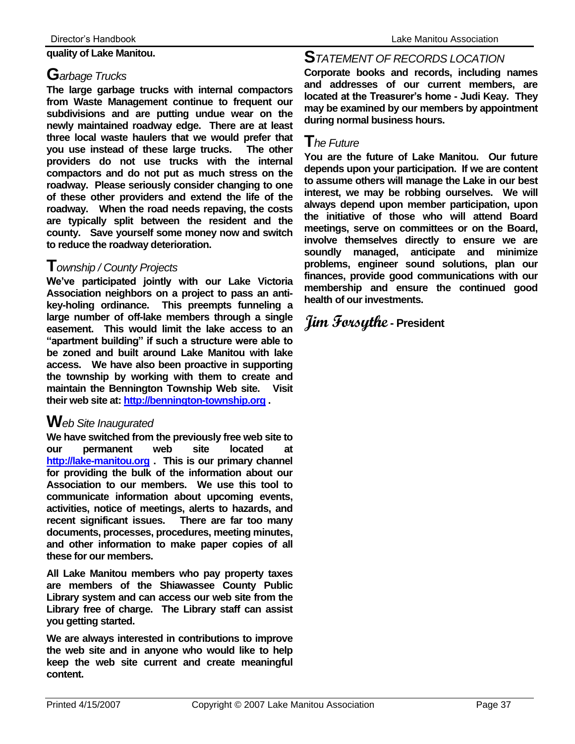**quality of Lake Manitou.**

## Garbage Trucks

**The large garbage trucks with internal compactors from Waste Management continue to frequent our subdivisions and are putting undue wear on the newly maintained roadway edge. There are at least three local waste haulers that we would prefer that you use instead of these large trucks. The other providers do not use trucks with the internal compactors and do not put as much stress on the roadway. Please seriously consider changing to one of these other providers and extend the life of the roadway. When the road needs repaving, the costs are typically split between the resident and the county. Save yourself some money now and switch to reduce the roadway deterioration.**

## Township / County Projects

**We've participated jointly with our Lake Victoria Association neighbors on a project to pass an anti-key-holing ordinance. This preempts funneling a large number of off-lake members through a single easement. This would limit the lake access to an "apartment building" if such a structure were able to be zoned and built around Lake Manitou with lake access. We have also been proactive in supporting the township by working with them to create and maintain the Bennington Township Web site. Visit their web site at: http://bennington-township.org .**

## Web Site Inaugurated

**We have switched from the previously free web site to our permanent web site located at http://lake-manitou.org . This is our primary channel for providing the bulk of the information about our Association to our members. We use this tool to communicate information about upcoming events, activities, notice of meetings, alerts to hazards, and recent significant issues. There are far too many documents, processes, procedures, meeting minutes, and other information to make paper copies of all these for our members.**

**All Lake Manitou members who pay property taxes are members of the Shiawassee County Public Library system and can access our web site from the Library free of charge. The Library staff can assist you getting started.**

**We are always interested in contributions to improve the web site and in anyone who would like to help keep the web site current and create meaningful content.**

## STATEMENT OF RECORDS LOCATION

**Corporate books and records, including names and addresses of our current members, are located at the Treasurer's home - Judi Keay. They may be examined by our members by appointment during normal business hours.**

## The Future

**You are the future of Lake Manitou. Our future depends upon your participation. If we are content to assume others will manage the Lake in our best interest, we may be robbing ourselves. We will always depend upon member participation, upon the initiative of those who will attend Board meetings, serve on committees or on the Board, involve themselves directly to ensure we are soundly managed, anticipate and minimize problems, engineer sound solutions, plan our finances, provide good communications with our membership and ensure the continued good health of our investments.**

***Jim Forsythe* - President**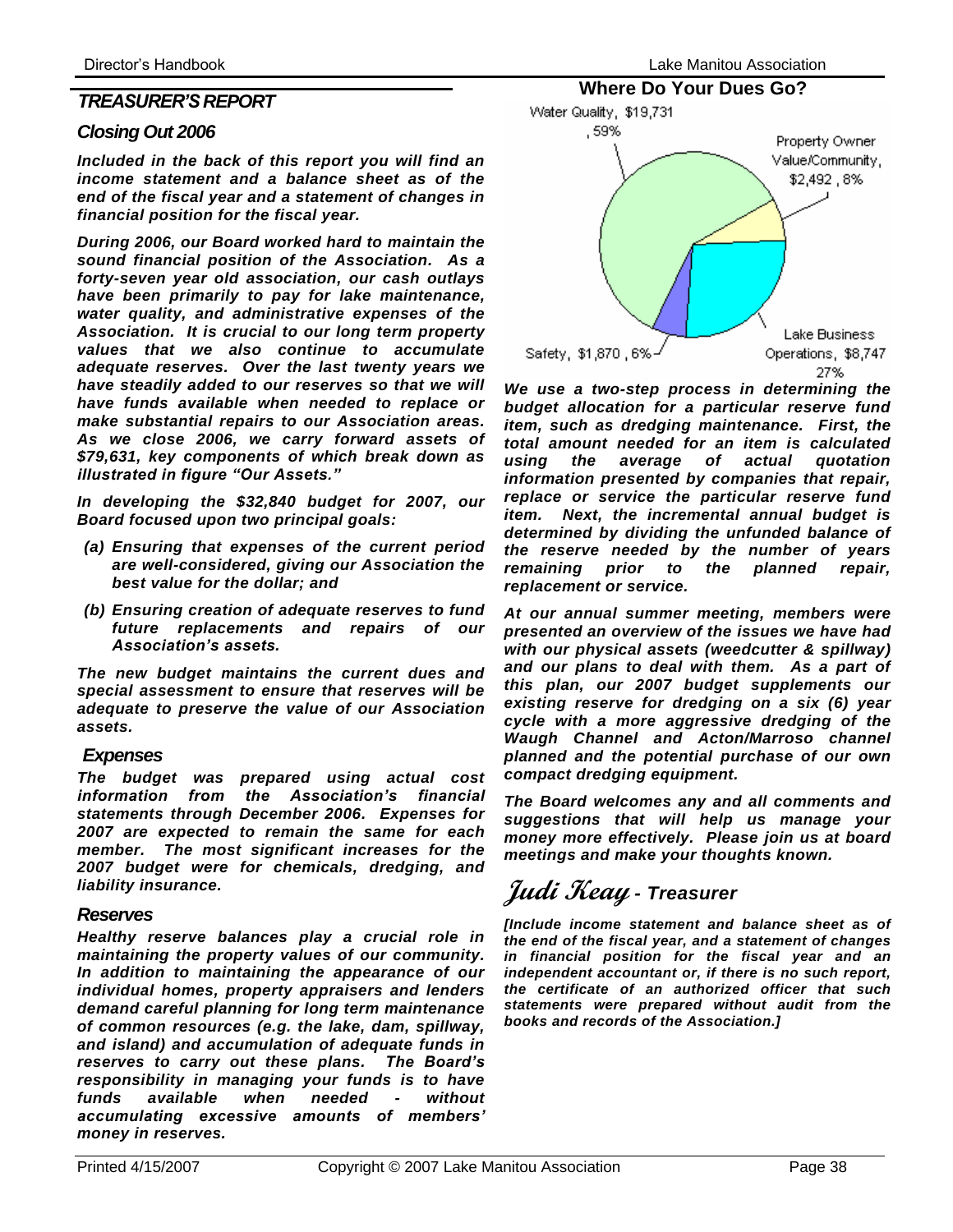## *TREASURER'S REPORT*

### *Closing Out 2006*

***Included in the back of this report you will find an income statement and a balance sheet as of the end of the fiscal year and a statement of changes in financial position for the fiscal year.***

***During 2006, our Board worked hard to maintain the sound financial position of the Association. As a forty-seven year old association, our cash outlays have been primarily to pay for lake maintenance, water quality, and administrative expenses of the Association. It is crucial to our long term property values that we also continue to accumulate adequate reserves. Over the last twenty years we have steadily added to our reserves so that we will have funds available when needed to replace or make substantial repairs to our Association areas. As we close 2006, we carry forward assets of $79,631, key components of which break down as illustrated in figure "Our Assets."***

***In developing the $32,840 budget for 2007, our Board focused upon two principal goals:***

- ***(a) Ensuring that expenses of the current period are well-considered, giving our Association the best value for the dollar; and***
- ***(b) Ensuring creation of adequate reserves to fund future replacements and repairs of our Association's assets.***

***The new budget maintains the current dues and special assessment to ensure that reserves will be adequate to preserve the value of our Association assets.***

### *Expenses*

***The budget was prepared using actual cost information from the Association's financial statements through December 2006. Expenses for 2007 are expected to remain the same for each member. The most significant increases for the 2007 budget were for chemicals, dredging, and liability insurance.***

### *Reserves*

***Healthy reserve balances play a crucial role in maintaining the property values of our community. In addition to maintaining the appearance of our individual homes, property appraisers and lenders demand careful planning for long term maintenance of common resources (e.g. the lake, dam, spillway, and island) and accumulation of adequate funds in reserves to carry out these plans. The Board's responsibility in managing your funds is to have funds available when needed - without accumulating excessive amounts of members' money in reserves.***

**Where Do Your Dues Go?**

Water Quality, $19,731, 59%
Property Owner Value/Community, $2,492, 8%
Lake Business Operations, $8,747, 27%
Safety, $1,870, 6%

***We use a two-step process in determining the budget allocation for a particular reserve fund item, such as dredging maintenance. First, the total amount needed for an item is calculated using the average of actual quotation information presented by companies that repair, replace or service the particular reserve fund item. Next, the incremental annual budget is determined by dividing the unfunded balance of the reserve needed by the number of years remaining prior to the planned repair, replacement or service.***

***At our annual summer meeting, members were presented an overview of the issues we have had with our physical assets (weedcutter & spillway) and our plans to deal with them. As a part of this plan, our 2007 budget supplements our existing reserve for dredging on a six (6) year cycle with a more aggressive dredging of the Waugh Channel and Acton/Marroso channel planned and the potential purchase of our own compact dredging equipment.***

***The Board welcomes any and all comments and suggestions that will help us manage your money more effectively. Please join us at board meetings and make your thoughts known.***

***Judi Keay* - Treasurer**

***[Include income statement and balance sheet as of the end of the fiscal year, and a statement of changes in financial position for the fiscal year and an independent accountant or, if there is no such report, the certificate of an authorized officer that such statements were prepared without audit from the books and records of the Association.]***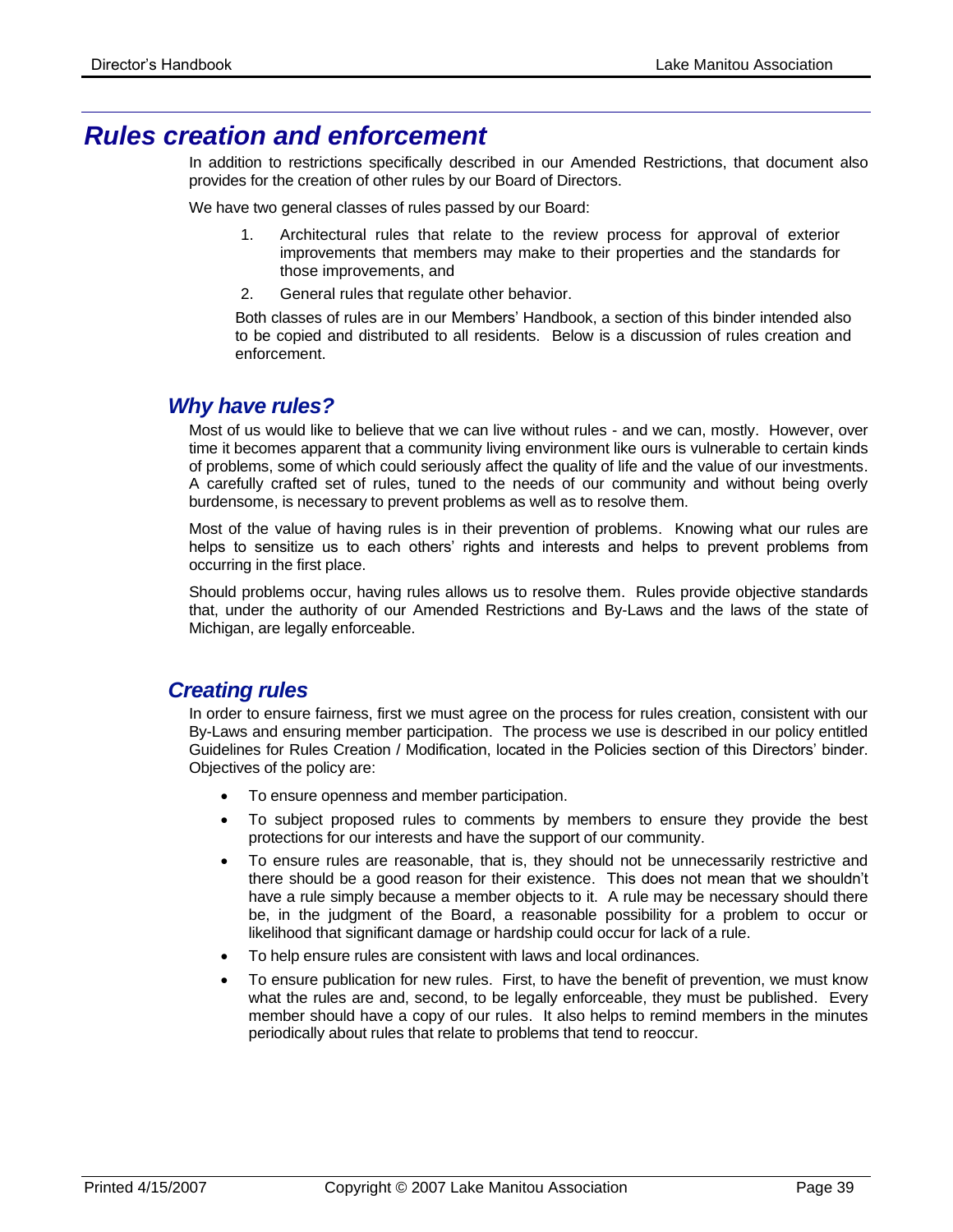# Rules creation and enforcement

In addition to restrictions specifically described in our Amended Restrictions, that document also provides for the creation of other rules by our Board of Directors.

We have two general classes of rules passed by our Board:

1. Architectural rules that relate to the review process for approval of exterior improvements that members may make to their properties and the standards for those improvements, and
2. General rules that regulate other behavior.

Both classes of rules are in our Members' Handbook, a section of this binder intended also to be copied and distributed to all residents. Below is a discussion of rules creation and enforcement.

## Why have rules?

Most of us would like to believe that we can live without rules - and we can, mostly. However, over time it becomes apparent that a community living environment like ours is vulnerable to certain kinds of problems, some of which could seriously affect the quality of life and the value of our investments. A carefully crafted set of rules, tuned to the needs of our community and without being overly burdensome, is necessary to prevent problems as well as to resolve them.

Most of the value of having rules is in their prevention of problems. Knowing what our rules are helps to sensitize us to each others' rights and interests and helps to prevent problems from occurring in the first place.

Should problems occur, having rules allows us to resolve them. Rules provide objective standards that, under the authority of our Amended Restrictions and By-Laws and the laws of the state of Michigan, are legally enforceable.

## Creating rules

In order to ensure fairness, first we must agree on the process for rules creation, consistent with our By-Laws and ensuring member participation. The process we use is described in our policy entitled Guidelines for Rules Creation / Modification, located in the Policies section of this Directors' binder. Objectives of the policy are:

- To ensure openness and member participation.
- To subject proposed rules to comments by members to ensure they provide the best protections for our interests and have the support of our community.
- To ensure rules are reasonable, that is, they should not be unnecessarily restrictive and there should be a good reason for their existence. This does not mean that we shouldn't have a rule simply because a member objects to it. A rule may be necessary should there be, in the judgment of the Board, a reasonable possibility for a problem to occur or likelihood that significant damage or hardship could occur for lack of a rule.
- To help ensure rules are consistent with laws and local ordinances.
- To ensure publication for new rules. First, to have the benefit of prevention, we must know what the rules are and, second, to be legally enforceable, they must be published. Every member should have a copy of our rules. It also helps to remind members in the minutes periodically about rules that relate to problems that tend to reoccur.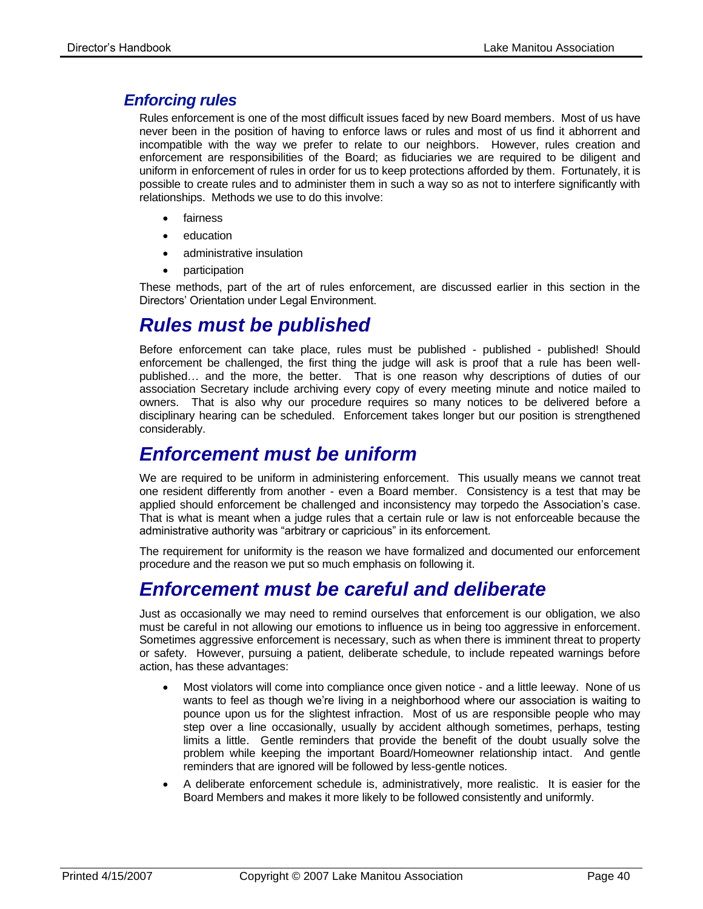### *Enforcing rules*

Rules enforcement is one of the most difficult issues faced by new Board members. Most of us have never been in the position of having to enforce laws or rules and most of us find it abhorrent and incompatible with the way we prefer to relate to our neighbors. However, rules creation and enforcement are responsibilities of the Board; as fiduciaries we are required to be diligent and uniform in enforcement of rules in order for us to keep protections afforded by them. Fortunately, it is possible to create rules and to administer them in such a way so as not to interfere significantly with relationships. Methods we use to do this involve:

- fairness
- education
- administrative insulation
- participation

These methods, part of the art of rules enforcement, are discussed earlier in this section in the Directors' Orientation under Legal Environment.

## *Rules must be published*

Before enforcement can take place, rules must be published - published - published! Should enforcement be challenged, the first thing the judge will ask is proof that a rule has been well-published… and the more, the better. That is one reason why descriptions of duties of our association Secretary include archiving every copy of every meeting minute and notice mailed to owners. That is also why our procedure requires so many notices to be delivered before a disciplinary hearing can be scheduled. Enforcement takes longer but our position is strengthened considerably.

## *Enforcement must be uniform*

We are required to be uniform in administering enforcement. This usually means we cannot treat one resident differently from another - even a Board member. Consistency is a test that may be applied should enforcement be challenged and inconsistency may torpedo the Association's case. That is what is meant when a judge rules that a certain rule or law is not enforceable because the administrative authority was "arbitrary or capricious" in its enforcement.

The requirement for uniformity is the reason we have formalized and documented our enforcement procedure and the reason we put so much emphasis on following it.

## *Enforcement must be careful and deliberate*

Just as occasionally we may need to remind ourselves that enforcement is our obligation, we also must be careful in not allowing our emotions to influence us in being too aggressive in enforcement. Sometimes aggressive enforcement is necessary, such as when there is imminent threat to property or safety. However, pursuing a patient, deliberate schedule, to include repeated warnings before action, has these advantages:

- Most violators will come into compliance once given notice - and a little leeway. None of us wants to feel as though we're living in a neighborhood where our association is waiting to pounce upon us for the slightest infraction. Most of us are responsible people who may step over a line occasionally, usually by accident although sometimes, perhaps, testing limits a little. Gentle reminders that provide the benefit of the doubt usually solve the problem while keeping the important Board/Homeowner relationship intact. And gentle reminders that are ignored will be followed by less-gentle notices.
- A deliberate enforcement schedule is, administratively, more realistic. It is easier for the Board Members and makes it more likely to be followed consistently and uniformly.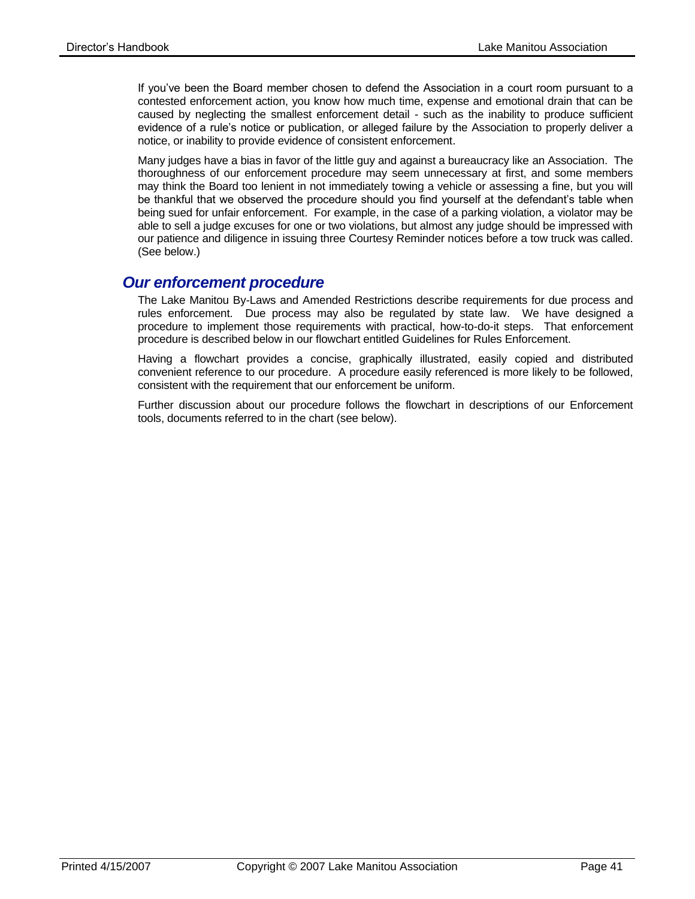If you've been the Board member chosen to defend the Association in a court room pursuant to a contested enforcement action, you know how much time, expense and emotional drain that can be caused by neglecting the smallest enforcement detail - such as the inability to produce sufficient evidence of a rule's notice or publication, or alleged failure by the Association to properly deliver a notice, or inability to provide evidence of consistent enforcement.

Many judges have a bias in favor of the little guy and against a bureaucracy like an Association. The thoroughness of our enforcement procedure may seem unnecessary at first, and some members may think the Board too lenient in not immediately towing a vehicle or assessing a fine, but you will be thankful that we observed the procedure should you find yourself at the defendant's table when being sued for unfair enforcement. For example, in the case of a parking violation, a violator may be able to sell a judge excuses for one or two violations, but almost any judge should be impressed with our patience and diligence in issuing three Courtesy Reminder notices before a tow truck was called. (See below.)

## *Our enforcement procedure*

The Lake Manitou By-Laws and Amended Restrictions describe requirements for due process and rules enforcement. Due process may also be regulated by state law. We have designed a procedure to implement those requirements with practical, how-to-do-it steps. That enforcement procedure is described below in our flowchart entitled Guidelines for Rules Enforcement.

Having a flowchart provides a concise, graphically illustrated, easily copied and distributed convenient reference to our procedure. A procedure easily referenced is more likely to be followed, consistent with the requirement that our enforcement be uniform.

Further discussion about our procedure follows the flowchart in descriptions of our Enforcement tools, documents referred to in the chart (see below).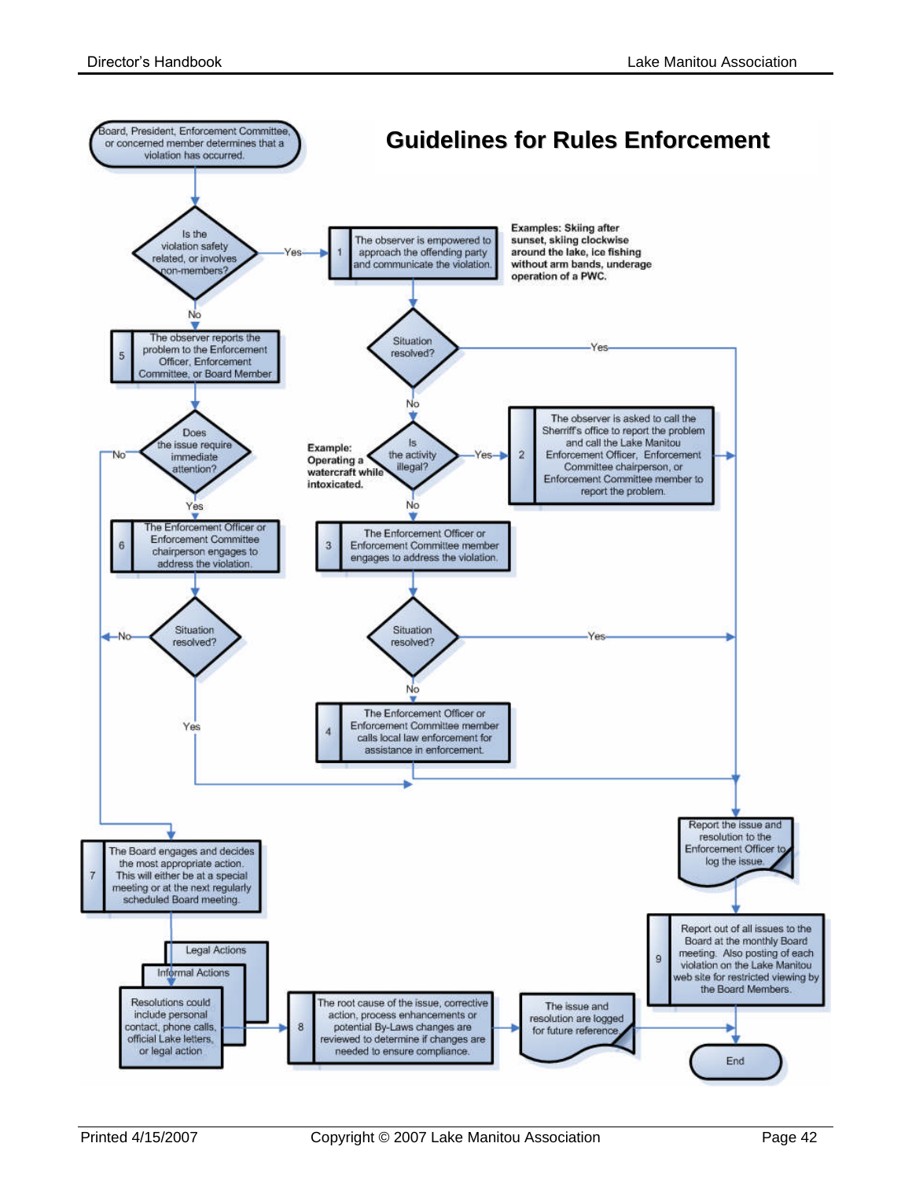# Guidelines for Rules Enforcement

Board, President, Enforcement Committee, or concerned member determines that a violation has occurred.

**Is the violation safety related, or involves non-members?**

- **Yes** → **1.** The observer is empowered to approach the offending party and communicate the violation.

  **Examples: Skiing after sunset, skiing clockwise around the lake, ice fishing without arm bands, underage operation of a PWC.**

  **Situation resolved?**
  - **Yes** → Report the issue and resolution to the Enforcement Officer to log the issue.
  - **No** → **Is the activity illegal?**

    **Example: Operating a watercraft while intoxicated.**

    - **Yes** → **2.** The observer is asked to call the Sherriff's office to report the problem and call the Lake Manitou Enforcement Officer, Enforcement Committee chairperson, or Enforcement Committee member to report the problem. → Report the issue and resolution to the Enforcement Officer to log the issue.
    - **No** → **3.** The Enforcement Officer or Enforcement Committee member engages to address the violation.

      **Situation resolved?**
      - **Yes** → Report the issue and resolution to the Enforcement Officer to log the issue.
      - **No** → **4.** The Enforcement Officer or Enforcement Committee member calls local law enforcement for assistance in enforcement. → Report the issue and resolution to the Enforcement Officer to log the issue.

- **No** → **5.** The observer reports the problem to the Enforcement Officer, Enforcement Committee, or Board Member.

  **Does the issue require immediate attention?**
  - **No** → **7.** The Board engages and decides the most appropriate action. This will either be at a special meeting or at the next regularly scheduled Board meeting.
  - **Yes** → **6.** The Enforcement Officer or Enforcement Committee chairperson engages to address the violation.

    **Situation resolved?**
    - **Yes** → Report the issue and resolution to the Enforcement Officer to log the issue.
    - **No** → **7.** The Board engages and decides the most appropriate action. This will either be at a special meeting or at the next regularly scheduled Board meeting.

**7.** The Board engages and decides the most appropriate action. → Legal Actions / Informal Actions / Resolutions could include personal contact, phone calls, official Lake letters, or legal action

→ **8.** The root cause of the issue, corrective action, process enhancements or potential By-Laws changes are reviewed to determine if changes are needed to ensure compliance.

→ The issue and resolution are logged for future reference. → End

Report the issue and resolution to the Enforcement Officer to log the issue.

→ **9.** Report out of all issues to the Board at the monthly Board meeting. Also posting of each violation on the Lake Manitou web site for restricted viewing by the Board Members.

→ End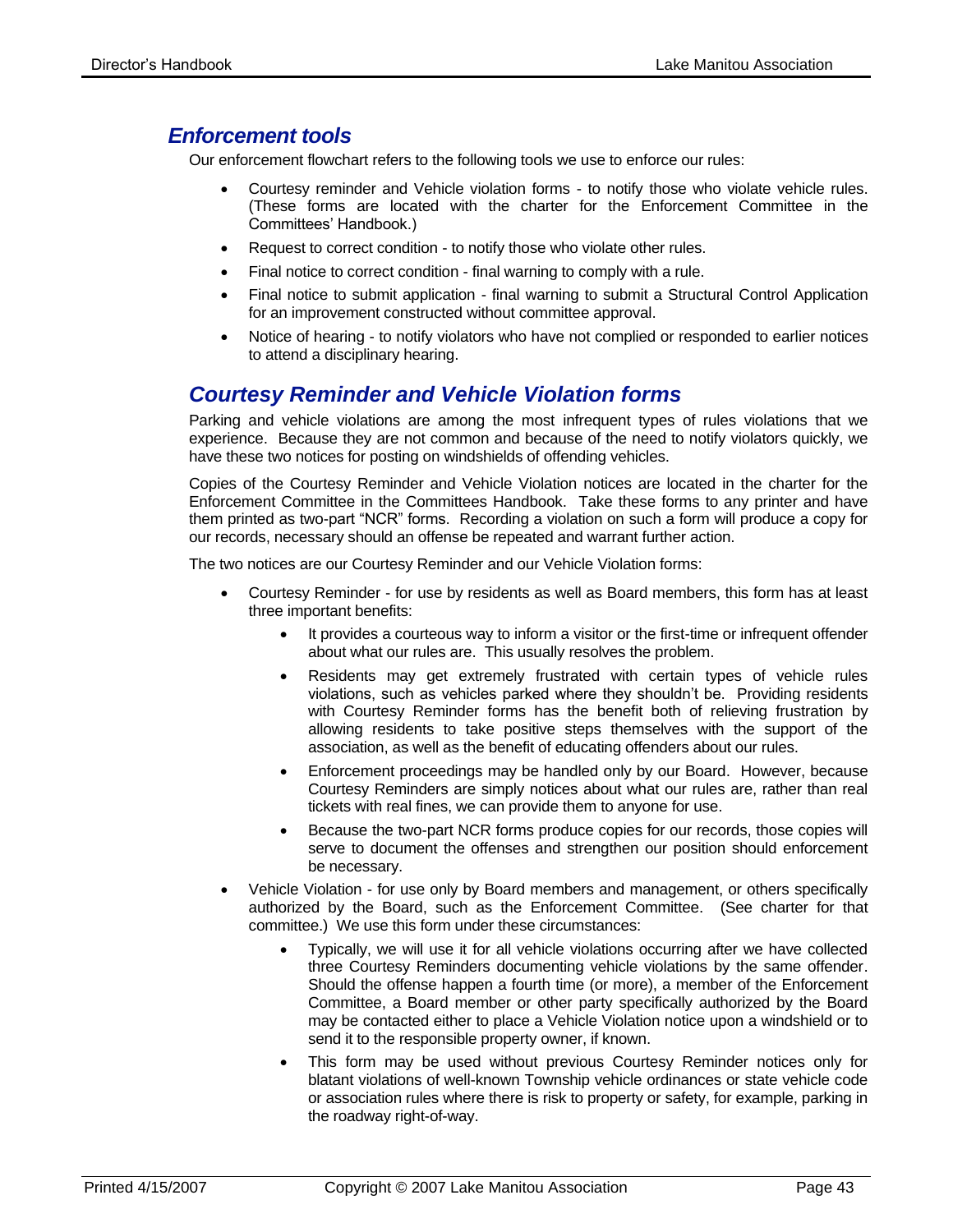## Enforcement tools

Our enforcement flowchart refers to the following tools we use to enforce our rules:

- Courtesy reminder and Vehicle violation forms - to notify those who violate vehicle rules. (These forms are located with the charter for the Enforcement Committee in the Committees' Handbook.)
- Request to correct condition - to notify those who violate other rules.
- Final notice to correct condition - final warning to comply with a rule.
- Final notice to submit application - final warning to submit a Structural Control Application for an improvement constructed without committee approval.
- Notice of hearing - to notify violators who have not complied or responded to earlier notices to attend a disciplinary hearing.

## Courtesy Reminder and Vehicle Violation forms

Parking and vehicle violations are among the most infrequent types of rules violations that we experience. Because they are not common and because of the need to notify violators quickly, we have these two notices for posting on windshields of offending vehicles.

Copies of the Courtesy Reminder and Vehicle Violation notices are located in the charter for the Enforcement Committee in the Committees Handbook. Take these forms to any printer and have them printed as two-part "NCR" forms. Recording a violation on such a form will produce a copy for our records, necessary should an offense be repeated and warrant further action.

The two notices are our Courtesy Reminder and our Vehicle Violation forms:

- Courtesy Reminder - for use by residents as well as Board members, this form has at least three important benefits:
    - It provides a courteous way to inform a visitor or the first-time or infrequent offender about what our rules are. This usually resolves the problem.
    - Residents may get extremely frustrated with certain types of vehicle rules violations, such as vehicles parked where they shouldn't be. Providing residents with Courtesy Reminder forms has the benefit both of relieving frustration by allowing residents to take positive steps themselves with the support of the association, as well as the benefit of educating offenders about our rules.
    - Enforcement proceedings may be handled only by our Board. However, because Courtesy Reminders are simply notices about what our rules are, rather than real tickets with real fines, we can provide them to anyone for use.
    - Because the two-part NCR forms produce copies for our records, those copies will serve to document the offenses and strengthen our position should enforcement be necessary.
- Vehicle Violation - for use only by Board members and management, or others specifically authorized by the Board, such as the Enforcement Committee. (See charter for that committee.) We use this form under these circumstances:
    - Typically, we will use it for all vehicle violations occurring after we have collected three Courtesy Reminders documenting vehicle violations by the same offender. Should the offense happen a fourth time (or more), a member of the Enforcement Committee, a Board member or other party specifically authorized by the Board may be contacted either to place a Vehicle Violation notice upon a windshield or to send it to the responsible property owner, if known.
    - This form may be used without previous Courtesy Reminder notices only for blatant violations of well-known Township vehicle ordinances or state vehicle code or association rules where there is risk to property or safety, for example, parking in the roadway right-of-way.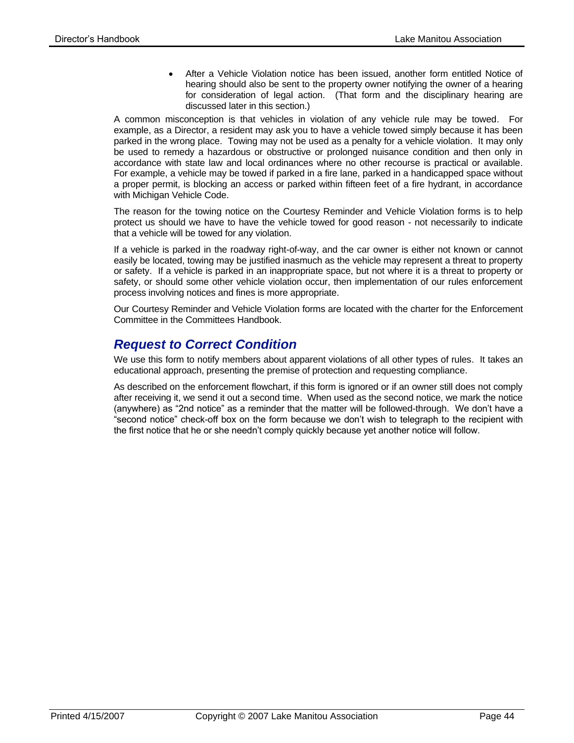- After a Vehicle Violation notice has been issued, another form entitled Notice of hearing should also be sent to the property owner notifying the owner of a hearing for consideration of legal action. (That form and the disciplinary hearing are discussed later in this section.)

A common misconception is that vehicles in violation of any vehicle rule may be towed. For example, as a Director, a resident may ask you to have a vehicle towed simply because it has been parked in the wrong place. Towing may not be used as a penalty for a vehicle violation. It may only be used to remedy a hazardous or obstructive or prolonged nuisance condition and then only in accordance with state law and local ordinances where no other recourse is practical or available. For example, a vehicle may be towed if parked in a fire lane, parked in a handicapped space without a proper permit, is blocking an access or parked within fifteen feet of a fire hydrant, in accordance with Michigan Vehicle Code.

The reason for the towing notice on the Courtesy Reminder and Vehicle Violation forms is to help protect us should we have to have the vehicle towed for good reason - not necessarily to indicate that a vehicle will be towed for any violation.

If a vehicle is parked in the roadway right-of-way, and the car owner is either not known or cannot easily be located, towing may be justified inasmuch as the vehicle may represent a threat to property or safety. If a vehicle is parked in an inappropriate space, but not where it is a threat to property or safety, or should some other vehicle violation occur, then implementation of our rules enforcement process involving notices and fines is more appropriate.

Our Courtesy Reminder and Vehicle Violation forms are located with the charter for the Enforcement Committee in the Committees Handbook.

## *Request to Correct Condition*

We use this form to notify members about apparent violations of all other types of rules. It takes an educational approach, presenting the premise of protection and requesting compliance.

As described on the enforcement flowchart, if this form is ignored or if an owner still does not comply after receiving it, we send it out a second time. When used as the second notice, we mark the notice (anywhere) as "2nd notice" as a reminder that the matter will be followed-through. We don't have a "second notice" check-off box on the form because we don't wish to telegraph to the recipient with the first notice that he or she needn't comply quickly because yet another notice will follow.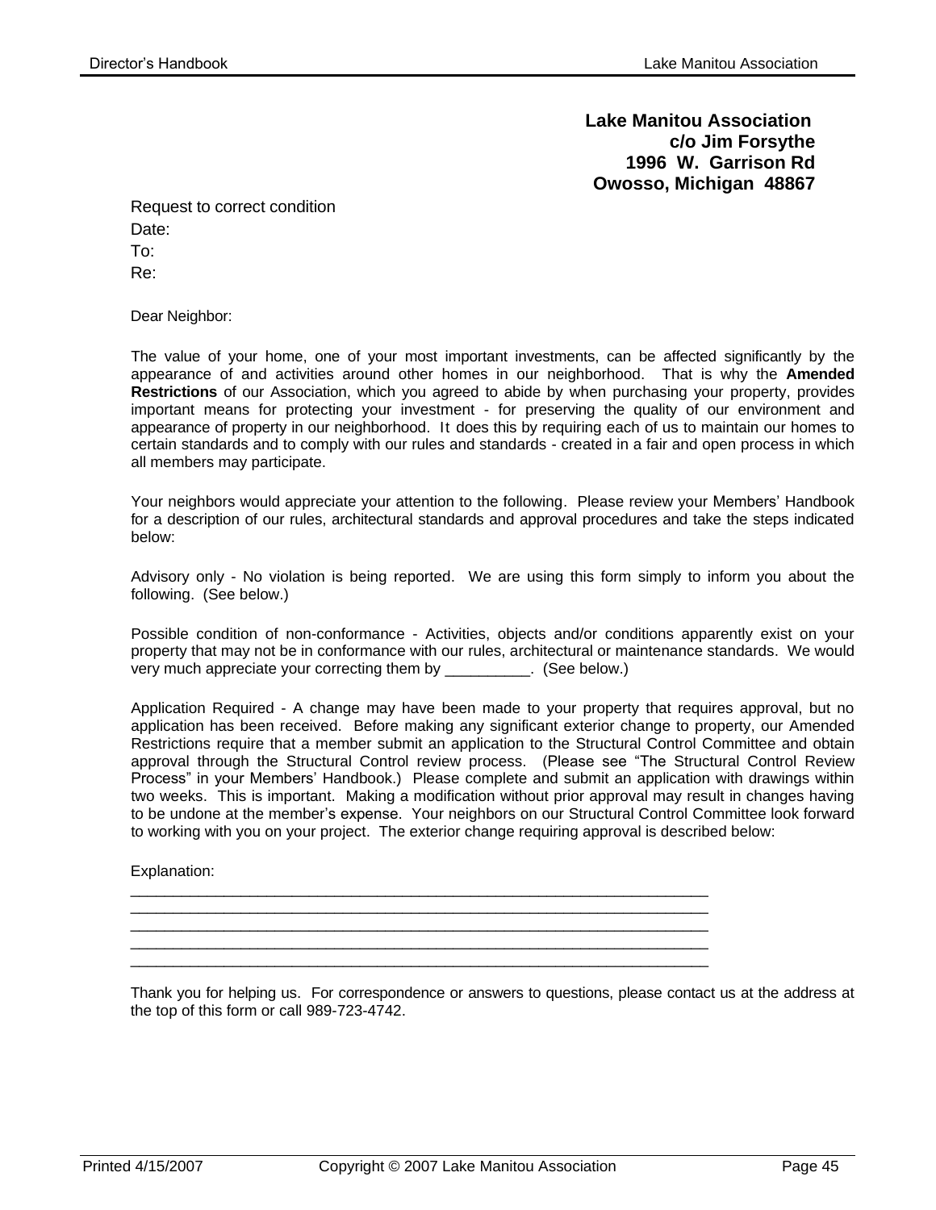**Lake Manitou Association**
**c/o Jim Forsythe**
**1996 W. Garrison Rd**
**Owosso, Michigan 48867**

Request to correct condition

Date:

To:

Re:

Dear Neighbor:

The value of your home, one of your most important investments, can be affected significantly by the appearance of and activities around other homes in our neighborhood. That is why the **Amended Restrictions** of our Association, which you agreed to abide by when purchasing your property, provides important means for protecting your investment - for preserving the quality of our environment and appearance of property in our neighborhood. It does this by requiring each of us to maintain our homes to certain standards and to comply with our rules and standards - created in a fair and open process in which all members may participate.

Your neighbors would appreciate your attention to the following. Please review your Members' Handbook for a description of our rules, architectural standards and approval procedures and take the steps indicated below:

Advisory only - No violation is being reported. We are using this form simply to inform you about the following. (See below.)

Possible condition of non-conformance - Activities, objects and/or conditions apparently exist on your property that may not be in conformance with our rules, architectural or maintenance standards. We would very much appreciate your correcting them by __________. (See below.)

Application Required - A change may have been made to your property that requires approval, but no application has been received. Before making any significant exterior change to property, our Amended Restrictions require that a member submit an application to the Structural Control Committee and obtain approval through the Structural Control review process. (Please see "The Structural Control Review Process" in your Members' Handbook.) Please complete and submit an application with drawings within two weeks. This is important. Making a modification without prior approval may result in changes having to be undone at the member's expense. Your neighbors on our Structural Control Committee look forward to working with you on your project. The exterior change requiring approval is described below:

Explanation:

______________________________________________________________________
______________________________________________________________________
______________________________________________________________________
______________________________________________________________________
______________________________________________________________________

Thank you for helping us. For correspondence or answers to questions, please contact us at the address at the top of this form or call 989-723-4742.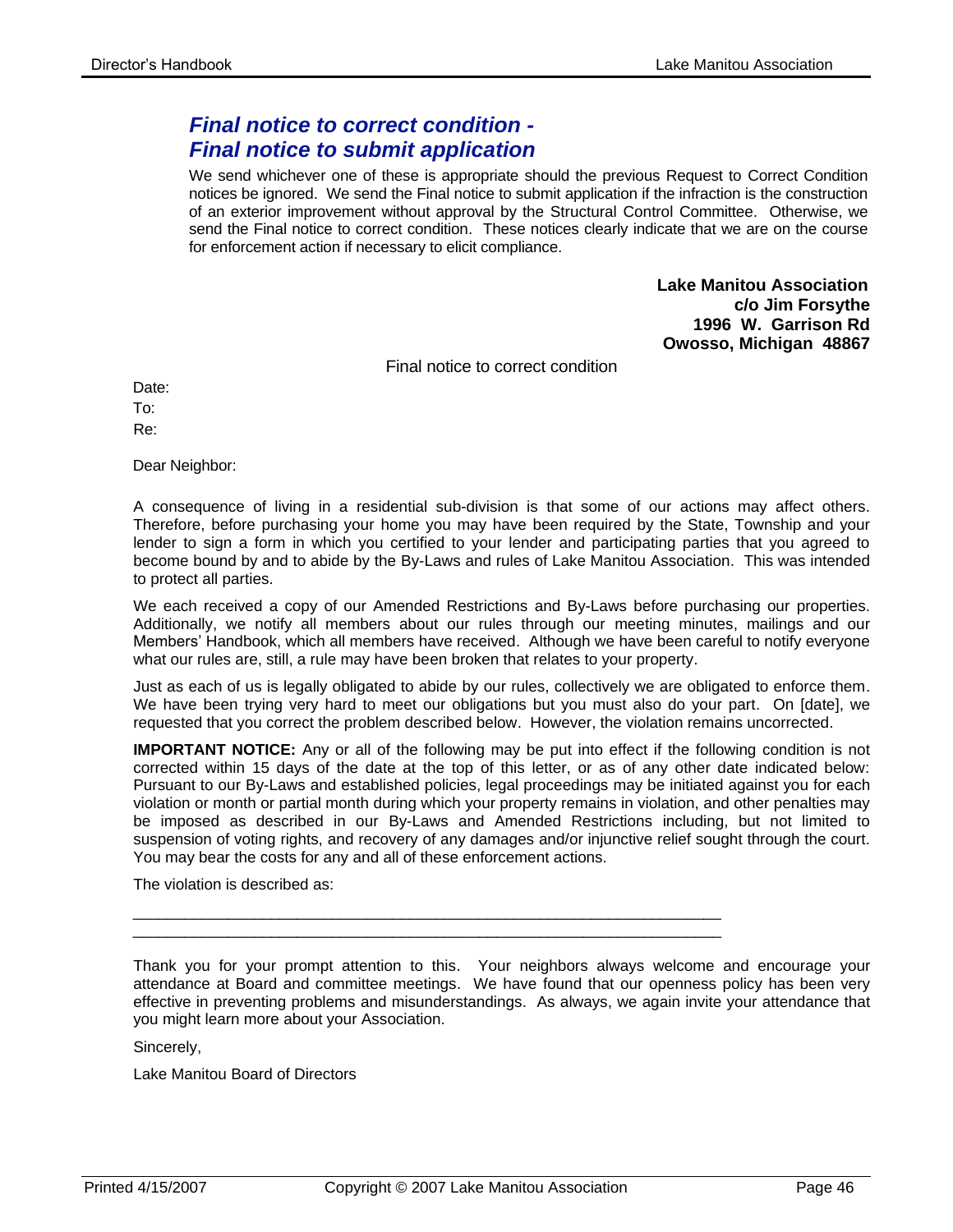## *Final notice to correct condition - Final notice to submit application*

We send whichever one of these is appropriate should the previous Request to Correct Condition notices be ignored. We send the Final notice to submit application if the infraction is the construction of an exterior improvement without approval by the Structural Control Committee. Otherwise, we send the Final notice to correct condition. These notices clearly indicate that we are on the course for enforcement action if necessary to elicit compliance.

**Lake Manitou Association**
**c/o Jim Forsythe**
**1996 W. Garrison Rd**
**Owosso, Michigan 48867**

Final notice to correct condition

Date:

To:

Re:

Dear Neighbor:

A consequence of living in a residential sub-division is that some of our actions may affect others. Therefore, before purchasing your home you may have been required by the State, Township and your lender to sign a form in which you certified to your lender and participating parties that you agreed to become bound by and to abide by the By-Laws and rules of Lake Manitou Association. This was intended to protect all parties.

We each received a copy of our Amended Restrictions and By-Laws before purchasing our properties. Additionally, we notify all members about our rules through our meeting minutes, mailings and our Members' Handbook, which all members have received. Although we have been careful to notify everyone what our rules are, still, a rule may have been broken that relates to your property.

Just as each of us is legally obligated to abide by our rules, collectively we are obligated to enforce them. We have been trying very hard to meet our obligations but you must also do your part. On [date], we requested that you correct the problem described below. However, the violation remains uncorrected.

**IMPORTANT NOTICE:** Any or all of the following may be put into effect if the following condition is not corrected within 15 days of the date at the top of this letter, or as of any other date indicated below: Pursuant to our By-Laws and established policies, legal proceedings may be initiated against you for each violation or month or partial month during which your property remains in violation, and other penalties may be imposed as described in our By-Laws and Amended Restrictions including, but not limited to suspension of voting rights, and recovery of any damages and/or injunctive relief sought through the court. You may bear the costs for any and all of these enforcement actions.

The violation is described as:

\_\_\_\_\_\_\_\_\_\_\_\_\_\_\_\_\_\_\_\_\_\_\_\_\_\_\_\_\_\_\_\_\_\_\_\_\_\_\_\_\_\_\_\_\_\_\_\_\_\_\_\_\_\_\_\_\_\_\_\_\_\_\_\_\_\_\_\_
\_\_\_\_\_\_\_\_\_\_\_\_\_\_\_\_\_\_\_\_\_\_\_\_\_\_\_\_\_\_\_\_\_\_\_\_\_\_\_\_\_\_\_\_\_\_\_\_\_\_\_\_\_\_\_\_\_\_\_\_\_\_\_\_\_\_\_\_

Thank you for your prompt attention to this. Your neighbors always welcome and encourage your attendance at Board and committee meetings. We have found that our openness policy has been very effective in preventing problems and misunderstandings. As always, we again invite your attendance that you might learn more about your Association.

Sincerely,

Lake Manitou Board of Directors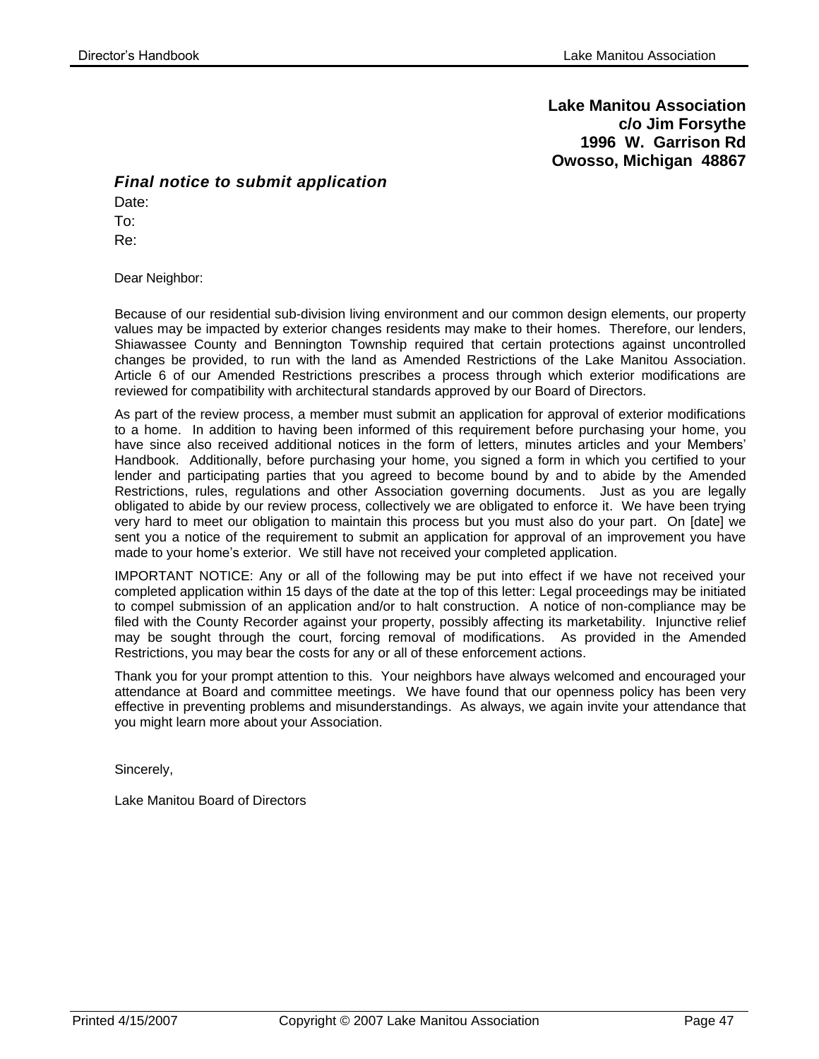**Lake Manitou Association**
**c/o Jim Forsythe**
**1996 W. Garrison Rd**
**Owosso, Michigan 48867**

## ***Final notice to submit application***

Date:

To:

Re:

Dear Neighbor:

Because of our residential sub-division living environment and our common design elements, our property values may be impacted by exterior changes residents may make to their homes. Therefore, our lenders, Shiawassee County and Bennington Township required that certain protections against uncontrolled changes be provided, to run with the land as Amended Restrictions of the Lake Manitou Association. Article 6 of our Amended Restrictions prescribes a process through which exterior modifications are reviewed for compatibility with architectural standards approved by our Board of Directors.

As part of the review process, a member must submit an application for approval of exterior modifications to a home. In addition to having been informed of this requirement before purchasing your home, you have since also received additional notices in the form of letters, minutes articles and your Members' Handbook. Additionally, before purchasing your home, you signed a form in which you certified to your lender and participating parties that you agreed to become bound by and to abide by the Amended Restrictions, rules, regulations and other Association governing documents. Just as you are legally obligated to abide by our review process, collectively we are obligated to enforce it. We have been trying very hard to meet our obligation to maintain this process but you must also do your part. On [date] we sent you a notice of the requirement to submit an application for approval of an improvement you have made to your home's exterior. We still have not received your completed application.

IMPORTANT NOTICE: Any or all of the following may be put into effect if we have not received your completed application within 15 days of the date at the top of this letter: Legal proceedings may be initiated to compel submission of an application and/or to halt construction. A notice of non-compliance may be filed with the County Recorder against your property, possibly affecting its marketability. Injunctive relief may be sought through the court, forcing removal of modifications. As provided in the Amended Restrictions, you may bear the costs for any or all of these enforcement actions.

Thank you for your prompt attention to this. Your neighbors have always welcomed and encouraged your attendance at Board and committee meetings. We have found that our openness policy has been very effective in preventing problems and misunderstandings. As always, we again invite your attendance that you might learn more about your Association.

Sincerely,

Lake Manitou Board of Directors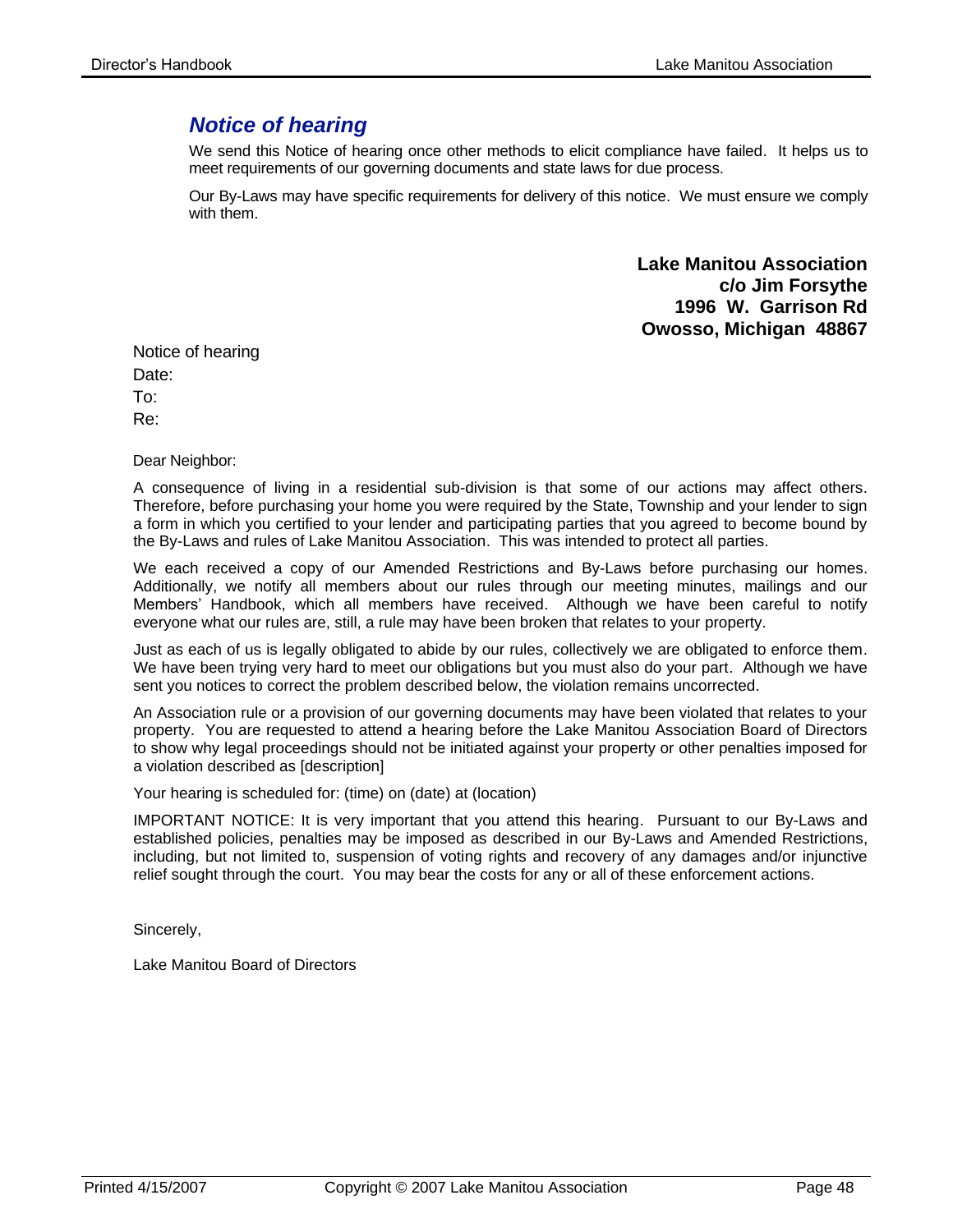## *Notice of hearing*

We send this Notice of hearing once other methods to elicit compliance have failed. It helps us to meet requirements of our governing documents and state laws for due process.

Our By-Laws may have specific requirements for delivery of this notice. We must ensure we comply with them.

**Lake Manitou Association**
**c/o Jim Forsythe**
**1996 W. Garrison Rd**
**Owosso, Michigan 48867**

Notice of hearing

Date:

To:

Re:

Dear Neighbor:

A consequence of living in a residential sub-division is that some of our actions may affect others. Therefore, before purchasing your home you were required by the State, Township and your lender to sign a form in which you certified to your lender and participating parties that you agreed to become bound by the By-Laws and rules of Lake Manitou Association. This was intended to protect all parties.

We each received a copy of our Amended Restrictions and By-Laws before purchasing our homes. Additionally, we notify all members about our rules through our meeting minutes, mailings and our Members' Handbook, which all members have received. Although we have been careful to notify everyone what our rules are, still, a rule may have been broken that relates to your property.

Just as each of us is legally obligated to abide by our rules, collectively we are obligated to enforce them. We have been trying very hard to meet our obligations but you must also do your part. Although we have sent you notices to correct the problem described below, the violation remains uncorrected.

An Association rule or a provision of our governing documents may have been violated that relates to your property. You are requested to attend a hearing before the Lake Manitou Association Board of Directors to show why legal proceedings should not be initiated against your property or other penalties imposed for a violation described as [description]

Your hearing is scheduled for: (time) on (date) at (location)

IMPORTANT NOTICE: It is very important that you attend this hearing. Pursuant to our By-Laws and established policies, penalties may be imposed as described in our By-Laws and Amended Restrictions, including, but not limited to, suspension of voting rights and recovery of any damages and/or injunctive relief sought through the court. You may bear the costs for any or all of these enforcement actions.

Sincerely,

Lake Manitou Board of Directors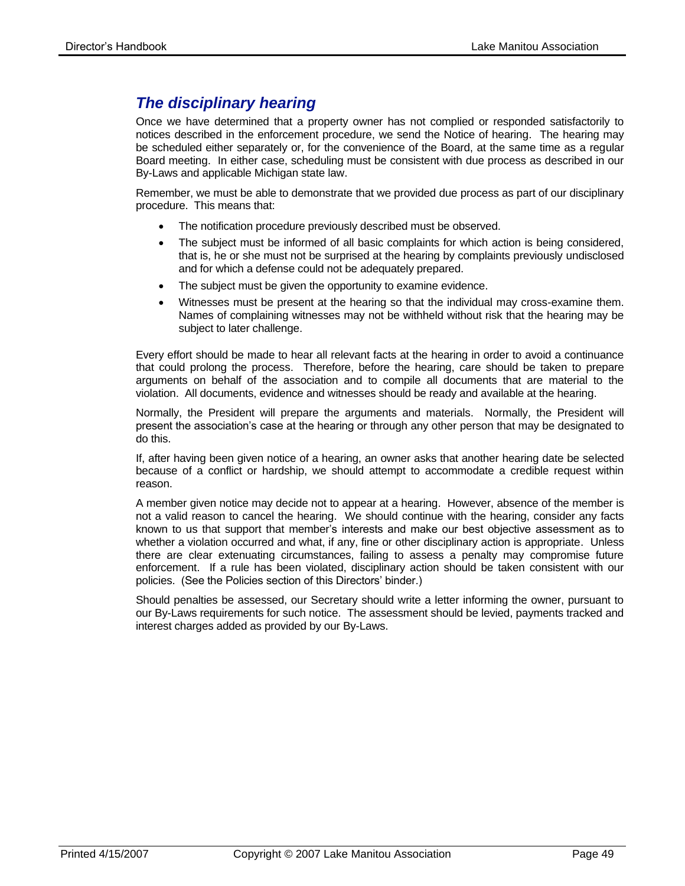## *The disciplinary hearing*

Once we have determined that a property owner has not complied or responded satisfactorily to notices described in the enforcement procedure, we send the Notice of hearing. The hearing may be scheduled either separately or, for the convenience of the Board, at the same time as a regular Board meeting. In either case, scheduling must be consistent with due process as described in our By-Laws and applicable Michigan state law.

Remember, we must be able to demonstrate that we provided due process as part of our disciplinary procedure. This means that:

- The notification procedure previously described must be observed.
- The subject must be informed of all basic complaints for which action is being considered, that is, he or she must not be surprised at the hearing by complaints previously undisclosed and for which a defense could not be adequately prepared.
- The subject must be given the opportunity to examine evidence.
- Witnesses must be present at the hearing so that the individual may cross-examine them. Names of complaining witnesses may not be withheld without risk that the hearing may be subject to later challenge.

Every effort should be made to hear all relevant facts at the hearing in order to avoid a continuance that could prolong the process. Therefore, before the hearing, care should be taken to prepare arguments on behalf of the association and to compile all documents that are material to the violation. All documents, evidence and witnesses should be ready and available at the hearing.

Normally, the President will prepare the arguments and materials. Normally, the President will present the association's case at the hearing or through any other person that may be designated to do this.

If, after having been given notice of a hearing, an owner asks that another hearing date be selected because of a conflict or hardship, we should attempt to accommodate a credible request within reason.

A member given notice may decide not to appear at a hearing. However, absence of the member is not a valid reason to cancel the hearing. We should continue with the hearing, consider any facts known to us that support that member's interests and make our best objective assessment as to whether a violation occurred and what, if any, fine or other disciplinary action is appropriate. Unless there are clear extenuating circumstances, failing to assess a penalty may compromise future enforcement. If a rule has been violated, disciplinary action should be taken consistent with our policies. (See the Policies section of this Directors' binder.)

Should penalties be assessed, our Secretary should write a letter informing the owner, pursuant to our By-Laws requirements for such notice. The assessment should be levied, payments tracked and interest charges added as provided by our By-Laws.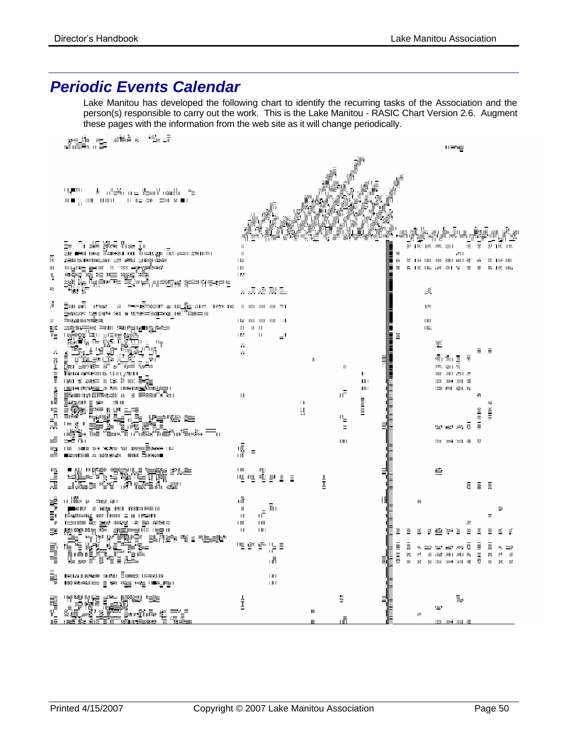# *Periodic Events Calendar*

Lake Manitou has developed the following chart to identify the recurring tasks of the Association and the person(s) responsible to carry out the work. This is the Lake Manitou - RASIC Chart Version 2.6. Augment these pages with the information from the web site as it will change periodically.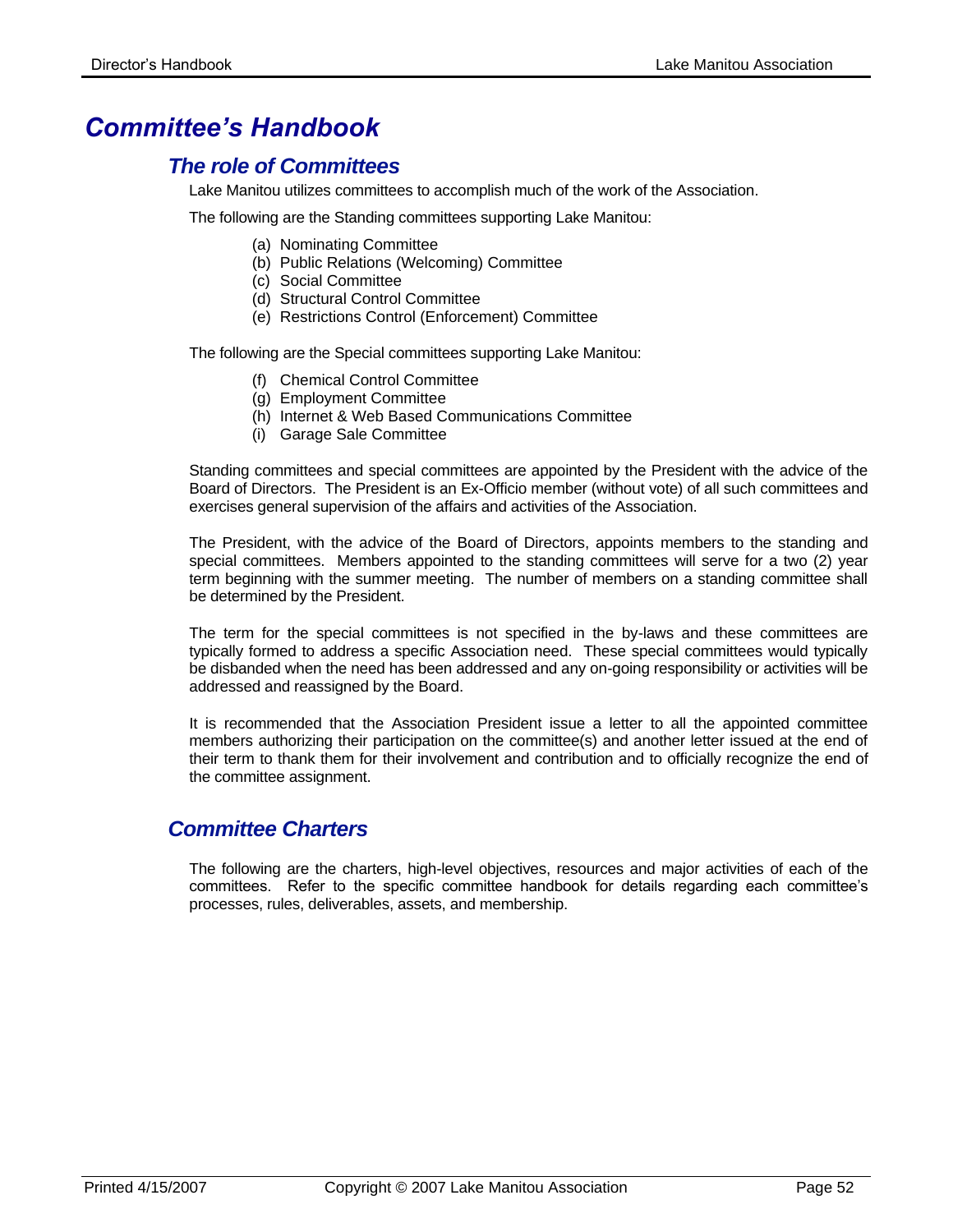# Committee's Handbook

## The role of Committees

Lake Manitou utilizes committees to accomplish much of the work of the Association.

The following are the Standing committees supporting Lake Manitou:

(a) Nominating Committee
(b) Public Relations (Welcoming) Committee
(c) Social Committee
(d) Structural Control Committee
(e) Restrictions Control (Enforcement) Committee

The following are the Special committees supporting Lake Manitou:

(f) Chemical Control Committee
(g) Employment Committee
(h) Internet & Web Based Communications Committee
(i) Garage Sale Committee

Standing committees and special committees are appointed by the President with the advice of the Board of Directors. The President is an Ex-Officio member (without vote) of all such committees and exercises general supervision of the affairs and activities of the Association.

The President, with the advice of the Board of Directors, appoints members to the standing and special committees. Members appointed to the standing committees will serve for a two (2) year term beginning with the summer meeting. The number of members on a standing committee shall be determined by the President.

The term for the special committees is not specified in the by-laws and these committees are typically formed to address a specific Association need. These special committees would typically be disbanded when the need has been addressed and any on-going responsibility or activities will be addressed and reassigned by the Board.

It is recommended that the Association President issue a letter to all the appointed committee members authorizing their participation on the committee(s) and another letter issued at the end of their term to thank them for their involvement and contribution and to officially recognize the end of the committee assignment.

## Committee Charters

The following are the charters, high-level objectives, resources and major activities of each of the committees. Refer to the specific committee handbook for details regarding each committee's processes, rules, deliverables, assets, and membership.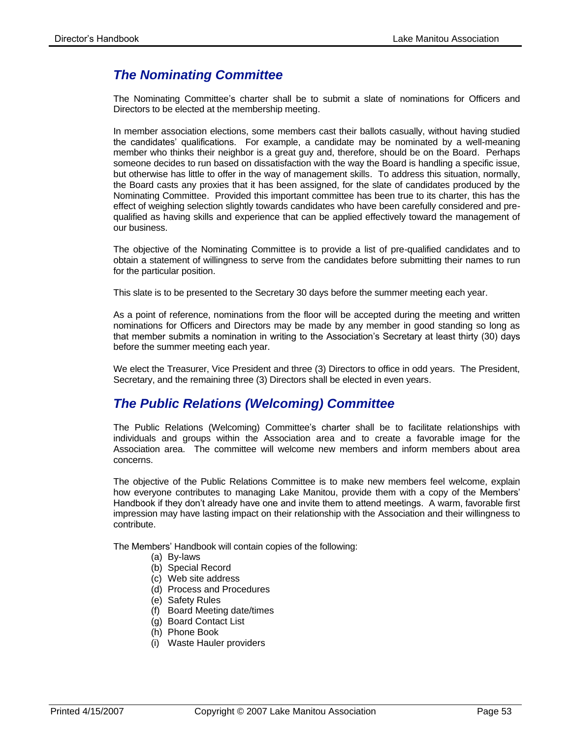## *The Nominating Committee*

The Nominating Committee's charter shall be to submit a slate of nominations for Officers and Directors to be elected at the membership meeting.

In member association elections, some members cast their ballots casually, without having studied the candidates' qualifications. For example, a candidate may be nominated by a well-meaning member who thinks their neighbor is a great guy and, therefore, should be on the Board. Perhaps someone decides to run based on dissatisfaction with the way the Board is handling a specific issue, but otherwise has little to offer in the way of management skills. To address this situation, normally, the Board casts any proxies that it has been assigned, for the slate of candidates produced by the Nominating Committee. Provided this important committee has been true to its charter, this has the effect of weighing selection slightly towards candidates who have been carefully considered and pre-qualified as having skills and experience that can be applied effectively toward the management of our business.

The objective of the Nominating Committee is to provide a list of pre-qualified candidates and to obtain a statement of willingness to serve from the candidates before submitting their names to run for the particular position.

This slate is to be presented to the Secretary 30 days before the summer meeting each year.

As a point of reference, nominations from the floor will be accepted during the meeting and written nominations for Officers and Directors may be made by any member in good standing so long as that member submits a nomination in writing to the Association's Secretary at least thirty (30) days before the summer meeting each year.

We elect the Treasurer, Vice President and three (3) Directors to office in odd years. The President, Secretary, and the remaining three (3) Directors shall be elected in even years.

## *The Public Relations (Welcoming) Committee*

The Public Relations (Welcoming) Committee's charter shall be to facilitate relationships with individuals and groups within the Association area and to create a favorable image for the Association area. The committee will welcome new members and inform members about area concerns.

The objective of the Public Relations Committee is to make new members feel welcome, explain how everyone contributes to managing Lake Manitou, provide them with a copy of the Members' Handbook if they don't already have one and invite them to attend meetings. A warm, favorable first impression may have lasting impact on their relationship with the Association and their willingness to contribute.

The Members' Handbook will contain copies of the following:

(a) By-laws
(b) Special Record
(c) Web site address
(d) Process and Procedures
(e) Safety Rules
(f) Board Meeting date/times
(g) Board Contact List
(h) Phone Book
(i) Waste Hauler providers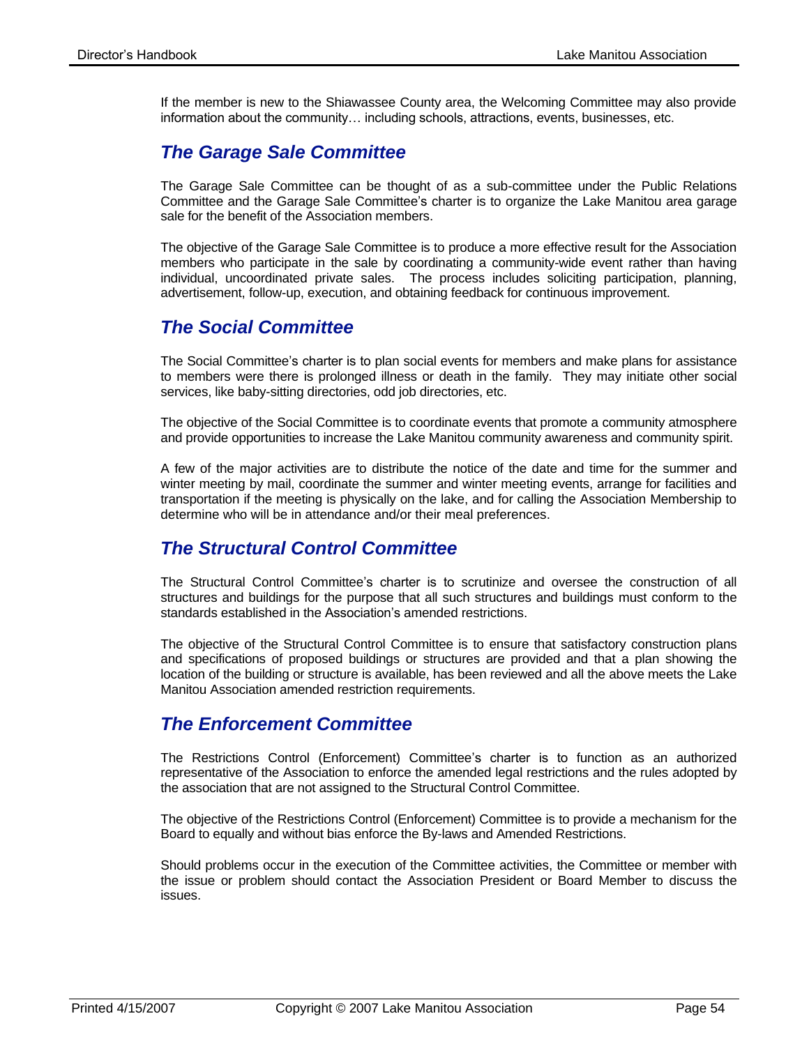If the member is new to the Shiawassee County area, the Welcoming Committee may also provide information about the community… including schools, attractions, events, businesses, etc.

## *The Garage Sale Committee*

The Garage Sale Committee can be thought of as a sub-committee under the Public Relations Committee and the Garage Sale Committee's charter is to organize the Lake Manitou area garage sale for the benefit of the Association members.

The objective of the Garage Sale Committee is to produce a more effective result for the Association members who participate in the sale by coordinating a community-wide event rather than having individual, uncoordinated private sales. The process includes soliciting participation, planning, advertisement, follow-up, execution, and obtaining feedback for continuous improvement.

## *The Social Committee*

The Social Committee's charter is to plan social events for members and make plans for assistance to members were there is prolonged illness or death in the family. They may initiate other social services, like baby-sitting directories, odd job directories, etc.

The objective of the Social Committee is to coordinate events that promote a community atmosphere and provide opportunities to increase the Lake Manitou community awareness and community spirit.

A few of the major activities are to distribute the notice of the date and time for the summer and winter meeting by mail, coordinate the summer and winter meeting events, arrange for facilities and transportation if the meeting is physically on the lake, and for calling the Association Membership to determine who will be in attendance and/or their meal preferences.

## *The Structural Control Committee*

The Structural Control Committee's charter is to scrutinize and oversee the construction of all structures and buildings for the purpose that all such structures and buildings must conform to the standards established in the Association's amended restrictions.

The objective of the Structural Control Committee is to ensure that satisfactory construction plans and specifications of proposed buildings or structures are provided and that a plan showing the location of the building or structure is available, has been reviewed and all the above meets the Lake Manitou Association amended restriction requirements.

## *The Enforcement Committee*

The Restrictions Control (Enforcement) Committee's charter is to function as an authorized representative of the Association to enforce the amended legal restrictions and the rules adopted by the association that are not assigned to the Structural Control Committee.

The objective of the Restrictions Control (Enforcement) Committee is to provide a mechanism for the Board to equally and without bias enforce the By-laws and Amended Restrictions.

Should problems occur in the execution of the Committee activities, the Committee or member with the issue or problem should contact the Association President or Board Member to discuss the issues.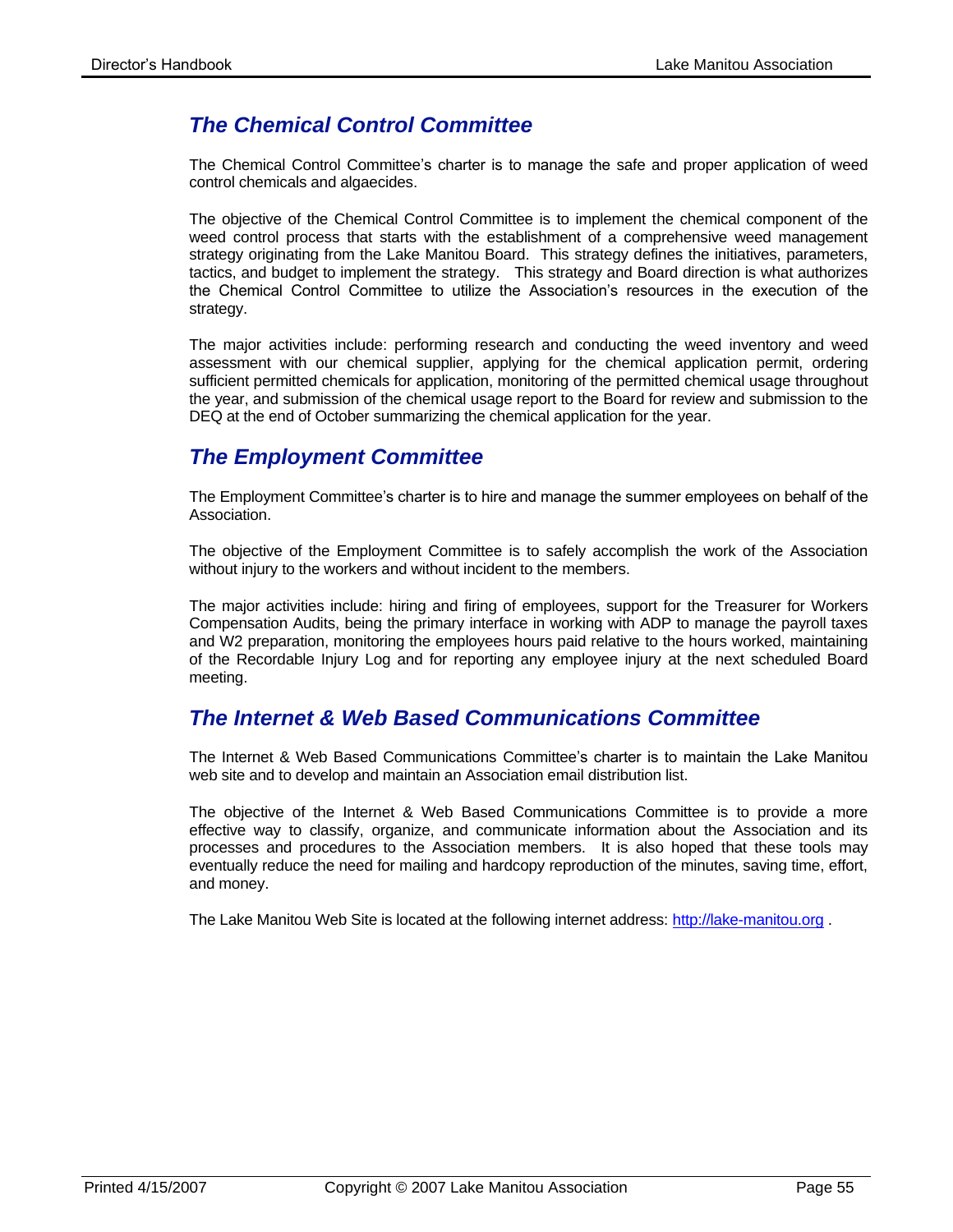## *The Chemical Control Committee*

The Chemical Control Committee's charter is to manage the safe and proper application of weed control chemicals and algaecides.

The objective of the Chemical Control Committee is to implement the chemical component of the weed control process that starts with the establishment of a comprehensive weed management strategy originating from the Lake Manitou Board. This strategy defines the initiatives, parameters, tactics, and budget to implement the strategy. This strategy and Board direction is what authorizes the Chemical Control Committee to utilize the Association's resources in the execution of the strategy.

The major activities include: performing research and conducting the weed inventory and weed assessment with our chemical supplier, applying for the chemical application permit, ordering sufficient permitted chemicals for application, monitoring of the permitted chemical usage throughout the year, and submission of the chemical usage report to the Board for review and submission to the DEQ at the end of October summarizing the chemical application for the year.

## *The Employment Committee*

The Employment Committee's charter is to hire and manage the summer employees on behalf of the Association.

The objective of the Employment Committee is to safely accomplish the work of the Association without injury to the workers and without incident to the members.

The major activities include: hiring and firing of employees, support for the Treasurer for Workers Compensation Audits, being the primary interface in working with ADP to manage the payroll taxes and W2 preparation, monitoring the employees hours paid relative to the hours worked, maintaining of the Recordable Injury Log and for reporting any employee injury at the next scheduled Board meeting.

## *The Internet & Web Based Communications Committee*

The Internet & Web Based Communications Committee's charter is to maintain the Lake Manitou web site and to develop and maintain an Association email distribution list.

The objective of the Internet & Web Based Communications Committee is to provide a more effective way to classify, organize, and communicate information about the Association and its processes and procedures to the Association members. It is also hoped that these tools may eventually reduce the need for mailing and hardcopy reproduction of the minutes, saving time, effort, and money.

The Lake Manitou Web Site is located at the following internet address: http://lake-manitou.org .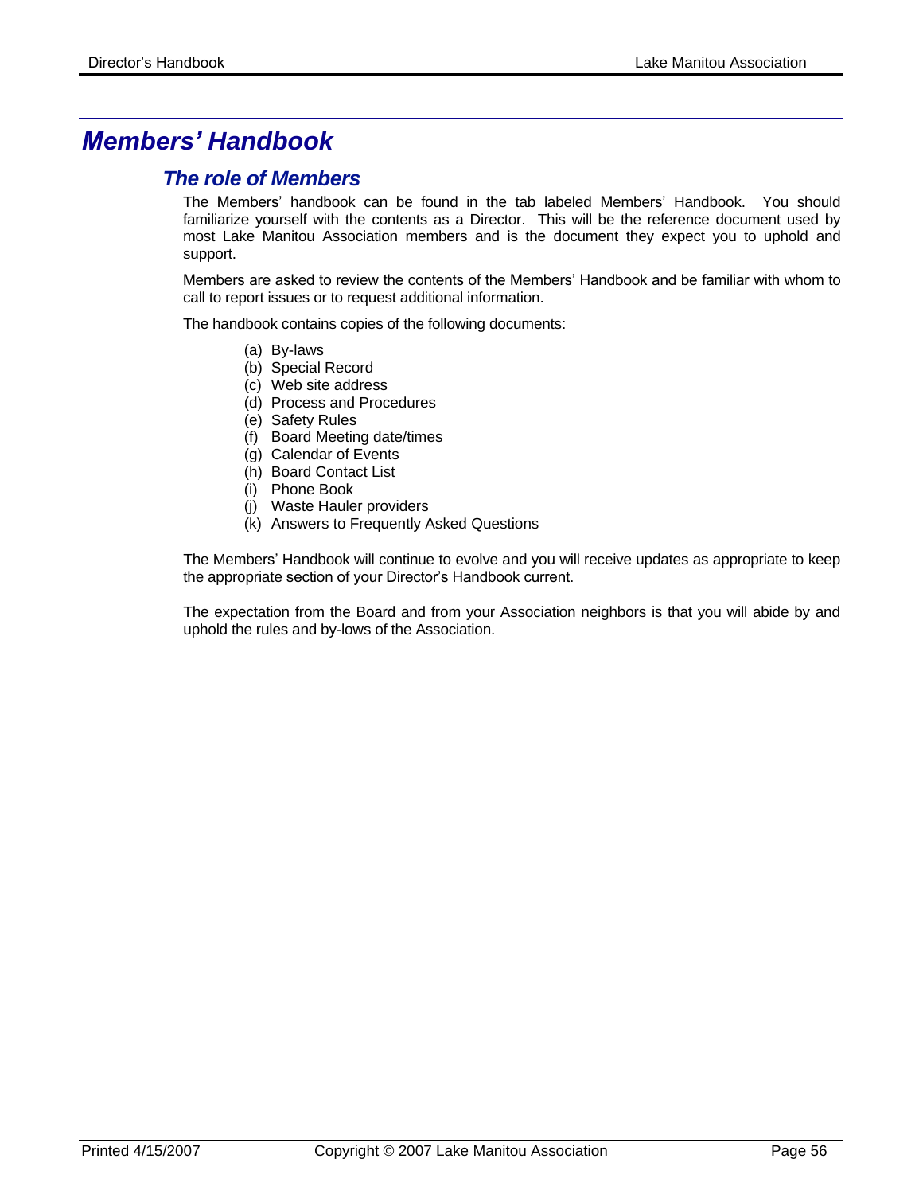# *Members' Handbook*

## *The role of Members*

The Members' handbook can be found in the tab labeled Members' Handbook. You should familiarize yourself with the contents as a Director. This will be the reference document used by most Lake Manitou Association members and is the document they expect you to uphold and support.

Members are asked to review the contents of the Members' Handbook and be familiar with whom to call to report issues or to request additional information.

The handbook contains copies of the following documents:

- (a) By-laws
- (b) Special Record
- (c) Web site address
- (d) Process and Procedures
- (e) Safety Rules
- (f) Board Meeting date/times
- (g) Calendar of Events
- (h) Board Contact List
- (i) Phone Book
- (j) Waste Hauler providers
- (k) Answers to Frequently Asked Questions

The Members' Handbook will continue to evolve and you will receive updates as appropriate to keep the appropriate section of your Director's Handbook current.

The expectation from the Board and from your Association neighbors is that you will abide by and uphold the rules and by-lows of the Association.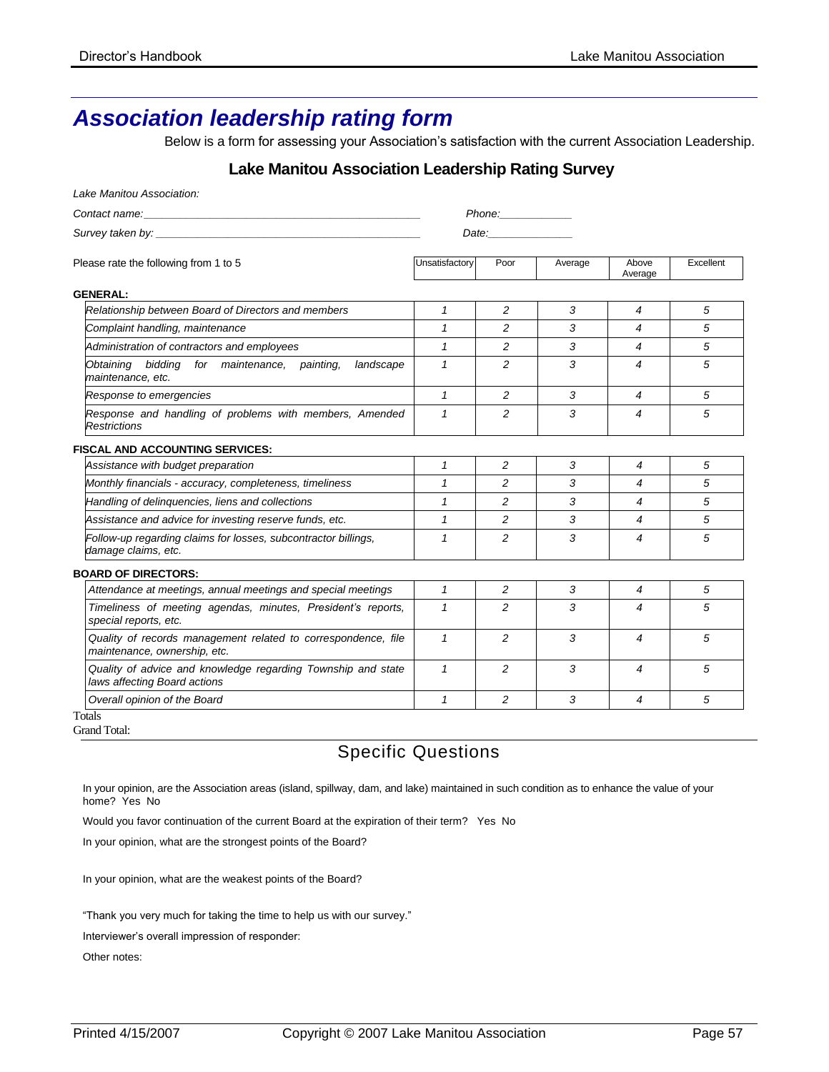# Association leadership rating form

Below is a form for assessing your Association's satisfaction with the current Association Leadership.

## Lake Manitou Association Leadership Rating Survey

*Lake Manitou Association:*

*Contact name:*\_\_\_\_\_\_\_\_\_\_\_\_\_\_\_\_\_\_\_\_\_\_\_\_\_\_\_\_\_\_\_\_\_\_\_\_\_\_\_\_\_\_\_\_ *Phone:*\_\_\_\_\_\_\_\_\_\_\_\_

*Survey taken by:* \_\_\_\_\_\_\_\_\_\_\_\_\_\_\_\_\_\_\_\_\_\_\_\_\_\_\_\_\_\_\_\_\_\_\_\_\_\_\_\_\_\_ *Date:*\_\_\_\_\_\_\_\_\_\_\_\_\_\_

| Please rate the following from 1 to 5 | Unsatisfactory | Poor | Average | Above Average | Excellent |
|---|---|---|---|---|---|
| **GENERAL:** | | | | | |
| *Relationship between Board of Directors and members* | *1* | *2* | *3* | *4* | *5* |
| *Complaint handling, maintenance* | *1* | *2* | *3* | *4* | *5* |
| *Administration of contractors and employees* | *1* | *2* | *3* | *4* | *5* |
| *Obtaining bidding for maintenance, painting, landscape maintenance, etc.* | *1* | *2* | *3* | *4* | *5* |
| *Response to emergencies* | *1* | *2* | *3* | *4* | *5* |
| *Response and handling of problems with members, Amended Restrictions* | *1* | *2* | *3* | *4* | *5* |
| **FISCAL AND ACCOUNTING SERVICES:** | | | | | |
| *Assistance with budget preparation* | *1* | *2* | *3* | *4* | *5* |
| *Monthly financials - accuracy, completeness, timeliness* | *1* | *2* | *3* | *4* | *5* |
| *Handling of delinquencies, liens and collections* | *1* | *2* | *3* | *4* | *5* |
| *Assistance and advice for investing reserve funds, etc.* | *1* | *2* | *3* | *4* | *5* |
| *Follow-up regarding claims for losses, subcontractor billings, damage claims, etc.* | *1* | *2* | *3* | *4* | *5* |
| **BOARD OF DIRECTORS:** | | | | | |
| *Attendance at meetings, annual meetings and special meetings* | *1* | *2* | *3* | *4* | *5* |
| *Timeliness of meeting agendas, minutes, President's reports, special reports, etc.* | *1* | *2* | *3* | *4* | *5* |
| *Quality of records management related to correspondence, file maintenance, ownership, etc.* | *1* | *2* | *3* | *4* | *5* |
| *Quality of advice and knowledge regarding Township and state laws affecting Board actions* | *1* | *2* | *3* | *4* | *5* |
| *Overall opinion of the Board* | *1* | *2* | *3* | *4* | *5* |

Totals

Grand Total:

## Specific Questions

In your opinion, are the Association areas (island, spillway, dam, and lake) maintained in such condition as to enhance the value of your home? Yes No

Would you favor continuation of the current Board at the expiration of their term? Yes No

In your opinion, what are the strongest points of the Board?

In your opinion, what are the weakest points of the Board?

"Thank you very much for taking the time to help us with our survey."

Interviewer's overall impression of responder:

Other notes: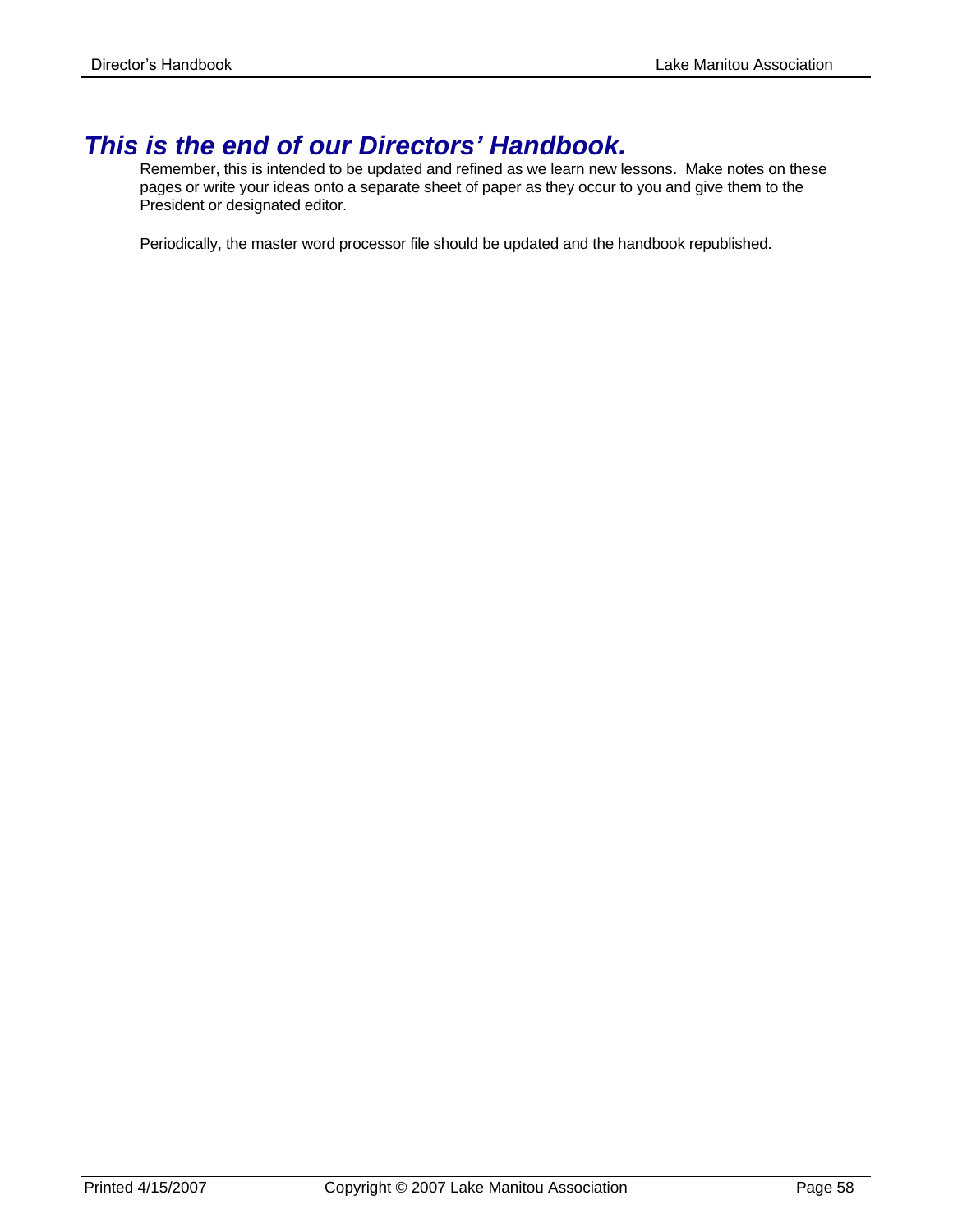## *This is the end of our Directors' Handbook.*

Remember, this is intended to be updated and refined as we learn new lessons. Make notes on these pages or write your ideas onto a separate sheet of paper as they occur to you and give them to the President or designated editor.

Periodically, the master word processor file should be updated and the handbook republished.